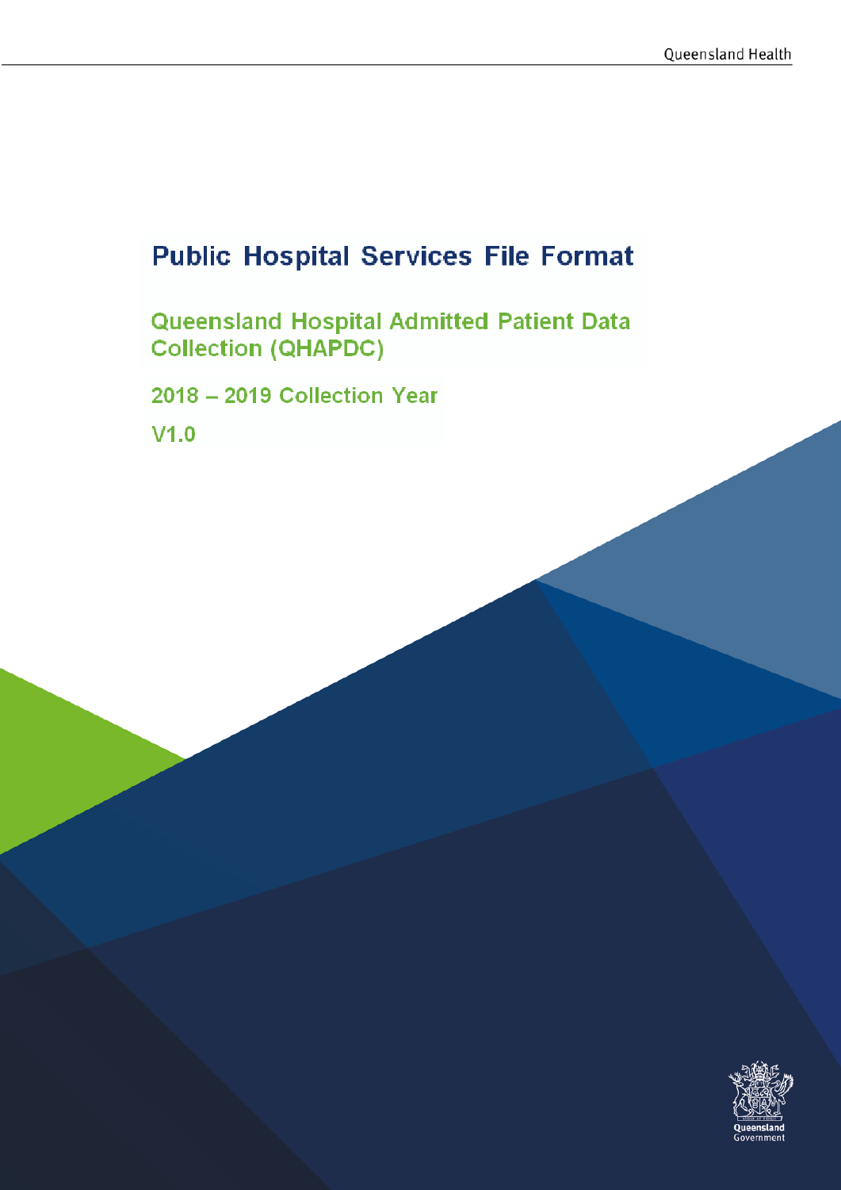# Public Hospital Services File Format

## Queensland Hospital Admitted Patient Data Collection (QHAPDC)

### 2018 – 2019 Collection Year

### V1.0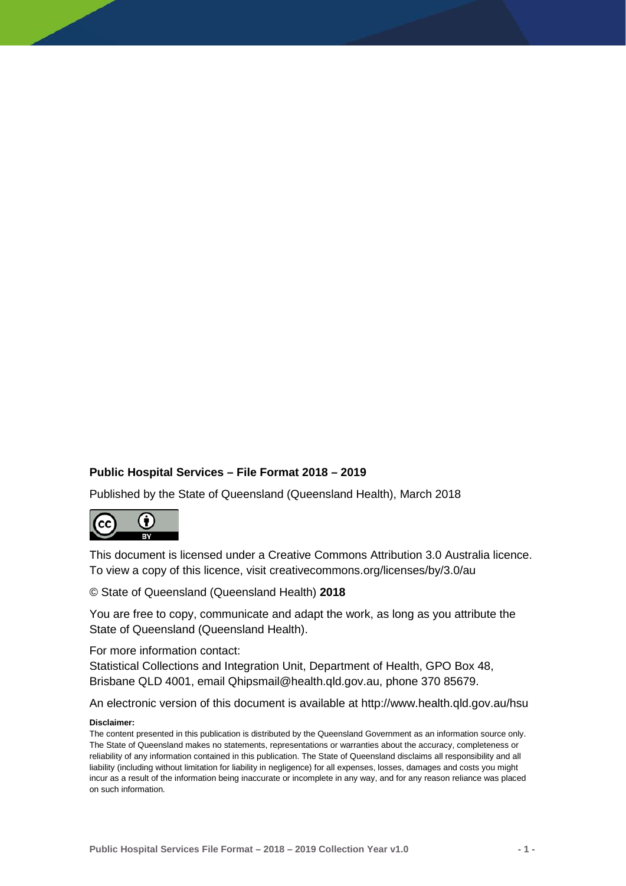**Public Hospital Services – File Format 2018 – 2019**

Published by the State of Queensland (Queensland Health), March 2018

This document is licensed under a Creative Commons Attribution 3.0 Australia licence. To view a copy of this licence, visit creativecommons.org/licenses/by/3.0/au

© State of Queensland (Queensland Health) **2018**

You are free to copy, communicate and adapt the work, as long as you attribute the State of Queensland (Queensland Health).

For more information contact:
Statistical Collections and Integration Unit, Department of Health, GPO Box 48, Brisbane QLD 4001, email Qhipsmail@health.qld.gov.au, phone 370 85679.

An electronic version of this document is available at http://www.health.qld.gov.au/hsu

**Disclaimer:**

The content presented in this publication is distributed by the Queensland Government as an information source only. The State of Queensland makes no statements, representations or warranties about the accuracy, completeness or reliability of any information contained in this publication. The State of Queensland disclaims all responsibility and all liability (including without limitation for liability in negligence) for all expenses, losses, damages and costs you might incur as a result of the information being inaccurate or incomplete in any way, and for any reason reliance was placed on such information.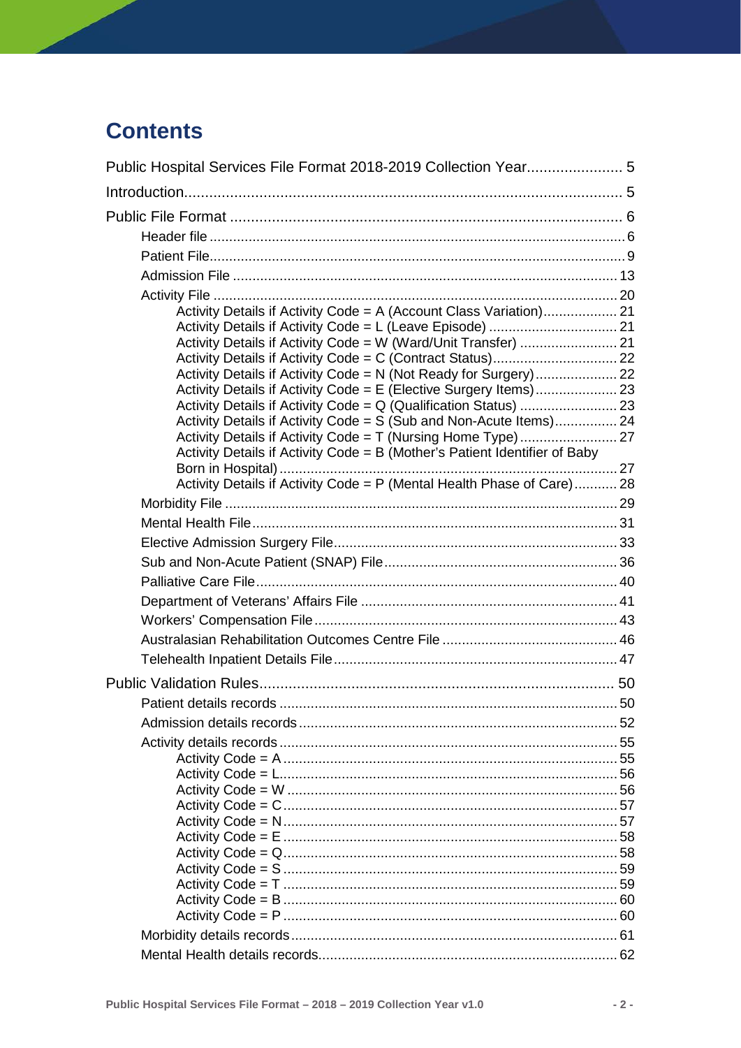# Contents

Public Hospital Services File Format 2018-2019 Collection Year ....................... 5

Introduction ......................................................................................................... 5

Public File Format ............................................................................................... 6

- Header file ........................................................................................................ 6
- Patient File ........................................................................................................ 9
- Admission File .................................................................................................. 13
- Activity File ...................................................................................................... 20
  - Activity Details if Activity Code = A (Account Class Variation) ................... 21
  - Activity Details if Activity Code = L (Leave Episode) ................................. 21
  - Activity Details if Activity Code = W (Ward/Unit Transfer) ......................... 21
  - Activity Details if Activity Code = C (Contract Status) ................................ 22
  - Activity Details if Activity Code = N (Not Ready for Surgery) ..................... 22
  - Activity Details if Activity Code = E (Elective Surgery Items) ..................... 23
  - Activity Details if Activity Code = Q (Qualification Status) ......................... 23
  - Activity Details if Activity Code = S (Sub and Non-Acute Items) ................ 24
  - Activity Details if Activity Code = T (Nursing Home Type) ......................... 27
  - Activity Details if Activity Code = B (Mother's Patient Identifier of Baby Born in Hospital) ....................................................................................... 27
  - Activity Details if Activity Code = P (Mental Health Phase of Care) ........... 28
- Morbidity File ................................................................................................... 29
- Mental Health File ............................................................................................ 31
- Elective Admission Surgery File ....................................................................... 33
- Sub and Non-Acute Patient (SNAP) File ........................................................... 36
- Palliative Care File ........................................................................................... 40
- Department of Veterans' Affairs File ................................................................. 41
- Workers' Compensation File ............................................................................. 43
- Australasian Rehabilitation Outcomes Centre File ............................................ 46
- Telehealth Inpatient Details File ....................................................................... 47

Public Validation Rules ..................................................................................... 50

- Patient details records ...................................................................................... 50
- Admission details records ................................................................................. 52
- Activity details records ...................................................................................... 55
  - Activity Code = A ....................................................................................... 55
  - Activity Code = L ....................................................................................... 56
  - Activity Code = W ...................................................................................... 56
  - Activity Code = C ....................................................................................... 57
  - Activity Code = N ....................................................................................... 57
  - Activity Code = E ....................................................................................... 58
  - Activity Code = Q ....................................................................................... 58
  - Activity Code = S ....................................................................................... 59
  - Activity Code = T ....................................................................................... 59
  - Activity Code = B ....................................................................................... 60
  - Activity Code = P ....................................................................................... 60
- Morbidity details records .................................................................................. 61
- Mental Health details records ........................................................................... 62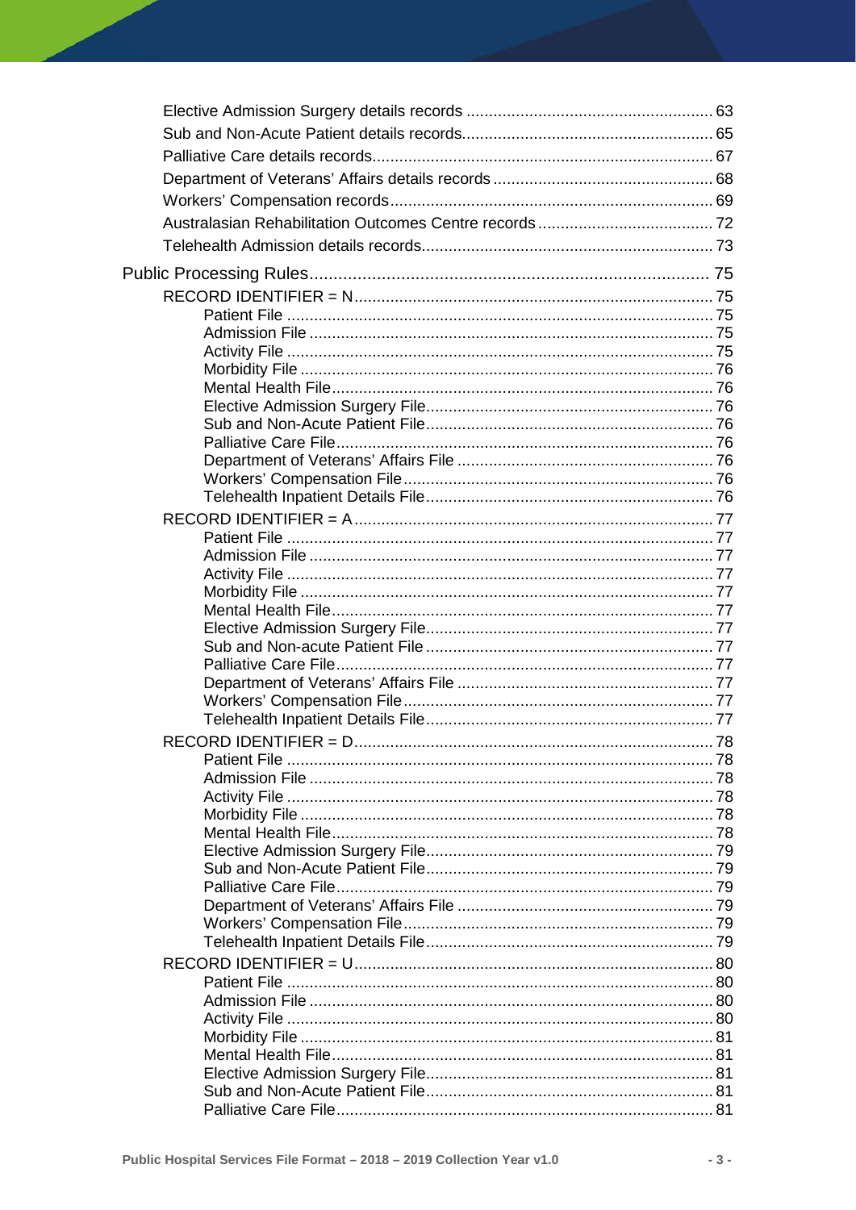- Elective Admission Surgery details records ....................................................... 63
- Sub and Non-Acute Patient details records........................................................ 65
- Palliative Care details records............................................................................ 67
- Department of Veterans' Affairs details records ................................................ 68
- Workers' Compensation records........................................................................ 69
- Australasian Rehabilitation Outcomes Centre records ....................................... 72
- Telehealth Admission details records................................................................. 73

Public Processing Rules.................................................................................... 75

- RECORD IDENTIFIER = N................................................................................ 75
  - Patient File ............................................................................................... 75
  - Admission File .......................................................................................... 75
  - Activity File ............................................................................................... 75
  - Morbidity File ............................................................................................ 76
  - Mental Health File..................................................................................... 76
  - Elective Admission Surgery File................................................................ 76
  - Sub and Non-Acute Patient File................................................................ 76
  - Palliative Care File.................................................................................... 76
  - Department of Veterans' Affairs File ......................................................... 76
  - Workers' Compensation File..................................................................... 76
  - Telehealth Inpatient Details File................................................................ 76
- RECORD IDENTIFIER = A................................................................................ 77
  - Patient File ............................................................................................... 77
  - Admission File .......................................................................................... 77
  - Activity File ............................................................................................... 77
  - Morbidity File ............................................................................................ 77
  - Mental Health File..................................................................................... 77
  - Elective Admission Surgery File................................................................ 77
  - Sub and Non-acute Patient File ................................................................ 77
  - Palliative Care File.................................................................................... 77
  - Department of Veterans' Affairs File ......................................................... 77
  - Workers' Compensation File..................................................................... 77
  - Telehealth Inpatient Details File................................................................ 77
- RECORD IDENTIFIER = D................................................................................ 78
  - Patient File ............................................................................................... 78
  - Admission File .......................................................................................... 78
  - Activity File ............................................................................................... 78
  - Morbidity File ............................................................................................ 78
  - Mental Health File..................................................................................... 78
  - Elective Admission Surgery File................................................................ 79
  - Sub and Non-Acute Patient File................................................................ 79
  - Palliative Care File.................................................................................... 79
  - Department of Veterans' Affairs File ......................................................... 79
  - Workers' Compensation File..................................................................... 79
  - Telehealth Inpatient Details File................................................................ 79
- RECORD IDENTIFIER = U................................................................................ 80
  - Patient File ............................................................................................... 80
  - Admission File .......................................................................................... 80
  - Activity File ............................................................................................... 80
  - Morbidity File ............................................................................................ 81
  - Mental Health File..................................................................................... 81
  - Elective Admission Surgery File................................................................ 81
  - Sub and Non-Acute Patient File................................................................ 81
  - Palliative Care File.................................................................................... 81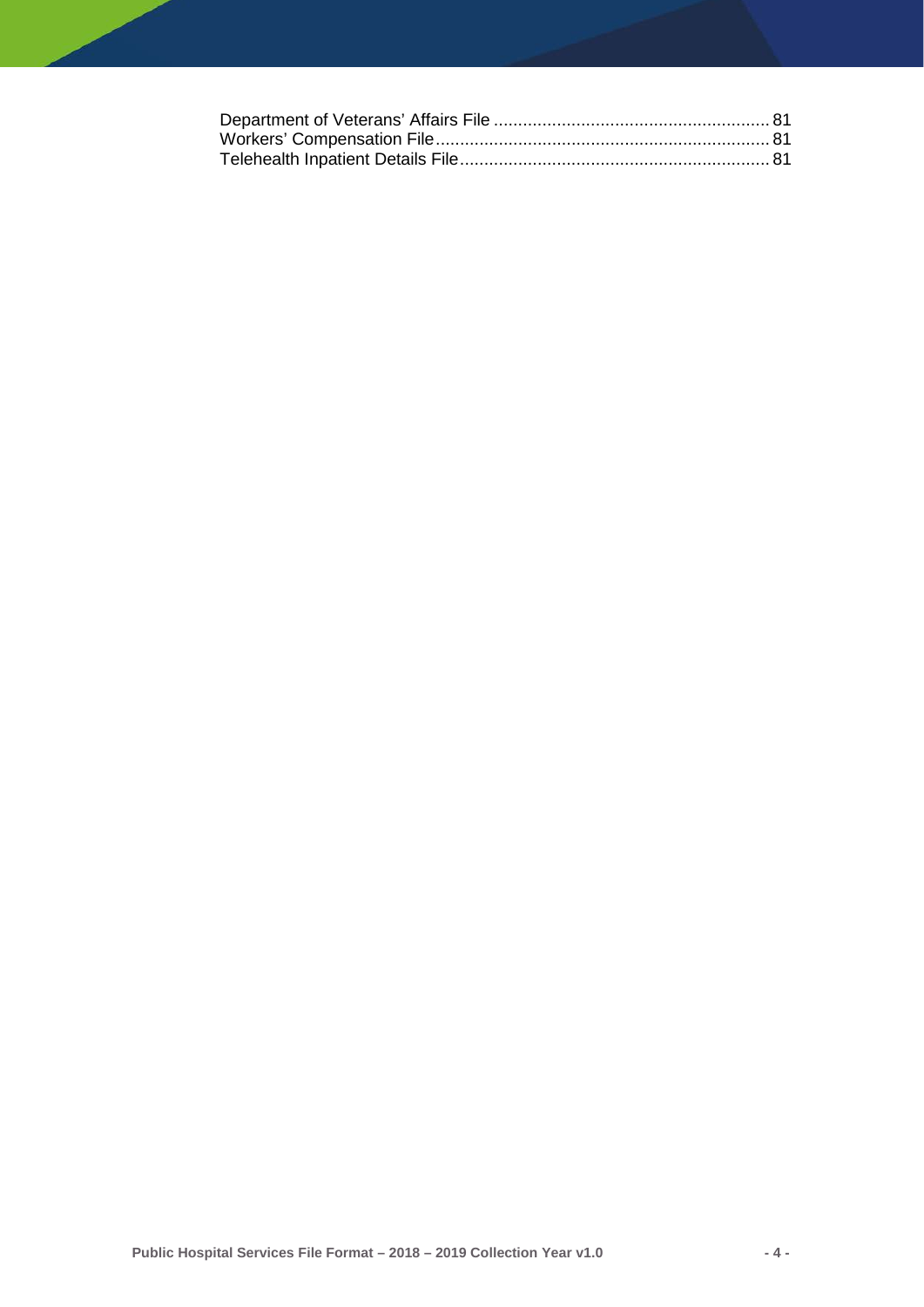Department of Veterans' Affairs File ........................................................ 81
Workers' Compensation File.................................................................... 81
Telehealth Inpatient Details File................................................................ 81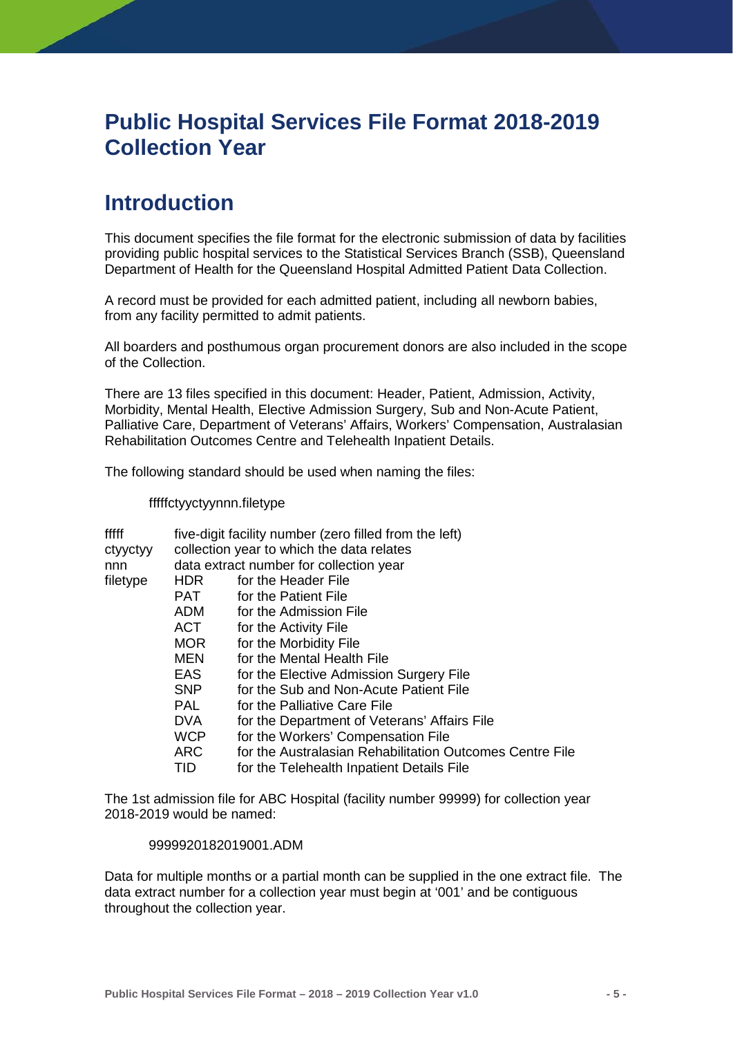# Public Hospital Services File Format 2018-2019 Collection Year

## Introduction

This document specifies the file format for the electronic submission of data by facilities providing public hospital services to the Statistical Services Branch (SSB), Queensland Department of Health for the Queensland Hospital Admitted Patient Data Collection.

A record must be provided for each admitted patient, including all newborn babies, from any facility permitted to admit patients.

All boarders and posthumous organ procurement donors are also included in the scope of the Collection.

There are 13 files specified in this document: Header, Patient, Admission, Activity, Morbidity, Mental Health, Elective Admission Surgery, Sub and Non-Acute Patient, Palliative Care, Department of Veterans' Affairs, Workers' Compensation, Australasian Rehabilitation Outcomes Centre and Telehealth Inpatient Details.

The following standard should be used when naming the files:

fffffctyyctyynnn.filetype

| | | |
|---|---|---|
| fffff | five-digit facility number (zero filled from the left) | |
| ctyyctyy | collection year to which the data relates | |
| nnn | data extract number for collection year | |
| filetype | HDR | for the Header File |
| | PAT | for the Patient File |
| | ADM | for the Admission File |
| | ACT | for the Activity File |
| | MOR | for the Morbidity File |
| | MEN | for the Mental Health File |
| | EAS | for the Elective Admission Surgery File |
| | SNP | for the Sub and Non-Acute Patient File |
| | PAL | for the Palliative Care File |
| | DVA | for the Department of Veterans' Affairs File |
| | WCP | for the Workers' Compensation File |
| | ARC | for the Australasian Rehabilitation Outcomes Centre File |
| | TID | for the Telehealth Inpatient Details File |

The 1st admission file for ABC Hospital (facility number 99999) for collection year 2018-2019 would be named:

9999920182019001.ADM

Data for multiple months or a partial month can be supplied in the one extract file. The data extract number for a collection year must begin at '001' and be contiguous throughout the collection year.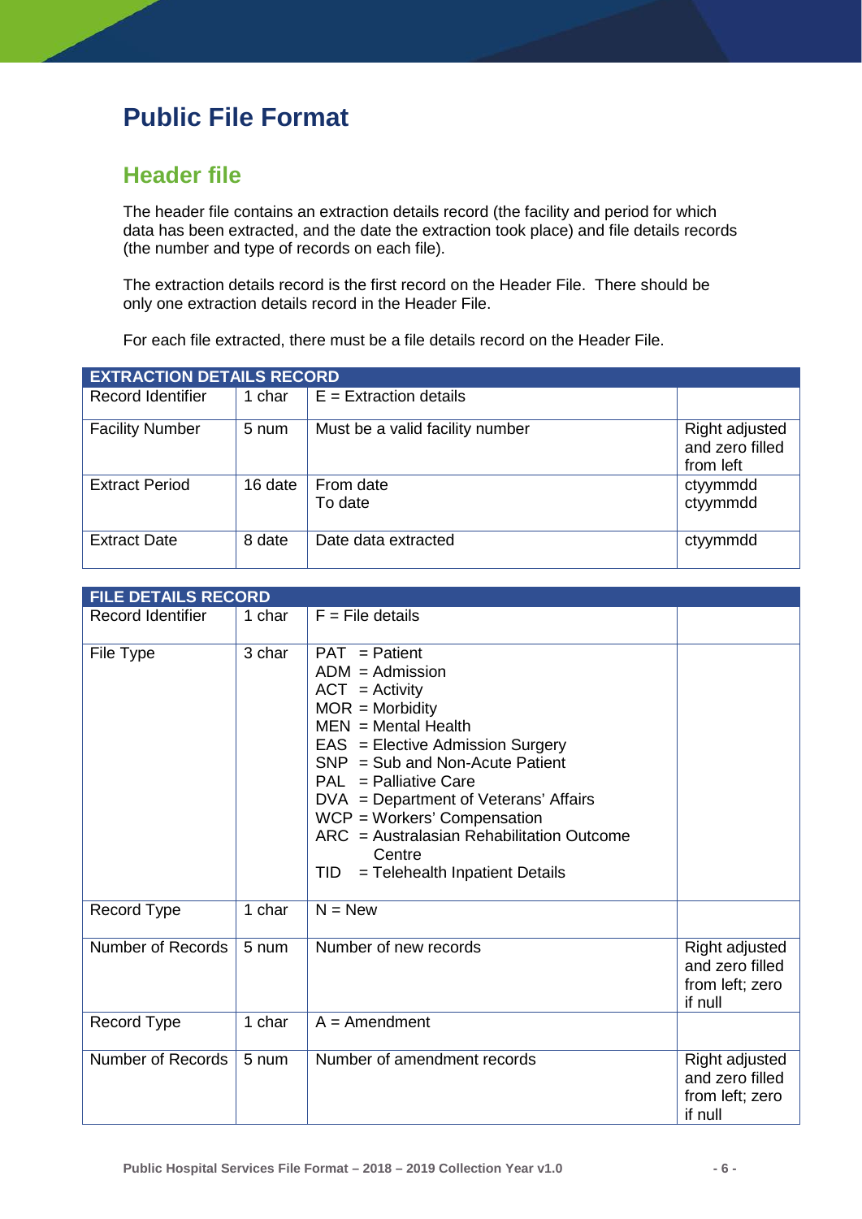# Public File Format

## Header file

The header file contains an extraction details record (the facility and period for which data has been extracted, and the date the extraction took place) and file details records (the number and type of records on each file).

The extraction details record is the first record on the Header File. There should be only one extraction details record in the Header File.

For each file extracted, there must be a file details record on the Header File.

| EXTRACTION DETAILS RECORD | | | |
|---|---|---|---|
| Record Identifier | 1 char | E = Extraction details | |
| Facility Number | 5 num | Must be a valid facility number | Right adjusted and zero filled from left |
| Extract Period | 16 date | From date<br>To date | ctyymmdd<br>ctyymmdd |
| Extract Date | 8 date | Date data extracted | ctyymmdd |

| FILE DETAILS RECORD | | | |
|---|---|---|---|
| Record Identifier | 1 char | F = File details | |
| File Type | 3 char | PAT = Patient<br>ADM = Admission<br>ACT = Activity<br>MOR = Morbidity<br>MEN = Mental Health<br>EAS = Elective Admission Surgery<br>SNP = Sub and Non-Acute Patient<br>PAL = Palliative Care<br>DVA = Department of Veterans' Affairs<br>WCP = Workers' Compensation<br>ARC = Australasian Rehabilitation Outcome Centre<br>TID = Telehealth Inpatient Details | |
| Record Type | 1 char | N = New | |
| Number of Records | 5 num | Number of new records | Right adjusted and zero filled from left; zero if null |
| Record Type | 1 char | A = Amendment | |
| Number of Records | 5 num | Number of amendment records | Right adjusted and zero filled from left; zero if null |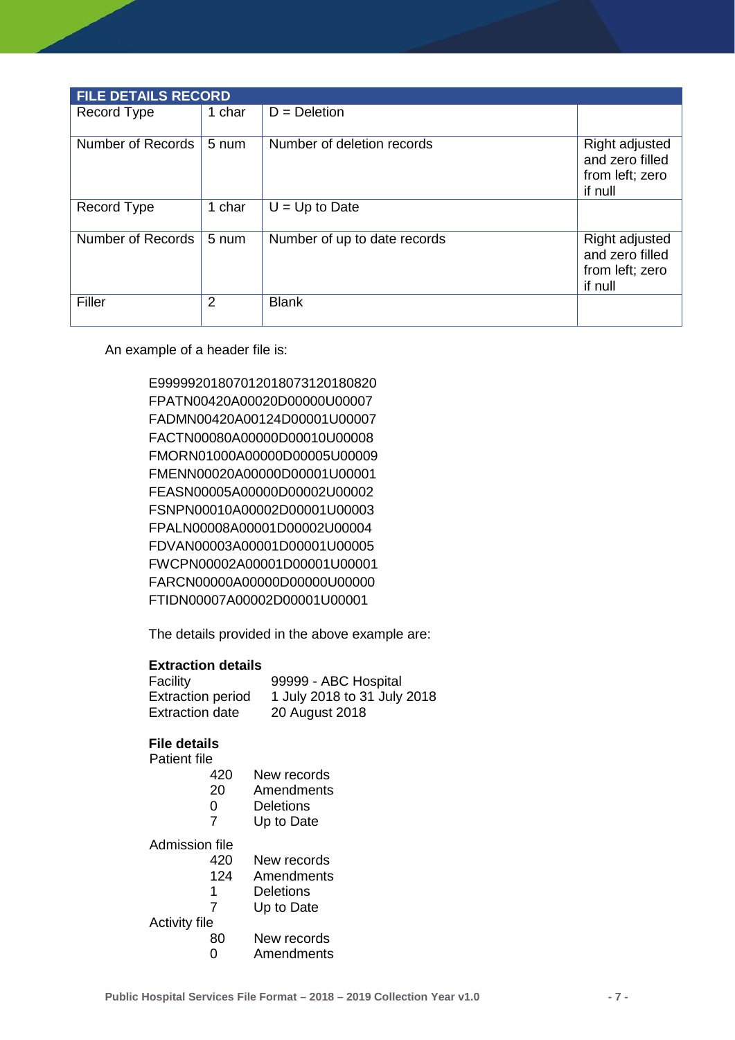| FILE DETAILS RECORD | | | |
|---|---|---|---|
| Record Type | 1 char | D = Deletion | |
| Number of Records | 5 num | Number of deletion records | Right adjusted and zero filled from left; zero if null |
| Record Type | 1 char | U = Up to Date | |
| Number of Records | 5 num | Number of up to date records | Right adjusted and zero filled from left; zero if null |
| Filler | 2 | Blank | |

An example of a header file is:

```
E99999201807012018073120180820
FPATN00420A00020D00000U00007
FADMN00420A00124D00001U00007
FACTN00080A00000D00010U00008
FMORN01000A00000D00005U00009
FMENN00020A00000D00001U00001
FEASN00005A00000D00002U00002
FSNPN00010A00002D00001U00003
FPALN00008A00001D00002U00004
FDVAN00003A00001D00001U00005
FWCPN00002A00001D00001U00001
FARCN00000A00000D00000U00000
FTIDN00007A00002D00001U00001
```

The details provided in the above example are:

**Extraction details**

Facility 99999 - ABC Hospital
Extraction period 1 July 2018 to 31 July 2018
Extraction date 20 August 2018

**File details**

Patient file

- 420 New records
- 20 Amendments
- 0 Deletions
- 7 Up to Date

Admission file

- 420 New records
- 124 Amendments
- 1 Deletions
- 7 Up to Date

Activity file

- 80 New records
- 0 Amendments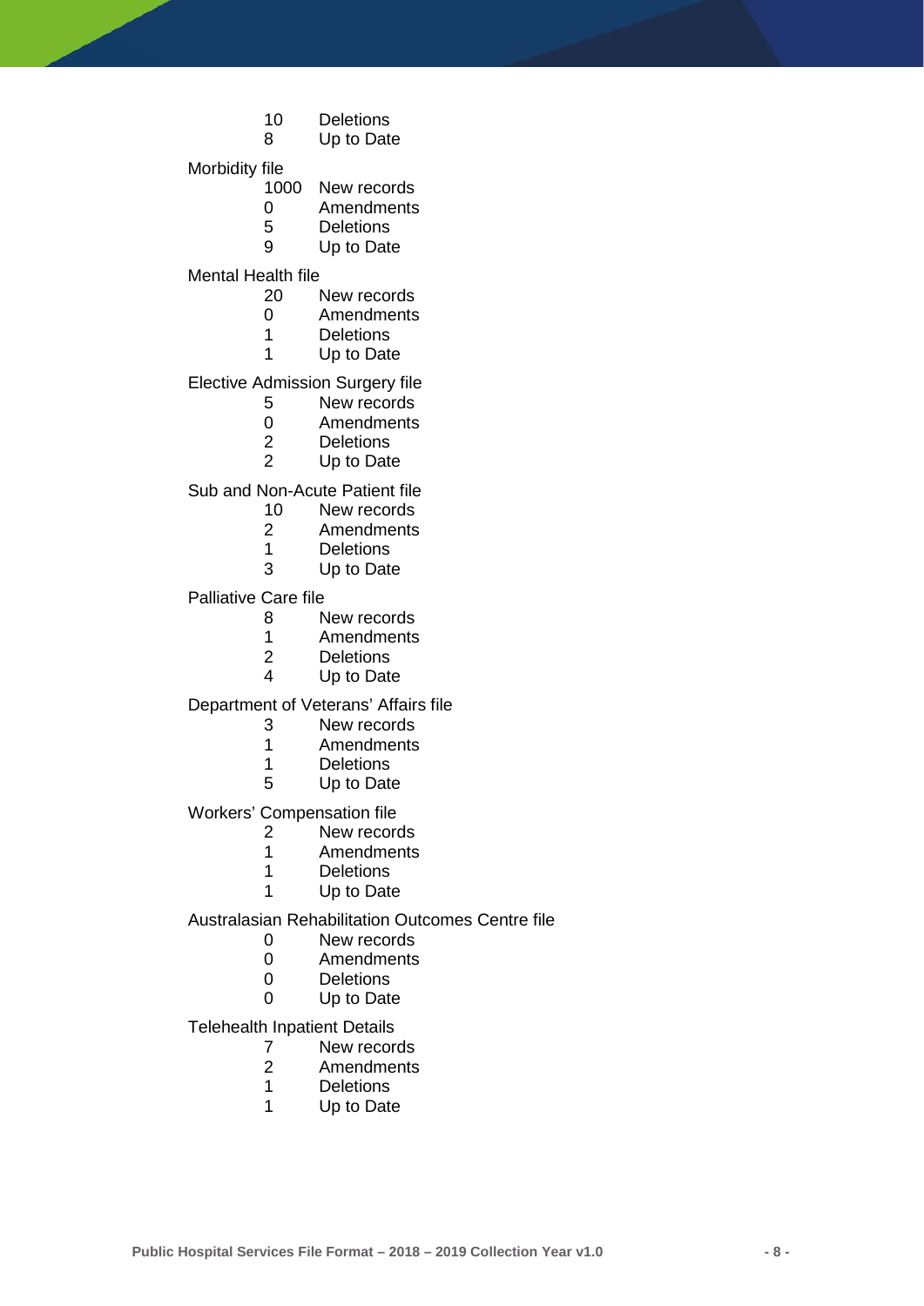10 Deletions
8 Up to Date

Morbidity file
1000 New records
0 Amendments
5 Deletions
9 Up to Date

Mental Health file
20 New records
0 Amendments
1 Deletions
1 Up to Date

Elective Admission Surgery file
5 New records
0 Amendments
2 Deletions
2 Up to Date

Sub and Non-Acute Patient file
10 New records
2 Amendments
1 Deletions
3 Up to Date

Palliative Care file
8 New records
1 Amendments
2 Deletions
4 Up to Date

Department of Veterans' Affairs file
3 New records
1 Amendments
1 Deletions
5 Up to Date

Workers' Compensation file
2 New records
1 Amendments
1 Deletions
1 Up to Date

Australasian Rehabilitation Outcomes Centre file
0 New records
0 Amendments
0 Deletions
0 Up to Date

Telehealth Inpatient Details
7 New records
2 Amendments
1 Deletions
1 Up to Date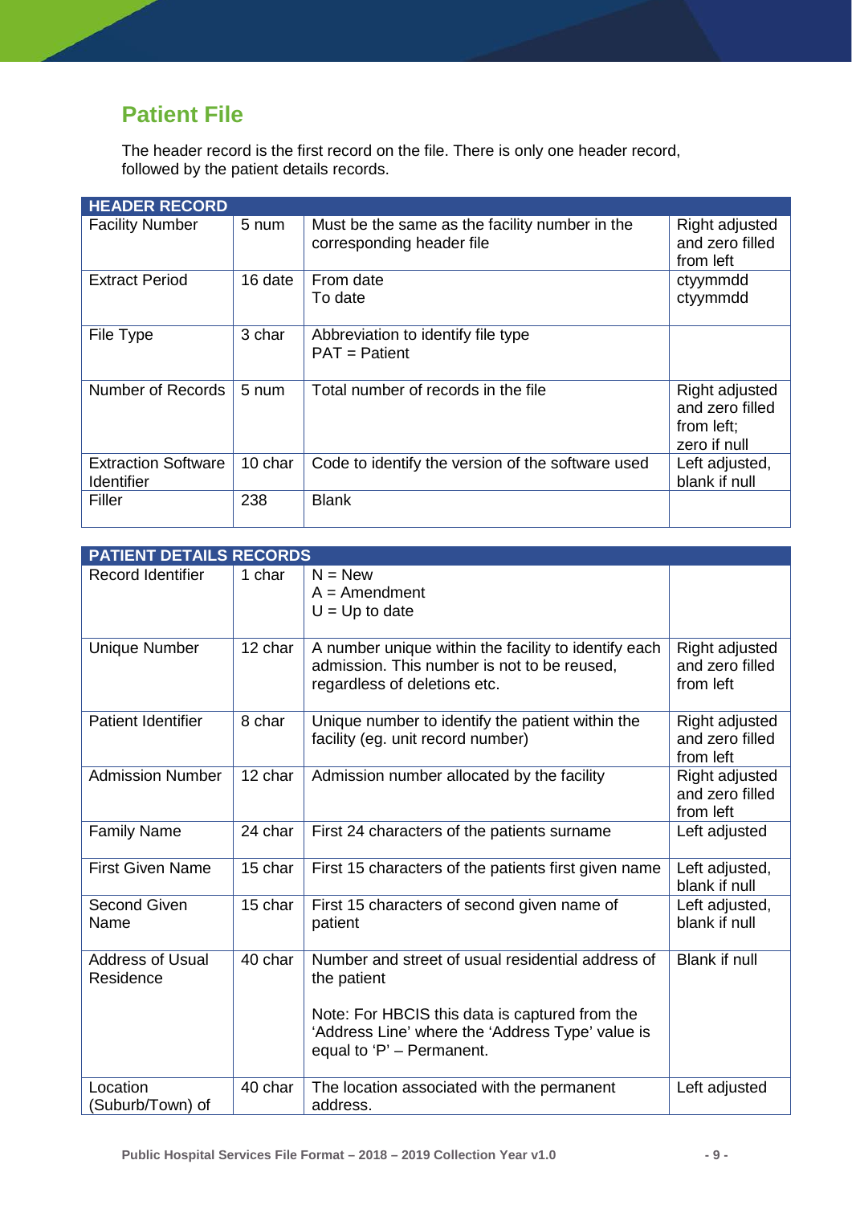## Patient File

The header record is the first record on the file. There is only one header record, followed by the patient details records.

| HEADER RECORD | | | |
|---|---|---|---|
| Facility Number | 5 num | Must be the same as the facility number in the corresponding header file | Right adjusted and zero filled from left |
| Extract Period | 16 date | From date<br>To date | ctyymmdd<br>ctyymmdd |
| File Type | 3 char | Abbreviation to identify file type<br>PAT = Patient | |
| Number of Records | 5 num | Total number of records in the file | Right adjusted and zero filled from left;<br>zero if null |
| Extraction Software Identifier | 10 char | Code to identify the version of the software used | Left adjusted, blank if null |
| Filler | 238 | Blank | |

| PATIENT DETAILS RECORDS | | | |
|---|---|---|---|
| Record Identifier | 1 char | N = New<br>A = Amendment<br>U = Up to date | |
| Unique Number | 12 char | A number unique within the facility to identify each admission. This number is not to be reused, regardless of deletions etc. | Right adjusted and zero filled from left |
| Patient Identifier | 8 char | Unique number to identify the patient within the facility (eg. unit record number) | Right adjusted and zero filled from left |
| Admission Number | 12 char | Admission number allocated by the facility | Right adjusted and zero filled from left |
| Family Name | 24 char | First 24 characters of the patients surname | Left adjusted |
| First Given Name | 15 char | First 15 characters of the patients first given name | Left adjusted, blank if null |
| Second Given Name | 15 char | First 15 characters of second given name of patient | Left adjusted, blank if null |
| Address of Usual Residence | 40 char | Number and street of usual residential address of the patient<br><br>Note: For HBCIS this data is captured from the 'Address Line' where the 'Address Type' value is equal to 'P' – Permanent. | Blank if null |
| Location (Suburb/Town) of | 40 char | The location associated with the permanent address. | Left adjusted |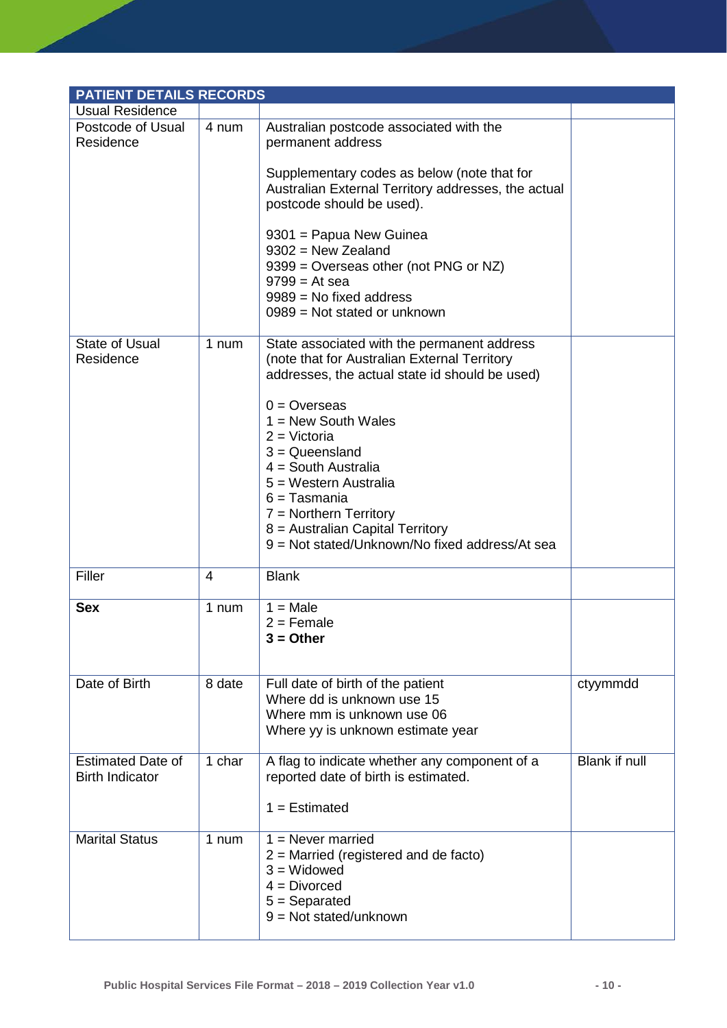| PATIENT DETAILS RECORDS | | | |
|---|---|---|---|
| Usual Residence | | | |
| Postcode of Usual Residence | 4 num | Australian postcode associated with the permanent address<br><br>Supplementary codes as below (note that for Australian External Territory addresses, the actual postcode should be used).<br><br>9301 = Papua New Guinea<br>9302 = New Zealand<br>9399 = Overseas other (not PNG or NZ)<br>9799 = At sea<br>9989 = No fixed address<br>0989 = Not stated or unknown | |
| State of Usual Residence | 1 num | State associated with the permanent address (note that for Australian External Territory addresses, the actual state id should be used)<br><br>0 = Overseas<br>1 = New South Wales<br>2 = Victoria<br>3 = Queensland<br>4 = South Australia<br>5 = Western Australia<br>6 = Tasmania<br>7 = Northern Territory<br>8 = Australian Capital Territory<br>9 = Not stated/Unknown/No fixed address/At sea | |
| Filler | 4 | Blank | |
| **Sex** | 1 num | 1 = Male<br>2 = Female<br>**3 = Other** | |
| Date of Birth | 8 date | Full date of birth of the patient<br>Where dd is unknown use 15<br>Where mm is unknown use 06<br>Where yy is unknown estimate year | ctyymmdd |
| Estimated Date of Birth Indicator | 1 char | A flag to indicate whether any component of a reported date of birth is estimated.<br><br>1 = Estimated | Blank if null |
| Marital Status | 1 num | 1 = Never married<br>2 = Married (registered and de facto)<br>3 = Widowed<br>4 = Divorced<br>5 = Separated<br>9 = Not stated/unknown | |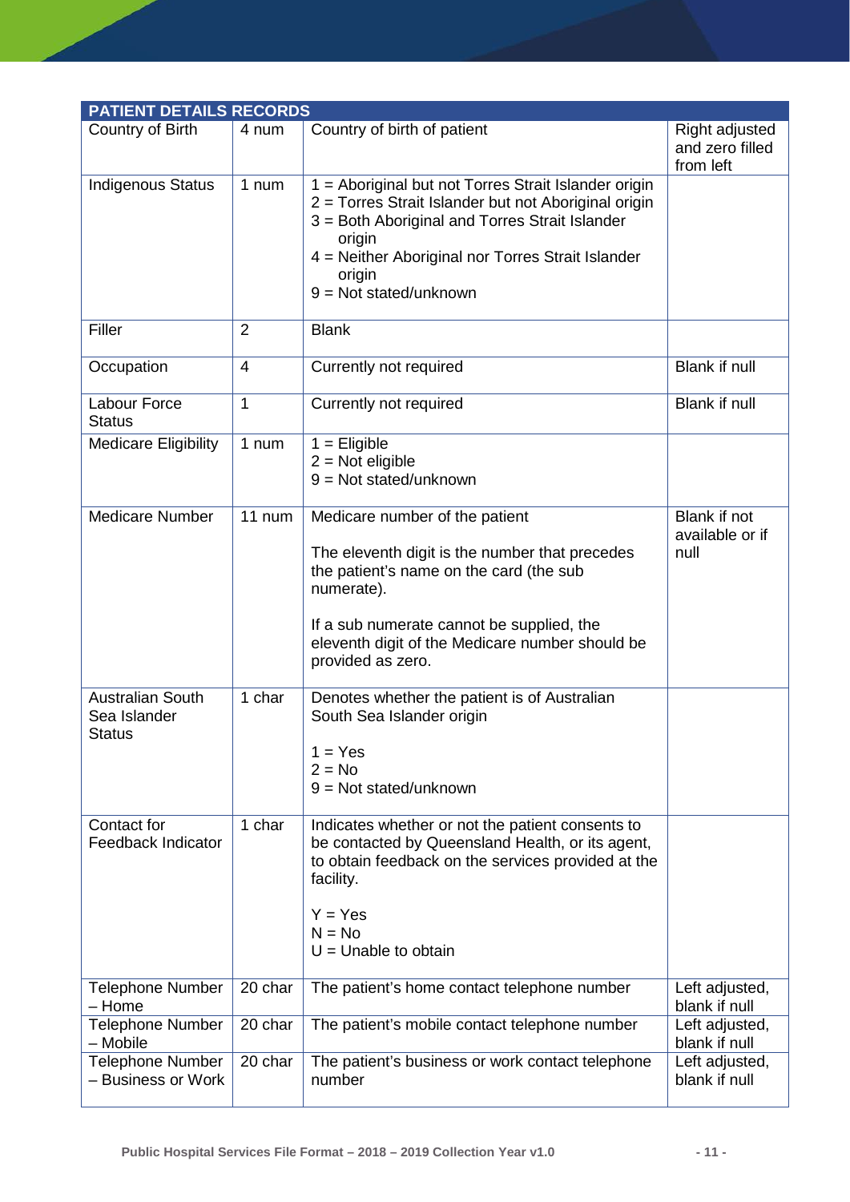| PATIENT DETAILS RECORDS | | | |
|---|---|---|---|
| Country of Birth | 4 num | Country of birth of patient | Right adjusted and zero filled from left |
| Indigenous Status | 1 num | 1 = Aboriginal but not Torres Strait Islander origin<br>2 = Torres Strait Islander but not Aboriginal origin<br>3 = Both Aboriginal and Torres Strait Islander origin<br>4 = Neither Aboriginal nor Torres Strait Islander origin<br>9 = Not stated/unknown | |
| Filler | 2 | Blank | |
| Occupation | 4 | Currently not required | Blank if null |
| Labour Force Status | 1 | Currently not required | Blank if null |
| Medicare Eligibility | 1 num | 1 = Eligible<br>2 = Not eligible<br>9 = Not stated/unknown | |
| Medicare Number | 11 num | Medicare number of the patient<br><br>The eleventh digit is the number that precedes the patient's name on the card (the sub numerate).<br><br>If a sub numerate cannot be supplied, the eleventh digit of the Medicare number should be provided as zero. | Blank if not available or if null |
| Australian South Sea Islander Status | 1 char | Denotes whether the patient is of Australian South Sea Islander origin<br><br>1 = Yes<br>2 = No<br>9 = Not stated/unknown | |
| Contact for Feedback Indicator | 1 char | Indicates whether or not the patient consents to be contacted by Queensland Health, or its agent, to obtain feedback on the services provided at the facility.<br><br>Y = Yes<br>N = No<br>U = Unable to obtain | |
| Telephone Number – Home | 20 char | The patient's home contact telephone number | Left adjusted, blank if null |
| Telephone Number – Mobile | 20 char | The patient's mobile contact telephone number | Left adjusted, blank if null |
| Telephone Number – Business or Work | 20 char | The patient's business or work contact telephone number | Left adjusted, blank if null |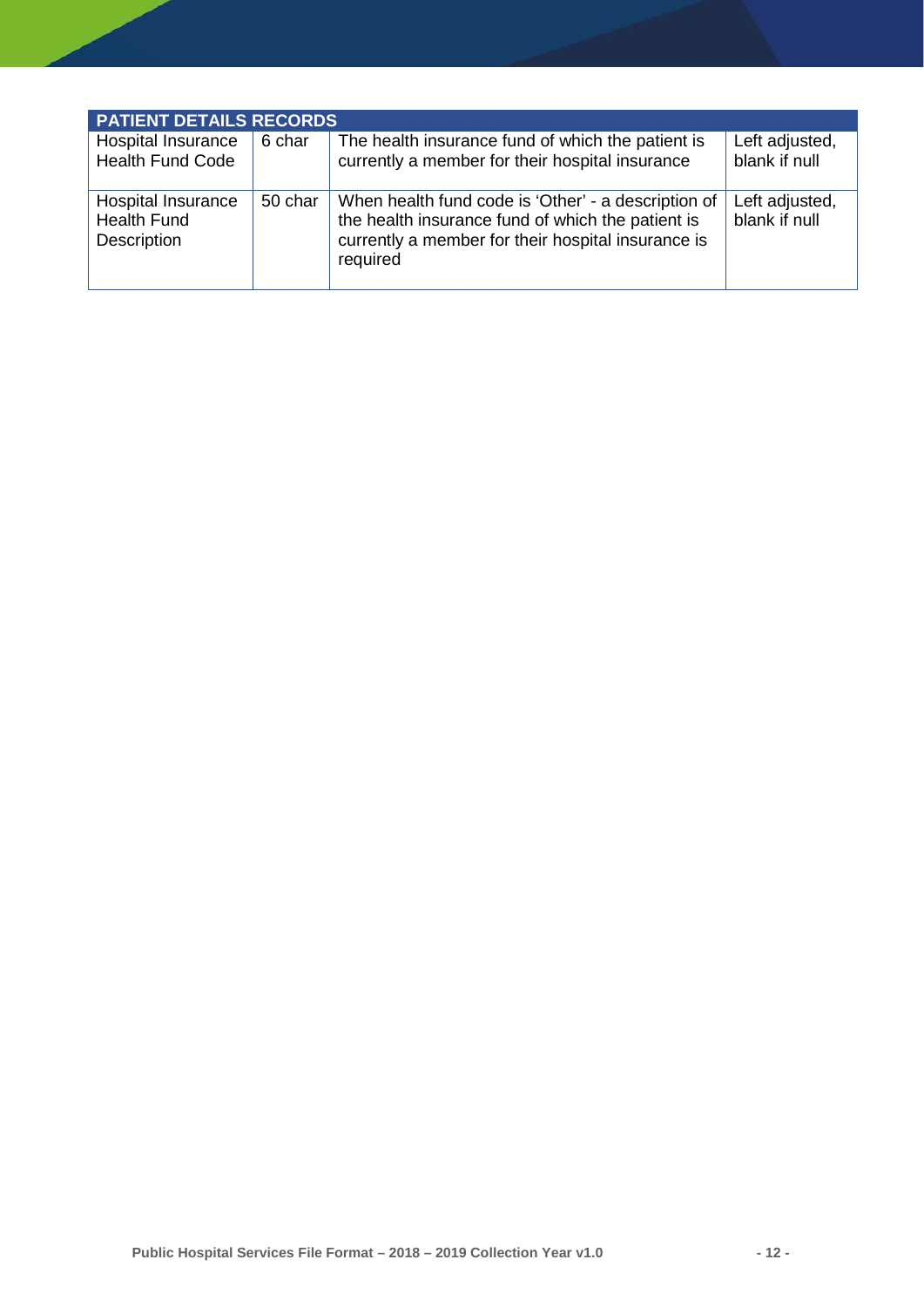| PATIENT DETAILS RECORDS | | | |
|---|---|---|---|
| Hospital Insurance Health Fund Code | 6 char | The health insurance fund of which the patient is currently a member for their hospital insurance | Left adjusted, blank if null |
| Hospital Insurance Health Fund Description | 50 char | When health fund code is 'Other' - a description of the health insurance fund of which the patient is currently a member for their hospital insurance is required | Left adjusted, blank if null |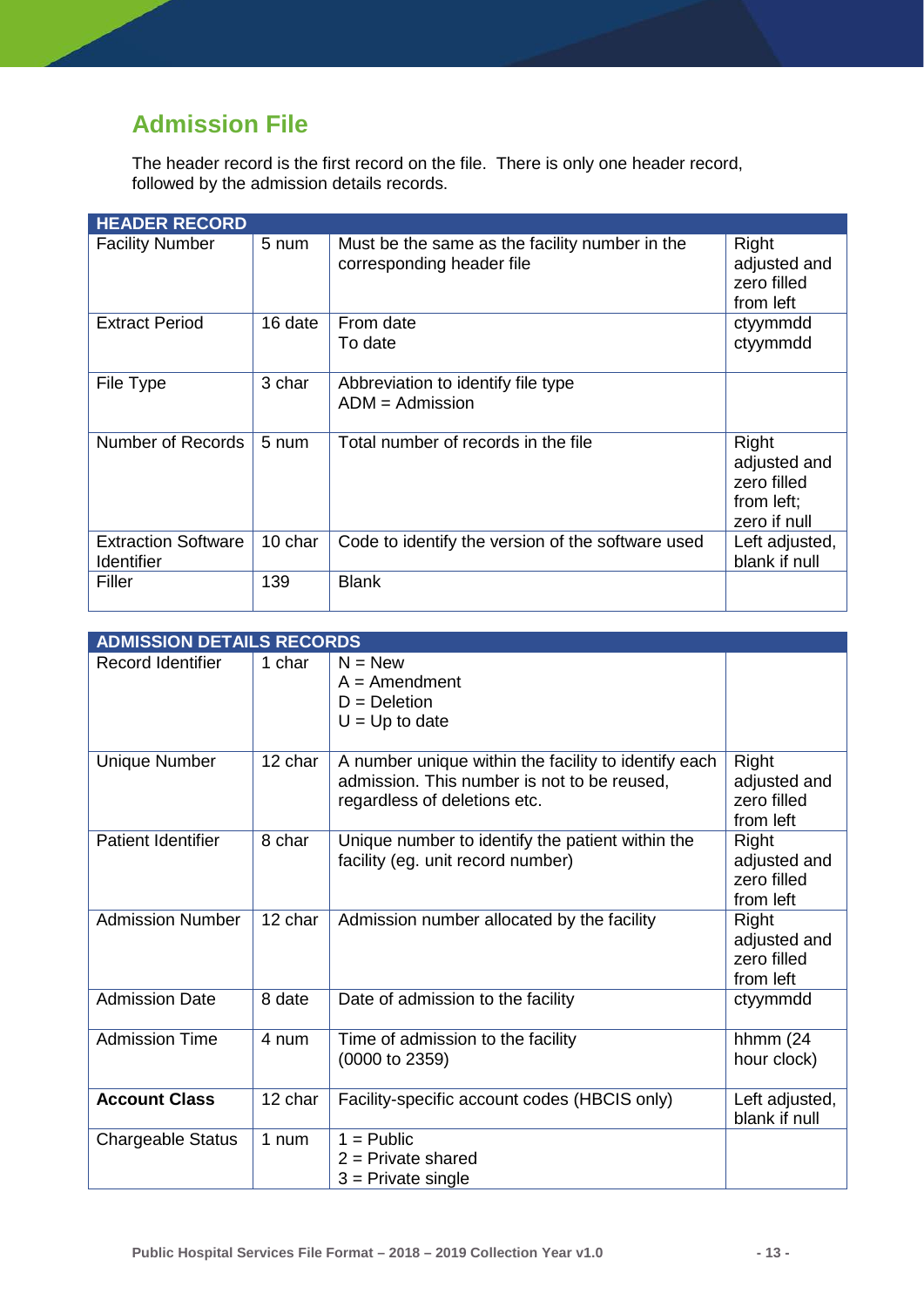## Admission File

The header record is the first record on the file. There is only one header record, followed by the admission details records.

| HEADER RECORD | | | |
|---|---|---|---|
| Facility Number | 5 num | Must be the same as the facility number in the corresponding header file | Right adjusted and zero filled from left |
| Extract Period | 16 date | From date<br>To date | ctyymmdd<br>ctyymmdd |
| File Type | 3 char | Abbreviation to identify file type<br>ADM = Admission | |
| Number of Records | 5 num | Total number of records in the file | Right adjusted and zero filled from left; zero if null |
| Extraction Software Identifier | 10 char | Code to identify the version of the software used | Left adjusted, blank if null |
| Filler | 139 | Blank | |

| ADMISSION DETAILS RECORDS | | | |
|---|---|---|---|
| Record Identifier | 1 char | N = New<br>A = Amendment<br>D = Deletion<br>U = Up to date | |
| Unique Number | 12 char | A number unique within the facility to identify each admission. This number is not to be reused, regardless of deletions etc. | Right adjusted and zero filled from left |
| Patient Identifier | 8 char | Unique number to identify the patient within the facility (eg. unit record number) | Right adjusted and zero filled from left |
| Admission Number | 12 char | Admission number allocated by the facility | Right adjusted and zero filled from left |
| Admission Date | 8 date | Date of admission to the facility | ctyymmdd |
| Admission Time | 4 num | Time of admission to the facility<br>(0000 to 2359) | hhmm (24 hour clock) |
| **Account Class** | 12 char | Facility-specific account codes (HBCIS only) | Left adjusted, blank if null |
| Chargeable Status | 1 num | 1 = Public<br>2 = Private shared<br>3 = Private single | |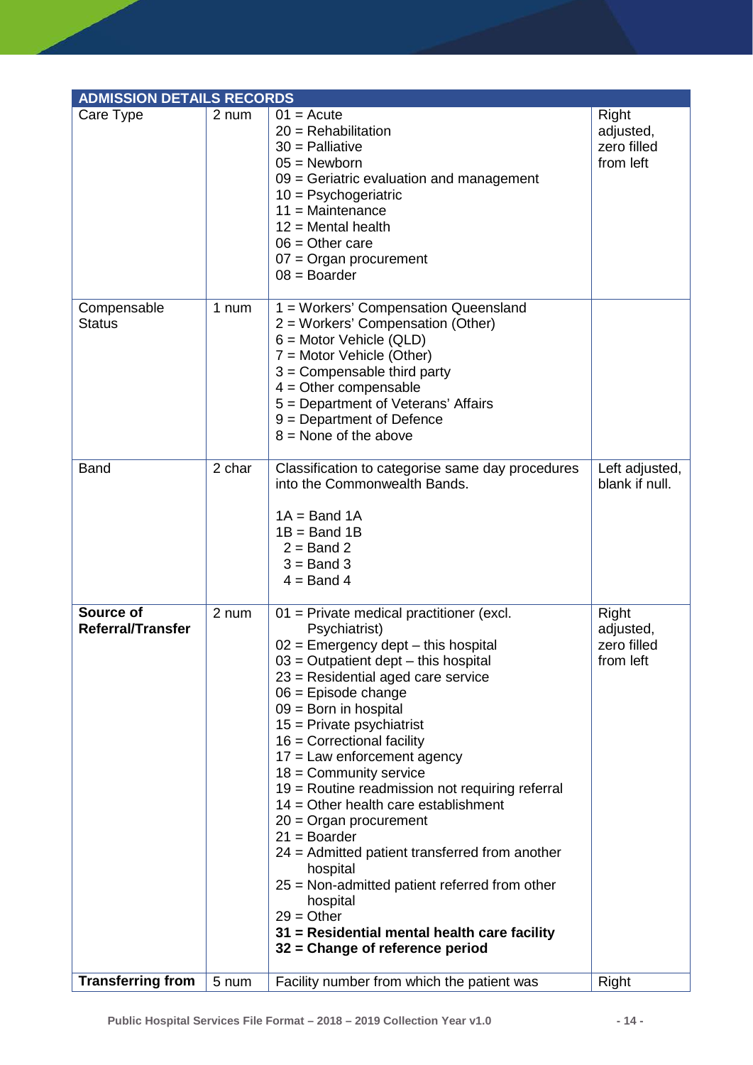| ADMISSION DETAILS RECORDS | | | |
|---|---|---|---|
| Care Type | 2 num | 01 = Acute<br>20 = Rehabilitation<br>30 = Palliative<br>05 = Newborn<br>09 = Geriatric evaluation and management<br>10 = Psychogeriatric<br>11 = Maintenance<br>12 = Mental health<br>06 = Other care<br>07 = Organ procurement<br>08 = Boarder | Right adjusted, zero filled from left |
| Compensable Status | 1 num | 1 = Workers' Compensation Queensland<br>2 = Workers' Compensation (Other)<br>6 = Motor Vehicle (QLD)<br>7 = Motor Vehicle (Other)<br>3 = Compensable third party<br>4 = Other compensable<br>5 = Department of Veterans' Affairs<br>9 = Department of Defence<br>8 = None of the above | |
| Band | 2 char | Classification to categorise same day procedures into the Commonwealth Bands.<br><br>1A = Band 1A<br>1B = Band 1B<br>2 = Band 2<br>3 = Band 3<br>4 = Band 4 | Left adjusted, blank if null. |
| **Source of Referral/Transfer** | 2 num | 01 = Private medical practitioner (excl. Psychiatrist)<br>02 = Emergency dept – this hospital<br>03 = Outpatient dept – this hospital<br>23 = Residential aged care service<br>06 = Episode change<br>09 = Born in hospital<br>15 = Private psychiatrist<br>16 = Correctional facility<br>17 = Law enforcement agency<br>18 = Community service<br>19 = Routine readmission not requiring referral<br>14 = Other health care establishment<br>20 = Organ procurement<br>21 = Boarder<br>24 = Admitted patient transferred from another hospital<br>25 = Non-admitted patient referred from other hospital<br>29 = Other<br>**31 = Residential mental health care facility**<br>**32 = Change of reference period** | Right adjusted, zero filled from left |
| **Transferring from** | 5 num | Facility number from which the patient was | Right |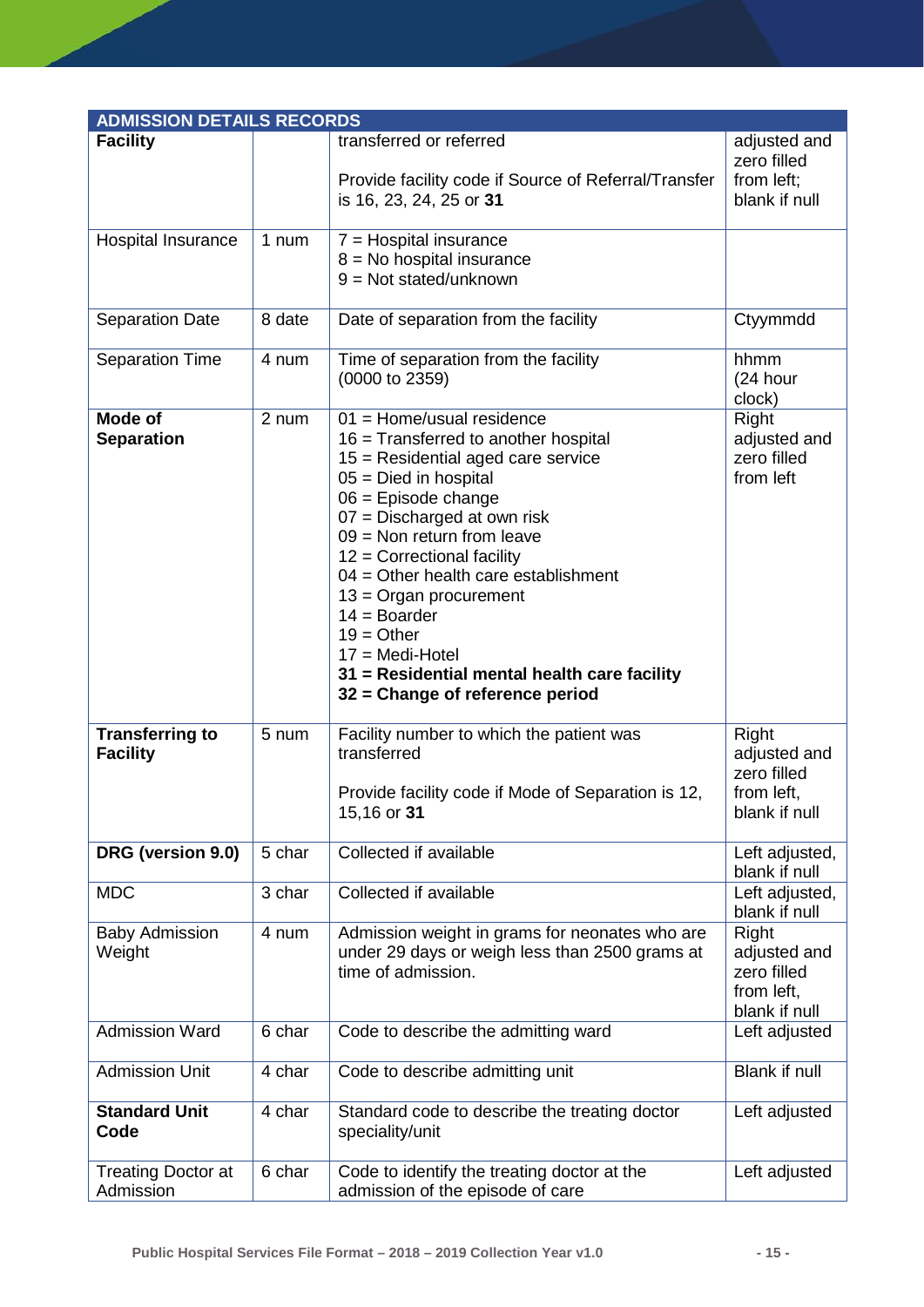| ADMISSION DETAILS RECORDS | | | |
|---|---|---|---|
| **Facility** | | transferred or referred<br><br>Provide facility code if Source of Referral/Transfer is 16, 23, 24, 25 or **31** | adjusted and zero filled from left; blank if null |
| Hospital Insurance | 1 num | 7 = Hospital insurance<br>8 = No hospital insurance<br>9 = Not stated/unknown | |
| Separation Date | 8 date | Date of separation from the facility | Ctyymmdd |
| Separation Time | 4 num | Time of separation from the facility (0000 to 2359) | hhmm (24 hour clock) |
| **Mode of Separation** | 2 num | 01 = Home/usual residence<br>16 = Transferred to another hospital<br>15 = Residential aged care service<br>05 = Died in hospital<br>06 = Episode change<br>07 = Discharged at own risk<br>09 = Non return from leave<br>12 = Correctional facility<br>04 = Other health care establishment<br>13 = Organ procurement<br>14 = Boarder<br>19 = Other<br>17 = Medi-Hotel<br>**31 = Residential mental health care facility**<br>**32 = Change of reference period** | Right adjusted and zero filled from left |
| **Transferring to Facility** | 5 num | Facility number to which the patient was transferred<br><br>Provide facility code if Mode of Separation is 12, 15,16 or **31** | Right adjusted and zero filled from left, blank if null |
| **DRG (version 9.0)** | 5 char | Collected if available | Left adjusted, blank if null |
| MDC | 3 char | Collected if available | Left adjusted, blank if null |
| Baby Admission Weight | 4 num | Admission weight in grams for neonates who are under 29 days or weigh less than 2500 grams at time of admission. | Right adjusted and zero filled from left, blank if null |
| Admission Ward | 6 char | Code to describe the admitting ward | Left adjusted |
| Admission Unit | 4 char | Code to describe admitting unit | Blank if null |
| **Standard Unit Code** | 4 char | Standard code to describe the treating doctor speciality/unit | Left adjusted |
| Treating Doctor at Admission | 6 char | Code to identify the treating doctor at the admission of the episode of care | Left adjusted |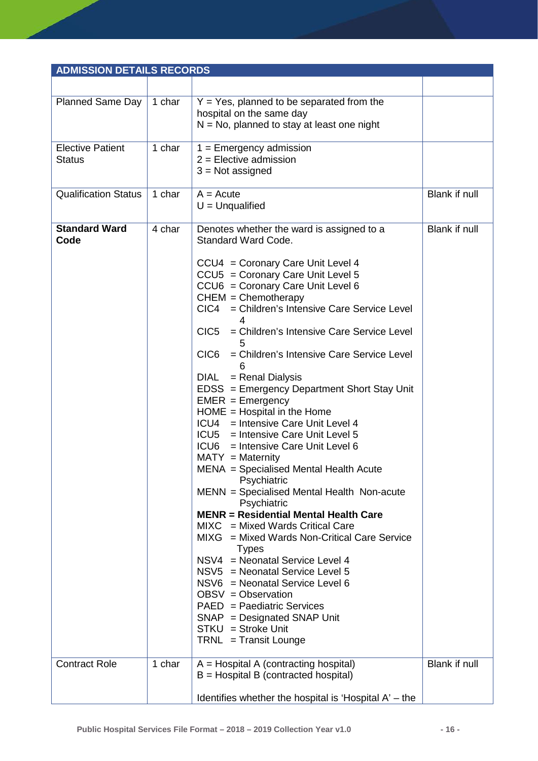| ADMISSION DETAILS RECORDS | | | |
|---|---|---|---|
| | | | |
| Planned Same Day | 1 char | Y = Yes, planned to be separated from the hospital on the same day<br>N = No, planned to stay at least one night | |
| Elective Patient Status | 1 char | 1 = Emergency admission<br>2 = Elective admission<br>3 = Not assigned | |
| Qualification Status | 1 char | A = Acute<br>U = Unqualified | Blank if null |
| **Standard Ward Code** | 4 char | Denotes whether the ward is assigned to a Standard Ward Code.<br><br>CCU4 = Coronary Care Unit Level 4<br>CCU5 = Coronary Care Unit Level 5<br>CCU6 = Coronary Care Unit Level 6<br>CHEM = Chemotherapy<br>CIC4 = Children's Intensive Care Service Level 4<br>CIC5 = Children's Intensive Care Service Level 5<br>CIC6 = Children's Intensive Care Service Level 6<br>DIAL = Renal Dialysis<br>EDSS = Emergency Department Short Stay Unit<br>EMER = Emergency<br>HOME = Hospital in the Home<br>ICU4 = Intensive Care Unit Level 4<br>ICU5 = Intensive Care Unit Level 5<br>ICU6 = Intensive Care Unit Level 6<br>MATY = Maternity<br>MENA = Specialised Mental Health Acute Psychiatric<br>MENN = Specialised Mental Health Non-acute Psychiatric<br>**MENR = Residential Mental Health Care**<br>MIXC = Mixed Wards Critical Care<br>MIXG = Mixed Wards Non-Critical Care Service Types<br>NSV4 = Neonatal Service Level 4<br>NSV5 = Neonatal Service Level 5<br>NSV6 = Neonatal Service Level 6<br>OBSV = Observation<br>PAED = Paediatric Services<br>SNAP = Designated SNAP Unit<br>STKU = Stroke Unit<br>TRNL = Transit Lounge | Blank if null |
| Contract Role | 1 char | A = Hospital A (contracting hospital)<br>B = Hospital B (contracted hospital)<br><br>Identifies whether the hospital is 'Hospital A' – the | Blank if null |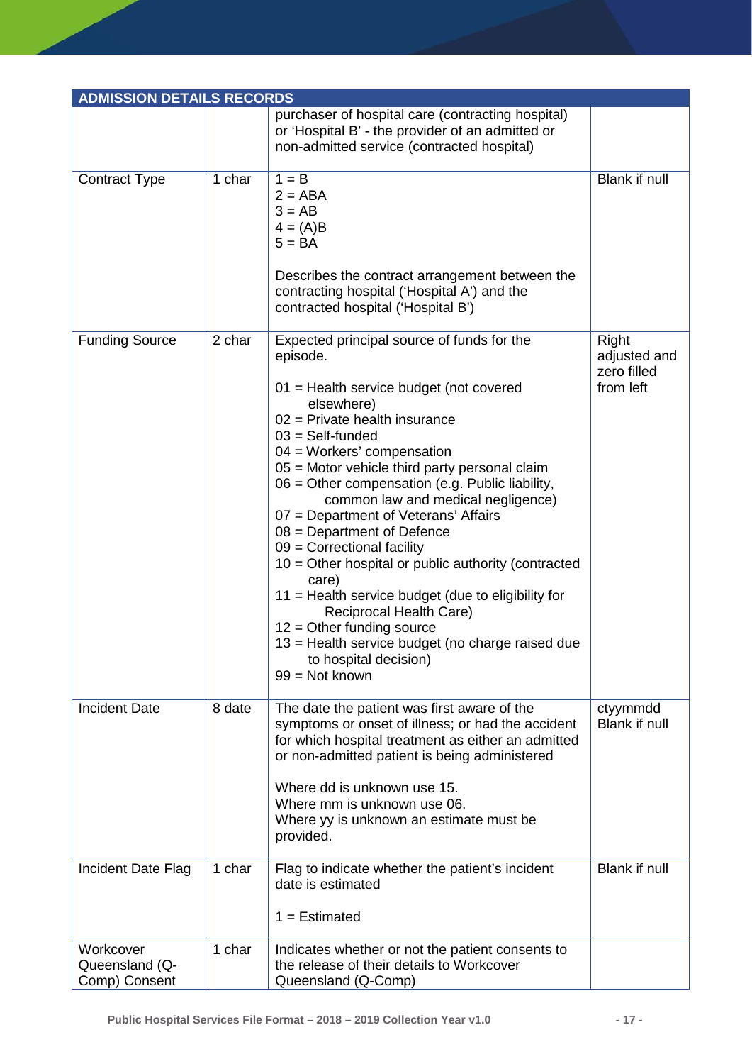| ADMISSION DETAILS RECORDS | | | |
|---|---|---|---|
| | | purchaser of hospital care (contracting hospital) or 'Hospital B' - the provider of an admitted or non-admitted service (contracted hospital) | |
| Contract Type | 1 char | 1 = B<br>2 = ABA<br>3 = AB<br>4 = (A)B<br>5 = BA<br><br>Describes the contract arrangement between the contracting hospital ('Hospital A') and the contracted hospital ('Hospital B') | Blank if null |
| Funding Source | 2 char | Expected principal source of funds for the episode.<br><br>01 = Health service budget (not covered elsewhere)<br>02 = Private health insurance<br>03 = Self-funded<br>04 = Workers' compensation<br>05 = Motor vehicle third party personal claim<br>06 = Other compensation (e.g. Public liability, common law and medical negligence)<br>07 = Department of Veterans' Affairs<br>08 = Department of Defence<br>09 = Correctional facility<br>10 = Other hospital or public authority (contracted care)<br>11 = Health service budget (due to eligibility for Reciprocal Health Care)<br>12 = Other funding source<br>13 = Health service budget (no charge raised due to hospital decision)<br>99 = Not known | Right adjusted and zero filled from left |
| Incident Date | 8 date | The date the patient was first aware of the symptoms or onset of illness; or had the accident for which hospital treatment as either an admitted or non-admitted patient is being administered<br><br>Where dd is unknown use 15.<br>Where mm is unknown use 06.<br>Where yy is unknown an estimate must be provided. | ctyymmdd<br>Blank if null |
| Incident Date Flag | 1 char | Flag to indicate whether the patient's incident date is estimated<br><br>1 = Estimated | Blank if null |
| Workcover Queensland (Q-Comp) Consent | 1 char | Indicates whether or not the patient consents to the release of their details to Workcover Queensland (Q-Comp) | |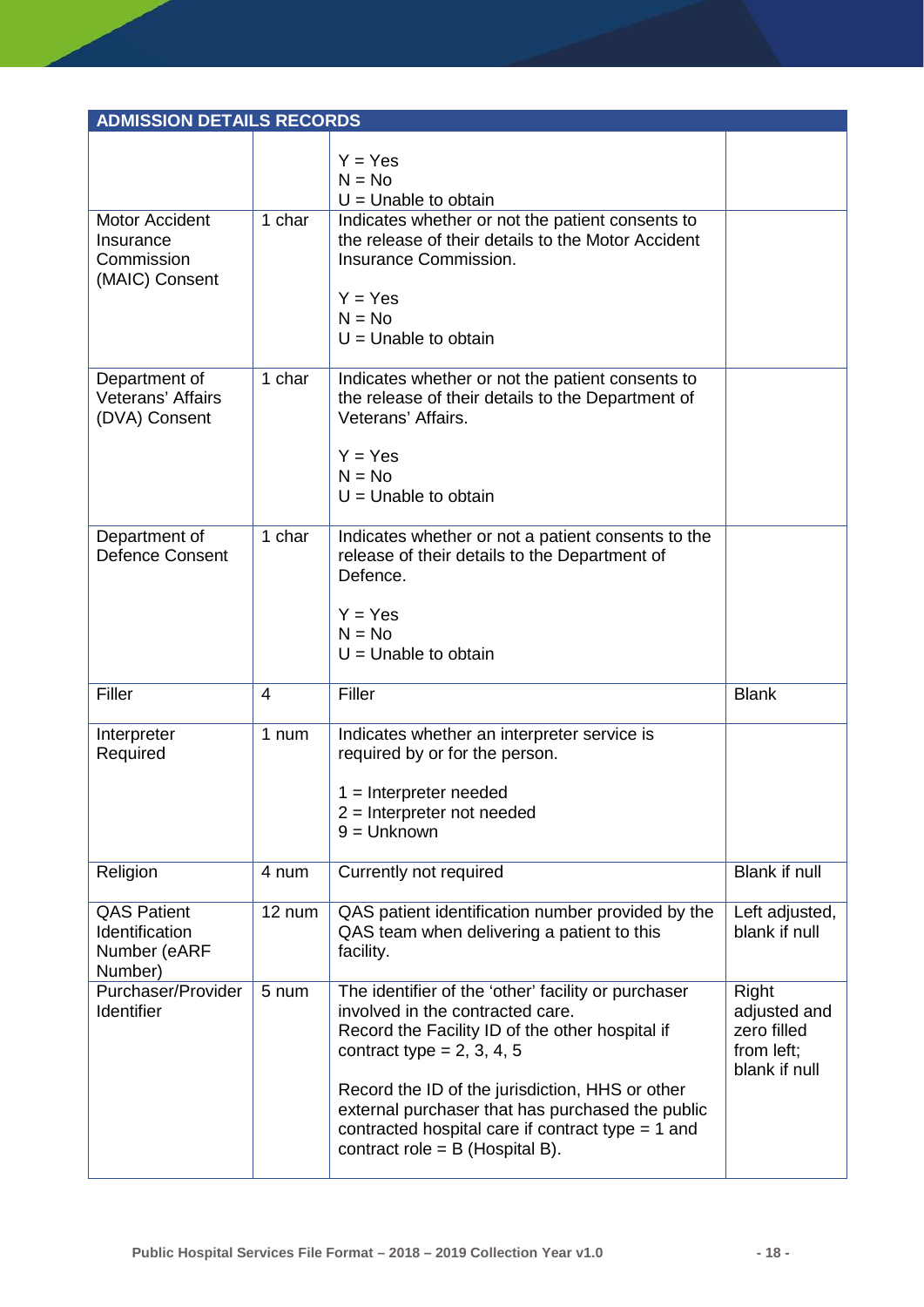| ADMISSION DETAILS RECORDS | | | |
|---|---|---|---|
| | | Y = Yes<br>N = No<br>U = Unable to obtain | |
| Motor Accident Insurance Commission (MAIC) Consent | 1 char | Indicates whether or not the patient consents to the release of their details to the Motor Accident Insurance Commission.<br><br>Y = Yes<br>N = No<br>U = Unable to obtain | |
| Department of Veterans' Affairs (DVA) Consent | 1 char | Indicates whether or not the patient consents to the release of their details to the Department of Veterans' Affairs.<br><br>Y = Yes<br>N = No<br>U = Unable to obtain | |
| Department of Defence Consent | 1 char | Indicates whether or not a patient consents to the release of their details to the Department of Defence.<br><br>Y = Yes<br>N = No<br>U = Unable to obtain | |
| Filler | 4 | Filler | Blank |
| Interpreter Required | 1 num | Indicates whether an interpreter service is required by or for the person.<br><br>1 = Interpreter needed<br>2 = Interpreter not needed<br>9 = Unknown | |
| Religion | 4 num | Currently not required | Blank if null |
| QAS Patient Identification Number (eARF Number) | 12 num | QAS patient identification number provided by the QAS team when delivering a patient to this facility. | Left adjusted, blank if null |
| Purchaser/Provider Identifier | 5 num | The identifier of the 'other' facility or purchaser involved in the contracted care.<br>Record the Facility ID of the other hospital if contract type = 2, 3, 4, 5<br><br>Record the ID of the jurisdiction, HHS or other external purchaser that has purchased the public contracted hospital care if contract type = 1 and contract role = B (Hospital B). | Right adjusted and zero filled from left; blank if null |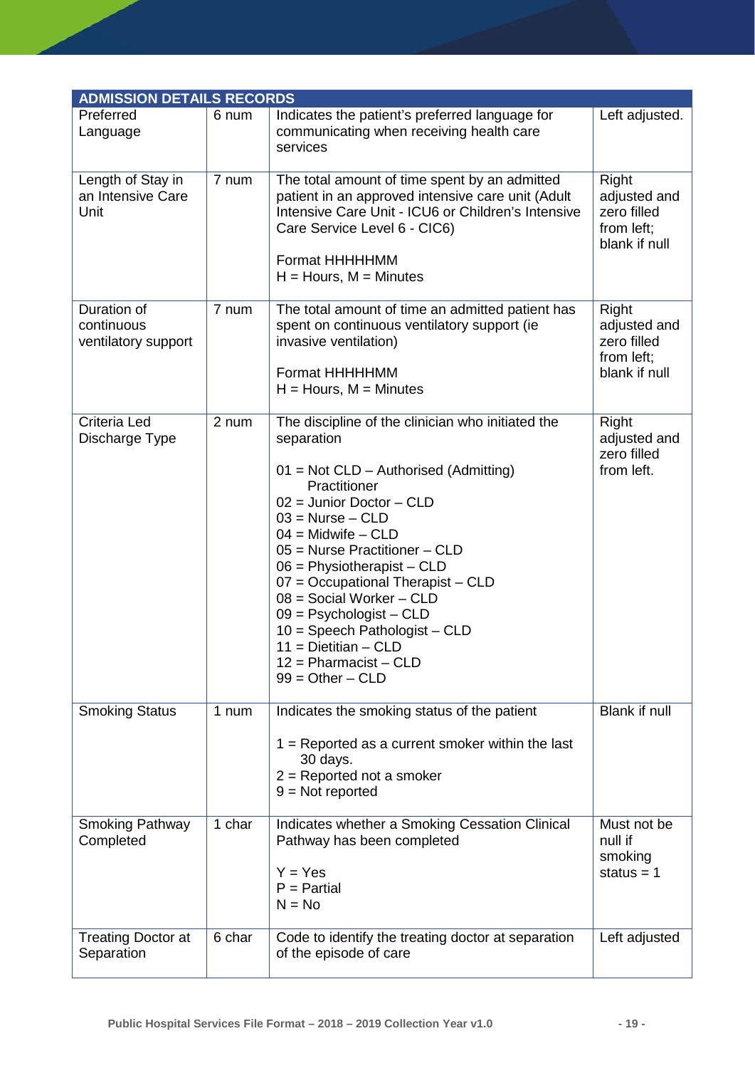| ADMISSION DETAILS RECORDS | | | |
|---|---|---|---|
| Preferred Language | 6 num | Indicates the patient's preferred language for communicating when receiving health care services | Left adjusted. |
| Length of Stay in an Intensive Care Unit | 7 num | The total amount of time spent by an admitted patient in an approved intensive care unit (Adult Intensive Care Unit - ICU6 or Children's Intensive Care Service Level 6 - CIC6)<br><br>Format HHHHHMM<br>H = Hours, M = Minutes | Right adjusted and zero filled from left; blank if null |
| Duration of continuous ventilatory support | 7 num | The total amount of time an admitted patient has spent on continuous ventilatory support (ie invasive ventilation)<br><br>Format HHHHHMM<br>H = Hours, M = Minutes | Right adjusted and zero filled from left; blank if null |
| Criteria Led Discharge Type | 2 num | The discipline of the clinician who initiated the separation<br><br>01 = Not CLD – Authorised (Admitting) Practitioner<br>02 = Junior Doctor – CLD<br>03 = Nurse – CLD<br>04 = Midwife – CLD<br>05 = Nurse Practitioner – CLD<br>06 = Physiotherapist – CLD<br>07 = Occupational Therapist – CLD<br>08 = Social Worker – CLD<br>09 = Psychologist – CLD<br>10 = Speech Pathologist – CLD<br>11 = Dietitian – CLD<br>12 = Pharmacist – CLD<br>99 = Other – CLD | Right adjusted and zero filled from left. |
| Smoking Status | 1 num | Indicates the smoking status of the patient<br><br>1 = Reported as a current smoker within the last 30 days.<br>2 = Reported not a smoker<br>9 = Not reported | Blank if null |
| Smoking Pathway Completed | 1 char | Indicates whether a Smoking Cessation Clinical Pathway has been completed<br><br>Y = Yes<br>P = Partial<br>N = No | Must not be null if smoking status = 1 |
| Treating Doctor at Separation | 6 char | Code to identify the treating doctor at separation of the episode of care | Left adjusted |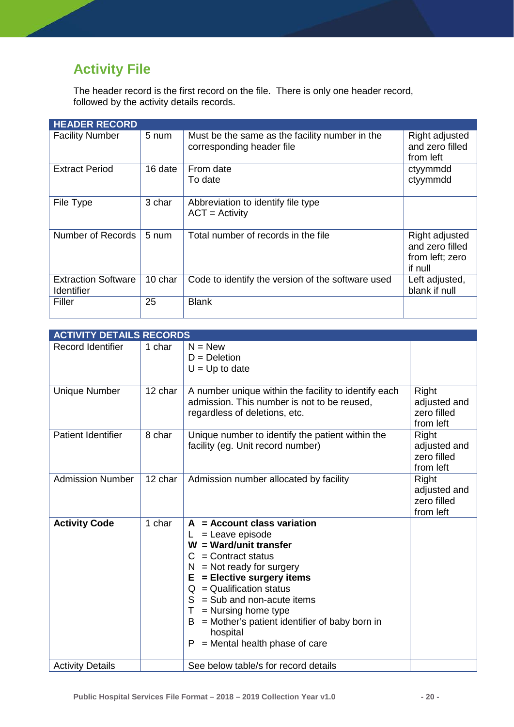## Activity File

The header record is the first record on the file. There is only one header record, followed by the activity details records.

| HEADER RECORD | | | |
|---|---|---|---|
| Facility Number | 5 num | Must be the same as the facility number in the corresponding header file | Right adjusted and zero filled from left |
| Extract Period | 16 date | From date<br>To date | ctyymmdd<br>ctyymmdd |
| File Type | 3 char | Abbreviation to identify file type<br>ACT = Activity | |
| Number of Records | 5 num | Total number of records in the file | Right adjusted and zero filled from left; zero if null |
| Extraction Software Identifier | 10 char | Code to identify the version of the software used | Left adjusted, blank if null |
| Filler | 25 | Blank | |

| ACTIVITY DETAILS RECORDS | | | |
|---|---|---|---|
| Record Identifier | 1 char | N = New<br>D = Deletion<br>U = Up to date | |
| Unique Number | 12 char | A number unique within the facility to identify each admission. This number is not to be reused, regardless of deletions, etc. | Right adjusted and zero filled from left |
| Patient Identifier | 8 char | Unique number to identify the patient within the facility (eg. Unit record number) | Right adjusted and zero filled from left |
| Admission Number | 12 char | Admission number allocated by facility | Right adjusted and zero filled from left |
| **Activity Code** | 1 char | **A = Account class variation**<br>L = Leave episode<br>**W = Ward/unit transfer**<br>C = Contract status<br>N = Not ready for surgery<br>**E = Elective surgery items**<br>Q = Qualification status<br>S = Sub and non-acute items<br>T = Nursing home type<br>B = Mother's patient identifier of baby born in hospital<br>P = Mental health phase of care | |
| Activity Details | | See below table/s for record details | |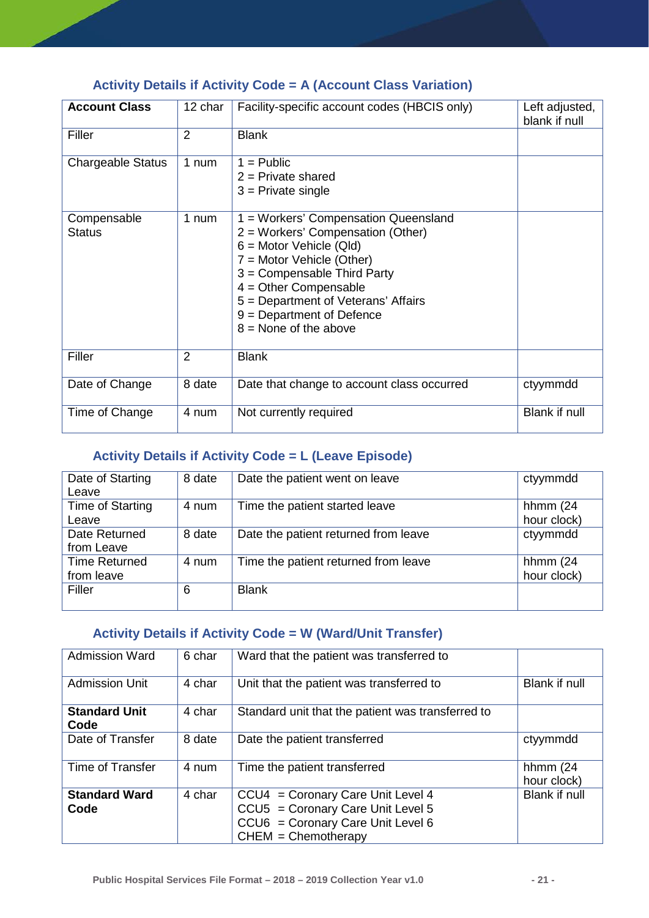### Activity Details if Activity Code = A (Account Class Variation)

| | | | |
|---|---|---|---|
| **Account Class** | 12 char | Facility-specific account codes (HBCIS only) | Left adjusted, blank if null |
| Filler | 2 | Blank | |
| Chargeable Status | 1 num | 1 = Public<br>2 = Private shared<br>3 = Private single | |
| Compensable Status | 1 num | 1 = Workers' Compensation Queensland<br>2 = Workers' Compensation (Other)<br>6 = Motor Vehicle (Qld)<br>7 = Motor Vehicle (Other)<br>3 = Compensable Third Party<br>4 = Other Compensable<br>5 = Department of Veterans' Affairs<br>9 = Department of Defence<br>8 = None of the above | |
| Filler | 2 | Blank | |
| Date of Change | 8 date | Date that change to account class occurred | ctyymmdd |
| Time of Change | 4 num | Not currently required | Blank if null |

### Activity Details if Activity Code = L (Leave Episode)

| | | | |
|---|---|---|---|
| Date of Starting Leave | 8 date | Date the patient went on leave | ctyymmdd |
| Time of Starting Leave | 4 num | Time the patient started leave | hhmm (24 hour clock) |
| Date Returned from Leave | 8 date | Date the patient returned from leave | ctyymmdd |
| Time Returned from leave | 4 num | Time the patient returned from leave | hhmm (24 hour clock) |
| Filler | 6 | Blank | |

### Activity Details if Activity Code = W (Ward/Unit Transfer)

| | | | |
|---|---|---|---|
| Admission Ward | 6 char | Ward that the patient was transferred to | |
| Admission Unit | 4 char | Unit that the patient was transferred to | Blank if null |
| **Standard Unit Code** | 4 char | Standard unit that the patient was transferred to | |
| Date of Transfer | 8 date | Date the patient transferred | ctyymmdd |
| Time of Transfer | 4 num | Time the patient transferred | hhmm (24 hour clock) |
| **Standard Ward Code** | 4 char | CCU4 = Coronary Care Unit Level 4<br>CCU5 = Coronary Care Unit Level 5<br>CCU6 = Coronary Care Unit Level 6<br>CHEM = Chemotherapy | Blank if null |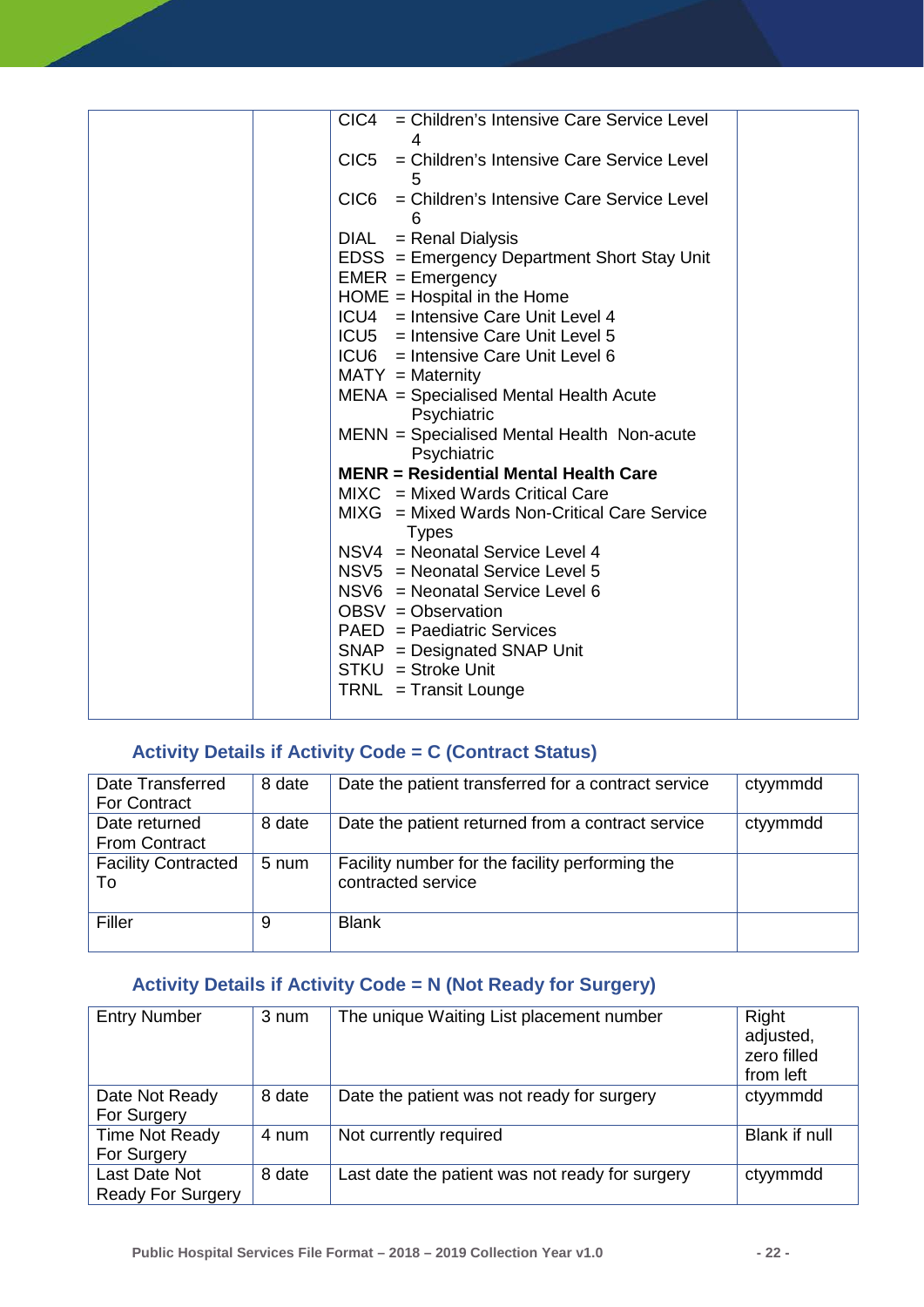| | | CIC4 = Children's Intensive Care Service Level 4<br>CIC5 = Children's Intensive Care Service Level 5<br>CIC6 = Children's Intensive Care Service Level 6<br>DIAL = Renal Dialysis<br>EDSS = Emergency Department Short Stay Unit<br>EMER = Emergency<br>HOME = Hospital in the Home<br>ICU4 = Intensive Care Unit Level 4<br>ICU5 = Intensive Care Unit Level 5<br>ICU6 = Intensive Care Unit Level 6<br>MATY = Maternity<br>MENA = Specialised Mental Health Acute Psychiatric<br>MENN = Specialised Mental Health Non-acute Psychiatric<br>**MENR = Residential Mental Health Care**<br>MIXC = Mixed Wards Critical Care<br>MIXG = Mixed Wards Non-Critical Care Service Types<br>NSV4 = Neonatal Service Level 4<br>NSV5 = Neonatal Service Level 5<br>NSV6 = Neonatal Service Level 6<br>OBSV = Observation<br>PAED = Paediatric Services<br>SNAP = Designated SNAP Unit<br>STKU = Stroke Unit<br>TRNL = Transit Lounge | |
|---|---|---|---|

### Activity Details if Activity Code = C (Contract Status)

| Date Transferred For Contract | 8 date | Date the patient transferred for a contract service | ctyymmdd |
|---|---|---|---|
| Date returned From Contract | 8 date | Date the patient returned from a contract service | ctyymmdd |
| Facility Contracted To | 5 num | Facility number for the facility performing the contracted service | |
| Filler | 9 | Blank | |

### Activity Details if Activity Code = N (Not Ready for Surgery)

| Entry Number | 3 num | The unique Waiting List placement number | Right adjusted, zero filled from left |
|---|---|---|---|
| Date Not Ready For Surgery | 8 date | Date the patient was not ready for surgery | ctyymmdd |
| Time Not Ready For Surgery | 4 num | Not currently required | Blank if null |
| Last Date Not Ready For Surgery | 8 date | Last date the patient was not ready for surgery | ctyymmdd |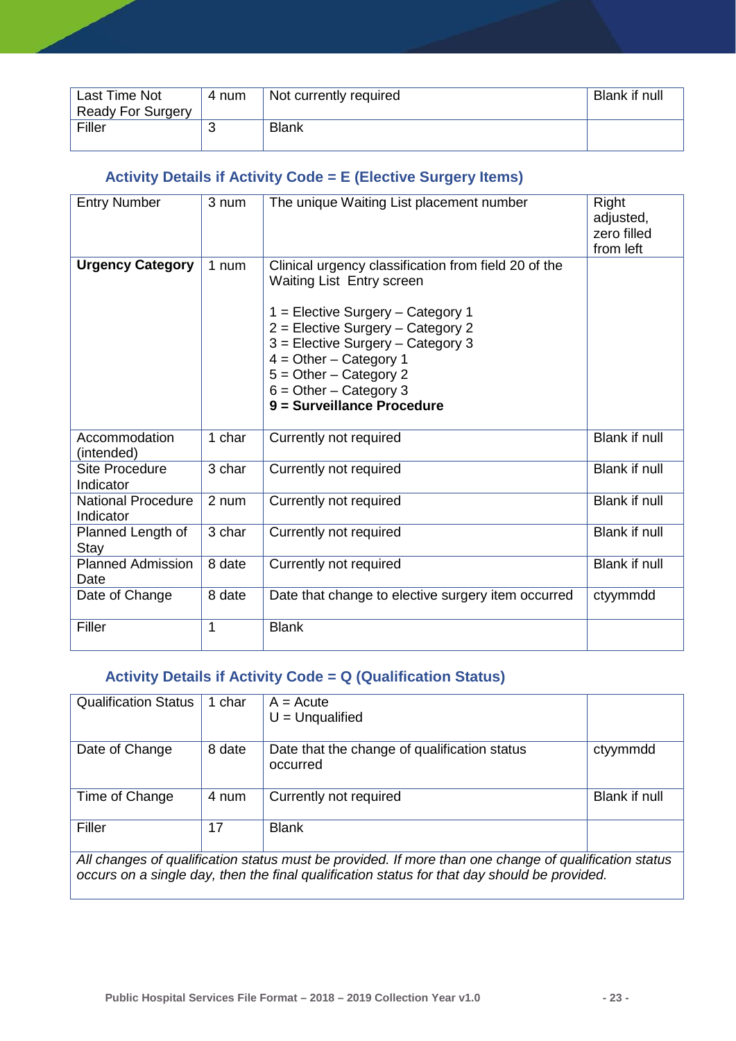| | | | |
|---|---|---|---|
| Last Time Not Ready For Surgery | 4 num | Not currently required | Blank if null |
| Filler | 3 | Blank | |

### Activity Details if Activity Code = E (Elective Surgery Items)

| | | | |
|---|---|---|---|
| Entry Number | 3 num | The unique Waiting List placement number | Right adjusted, zero filled from left |
| **Urgency Category** | 1 num | Clinical urgency classification from field 20 of the Waiting List Entry screen<br><br>1 = Elective Surgery – Category 1<br>2 = Elective Surgery – Category 2<br>3 = Elective Surgery – Category 3<br>4 = Other – Category 1<br>5 = Other – Category 2<br>6 = Other – Category 3<br>**9 = Surveillance Procedure** | |
| Accommodation (intended) | 1 char | Currently not required | Blank if null |
| Site Procedure Indicator | 3 char | Currently not required | Blank if null |
| National Procedure Indicator | 2 num | Currently not required | Blank if null |
| Planned Length of Stay | 3 char | Currently not required | Blank if null |
| Planned Admission Date | 8 date | Currently not required | Blank if null |
| Date of Change | 8 date | Date that change to elective surgery item occurred | ctyymmdd |
| Filler | 1 | Blank | |

### Activity Details if Activity Code = Q (Qualification Status)

| | | | |
|---|---|---|---|
| Qualification Status | 1 char | A = Acute<br>U = Unqualified | |
| Date of Change | 8 date | Date that the change of qualification status occurred | ctyymmdd |
| Time of Change | 4 num | Currently not required | Blank if null |
| Filler | 17 | Blank | |

*All changes of qualification status must be provided. If more than one change of qualification status occurs on a single day, then the final qualification status for that day should be provided.*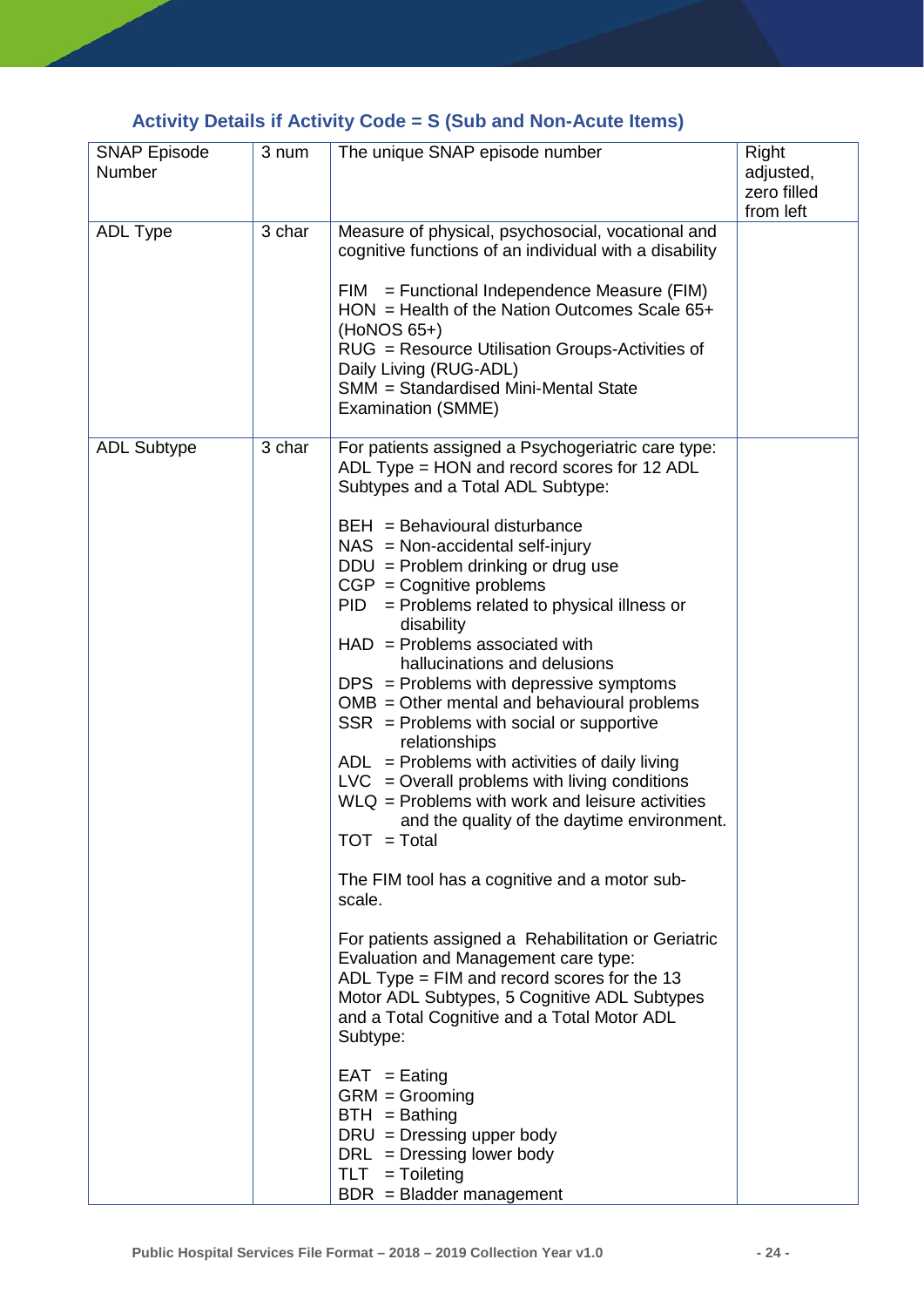### Activity Details if Activity Code = S (Sub and Non-Acute Items)

| | | | |
|---|---|---|---|
| SNAP Episode Number | 3 num | The unique SNAP episode number | Right adjusted, zero filled from left |
| ADL Type | 3 char | Measure of physical, psychosocial, vocational and cognitive functions of an individual with a disability<br><br>FIM = Functional Independence Measure (FIM)<br>HON = Health of the Nation Outcomes Scale 65+ (HoNOS 65+)<br>RUG = Resource Utilisation Groups-Activities of Daily Living (RUG-ADL)<br>SMM = Standardised Mini-Mental State Examination (SMME) | |
| ADL Subtype | 3 char | For patients assigned a Psychogeriatric care type: ADL Type = HON and record scores for 12 ADL Subtypes and a Total ADL Subtype:<br><br>BEH = Behavioural disturbance<br>NAS = Non-accidental self-injury<br>DDU = Problem drinking or drug use<br>CGP = Cognitive problems<br>PID = Problems related to physical illness or disability<br>HAD = Problems associated with hallucinations and delusions<br>DPS = Problems with depressive symptoms<br>OMB = Other mental and behavioural problems<br>SSR = Problems with social or supportive relationships<br>ADL = Problems with activities of daily living<br>LVC = Overall problems with living conditions<br>WLQ = Problems with work and leisure activities and the quality of the daytime environment.<br>TOT = Total<br><br>The FIM tool has a cognitive and a motor sub-scale.<br><br>For patients assigned a Rehabilitation or Geriatric Evaluation and Management care type: ADL Type = FIM and record scores for the 13 Motor ADL Subtypes, 5 Cognitive ADL Subtypes and a Total Cognitive and a Total Motor ADL Subtype:<br><br>EAT = Eating<br>GRM = Grooming<br>BTH = Bathing<br>DRU = Dressing upper body<br>DRL = Dressing lower body<br>TLT = Toileting<br>BDR = Bladder management | |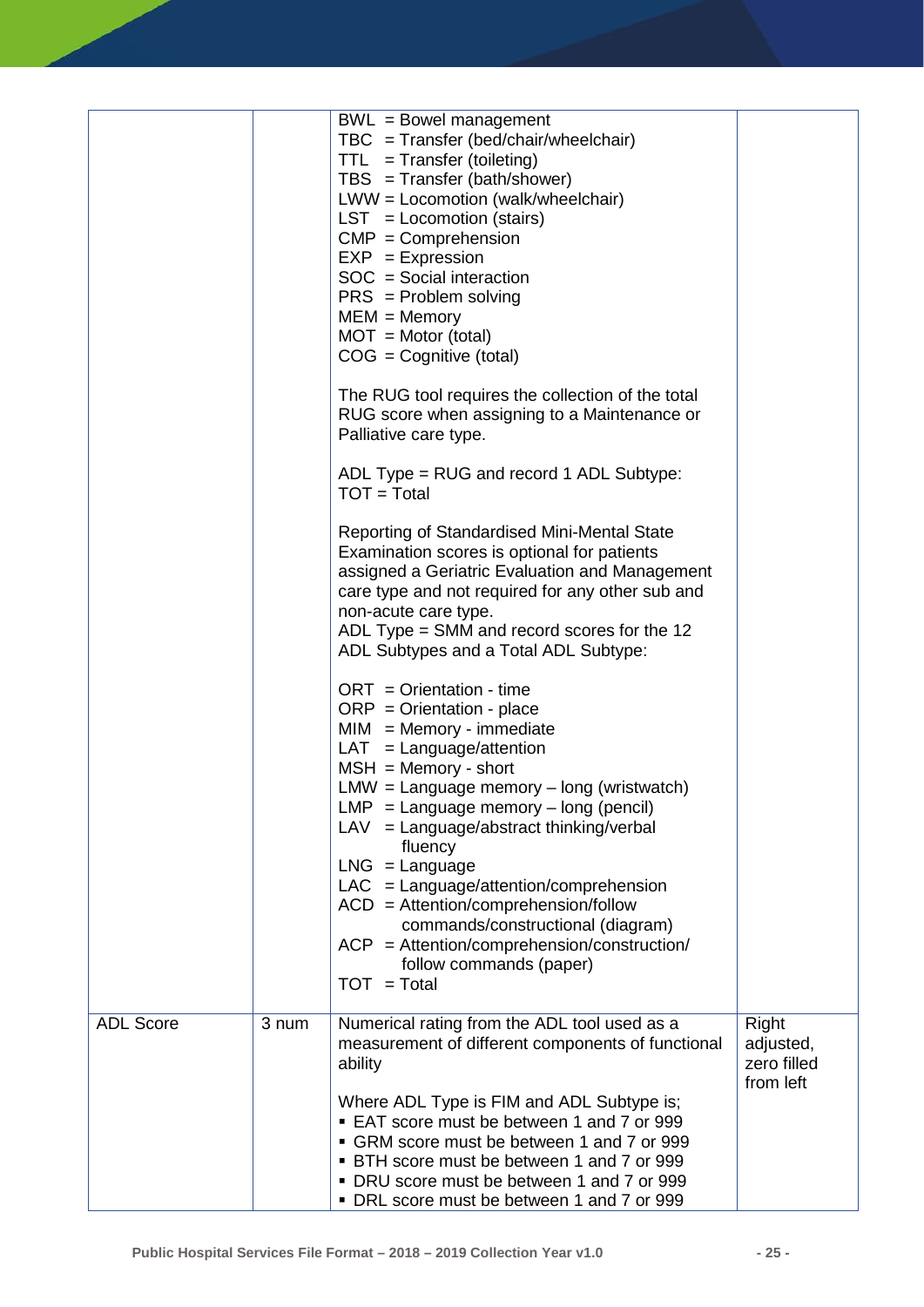| | | | |
|---|---|---|---|
| | | BWL = Bowel management<br>TBC = Transfer (bed/chair/wheelchair)<br>TTL = Transfer (toileting)<br>TBS = Transfer (bath/shower)<br>LWW = Locomotion (walk/wheelchair)<br>LST = Locomotion (stairs)<br>CMP = Comprehension<br>EXP = Expression<br>SOC = Social interaction<br>PRS = Problem solving<br>MEM = Memory<br>MOT = Motor (total)<br>COG = Cognitive (total)<br><br>The RUG tool requires the collection of the total RUG score when assigning to a Maintenance or Palliative care type.<br><br>ADL Type = RUG and record 1 ADL Subtype:<br>TOT = Total<br><br>Reporting of Standardised Mini-Mental State Examination scores is optional for patients assigned a Geriatric Evaluation and Management care type and not required for any other sub and non-acute care type.<br>ADL Type = SMM and record scores for the 12 ADL Subtypes and a Total ADL Subtype:<br><br>ORT = Orientation - time<br>ORP = Orientation - place<br>MIM = Memory - immediate<br>LAT = Language/attention<br>MSH = Memory - short<br>LMW = Language memory – long (wristwatch)<br>LMP = Language memory – long (pencil)<br>LAV = Language/abstract thinking/verbal fluency<br>LNG = Language<br>LAC = Language/attention/comprehension<br>ACD = Attention/comprehension/follow commands/constructional (diagram)<br>ACP = Attention/comprehension/construction/ follow commands (paper)<br>TOT = Total | |
| ADL Score | 3 num | Numerical rating from the ADL tool used as a measurement of different components of functional ability<br><br>Where ADL Type is FIM and ADL Subtype is;<br>▪ EAT score must be between 1 and 7 or 999<br>▪ GRM score must be between 1 and 7 or 999<br>▪ BTH score must be between 1 and 7 or 999<br>▪ DRU score must be between 1 and 7 or 999<br>▪ DRL score must be between 1 and 7 or 999 | Right adjusted, zero filled from left |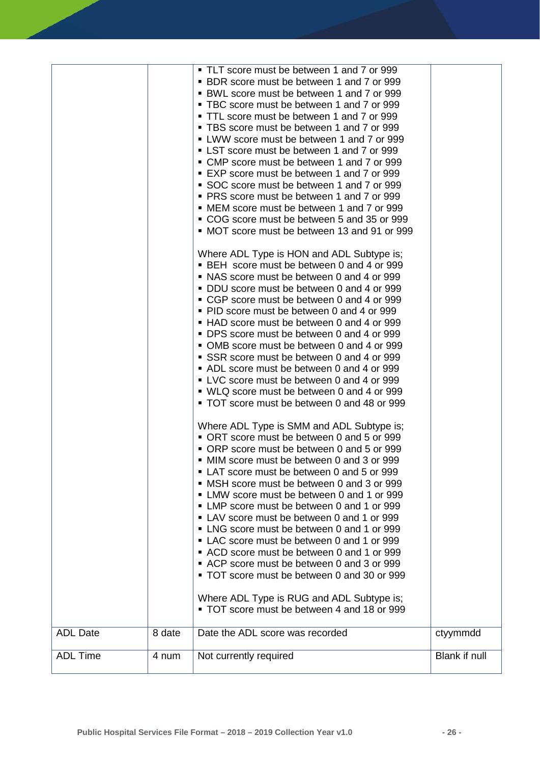|  |  | ▪ TLT score must be between 1 and 7 or 999<br>▪ BDR score must be between 1 and 7 or 999<br>▪ BWL score must be between 1 and 7 or 999<br>▪ TBC score must be between 1 and 7 or 999<br>▪ TTL score must be between 1 and 7 or 999<br>▪ TBS score must be between 1 and 7 or 999<br>▪ LWW score must be between 1 and 7 or 999<br>▪ LST score must be between 1 and 7 or 999<br>▪ CMP score must be between 1 and 7 or 999<br>▪ EXP score must be between 1 and 7 or 999<br>▪ SOC score must be between 1 and 7 or 999<br>▪ PRS score must be between 1 and 7 or 999<br>▪ MEM score must be between 1 and 7 or 999<br>▪ COG score must be between 5 and 35 or 999<br>▪ MOT score must be between 13 and 91 or 999<br><br>Where ADL Type is HON and ADL Subtype is;<br>▪ BEH score must be between 0 and 4 or 999<br>▪ NAS score must be between 0 and 4 or 999<br>▪ DDU score must be between 0 and 4 or 999<br>▪ CGP score must be between 0 and 4 or 999<br>▪ PID score must be between 0 and 4 or 999<br>▪ HAD score must be between 0 and 4 or 999<br>▪ DPS score must be between 0 and 4 or 999<br>▪ OMB score must be between 0 and 4 or 999<br>▪ SSR score must be between 0 and 4 or 999<br>▪ ADL score must be between 0 and 4 or 999<br>▪ LVC score must be between 0 and 4 or 999<br>▪ WLQ score must be between 0 and 4 or 999<br>▪ TOT score must be between 0 and 48 or 999<br><br>Where ADL Type is SMM and ADL Subtype is;<br>▪ ORT score must be between 0 and 5 or 999<br>▪ ORP score must be between 0 and 5 or 999<br>▪ MIM score must be between 0 and 3 or 999<br>▪ LAT score must be between 0 and 5 or 999<br>▪ MSH score must be between 0 and 3 or 999<br>▪ LMW score must be between 0 and 1 or 999<br>▪ LMP score must be between 0 and 1 or 999<br>▪ LAV score must be between 0 and 1 or 999<br>▪ LNG score must be between 0 and 1 or 999<br>▪ LAC score must be between 0 and 1 or 999<br>▪ ACD score must be between 0 and 1 or 999<br>▪ ACP score must be between 0 and 3 or 999<br>▪ TOT score must be between 0 and 30 or 999<br><br>Where ADL Type is RUG and ADL Subtype is;<br>▪ TOT score must be between 4 and 18 or 999 |  |
|---|---|---|---|
| ADL Date | 8 date | Date the ADL score was recorded | ctyymmdd |
| ADL Time | 4 num | Not currently required | Blank if null |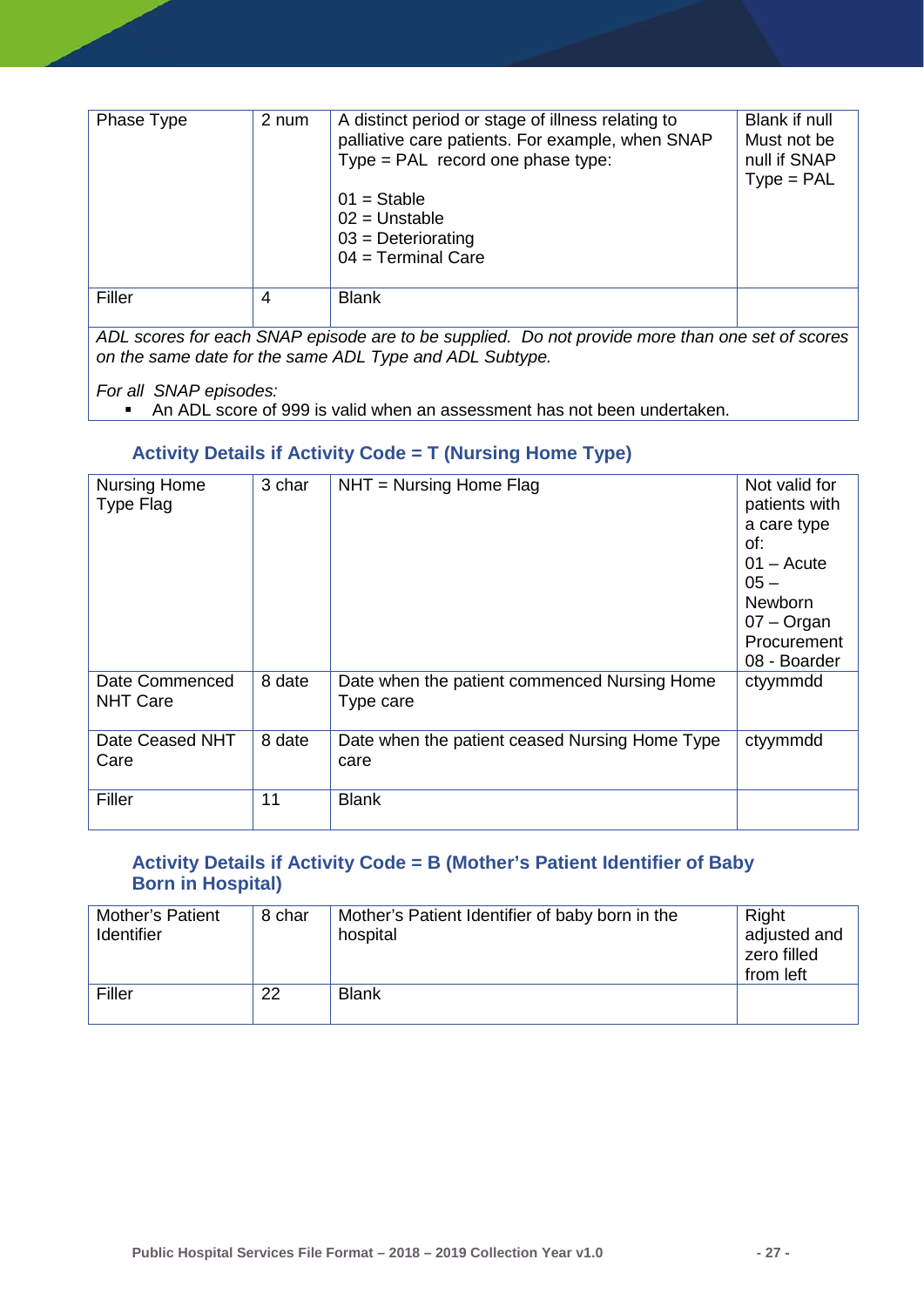| | | | |
|---|---|---|---|
| Phase Type | 2 num | A distinct period or stage of illness relating to palliative care patients. For example, when SNAP Type = PAL record one phase type:<br><br>01 = Stable<br>02 = Unstable<br>03 = Deteriorating<br>04 = Terminal Care | Blank if null<br>Must not be null if SNAP Type = PAL |
| Filler | 4 | Blank | |

*ADL scores for each SNAP episode are to be supplied. Do not provide more than one set of scores on the same date for the same ADL Type and ADL Subtype.*

*For all SNAP episodes:*

- An ADL score of 999 is valid when an assessment has not been undertaken.

### Activity Details if Activity Code = T (Nursing Home Type)

| | | | |
|---|---|---|---|
| Nursing Home Type Flag | 3 char | NHT = Nursing Home Flag | Not valid for patients with a care type of:<br>01 – Acute<br>05 – Newborn<br>07 – Organ Procurement<br>08 - Boarder |
| Date Commenced NHT Care | 8 date | Date when the patient commenced Nursing Home Type care | ctyymmdd |
| Date Ceased NHT Care | 8 date | Date when the patient ceased Nursing Home Type care | ctyymmdd |
| Filler | 11 | Blank | |

### Activity Details if Activity Code = B (Mother's Patient Identifier of Baby Born in Hospital)

| | | | |
|---|---|---|---|
| Mother's Patient Identifier | 8 char | Mother's Patient Identifier of baby born in the hospital | Right adjusted and zero filled from left |
| Filler | 22 | Blank | |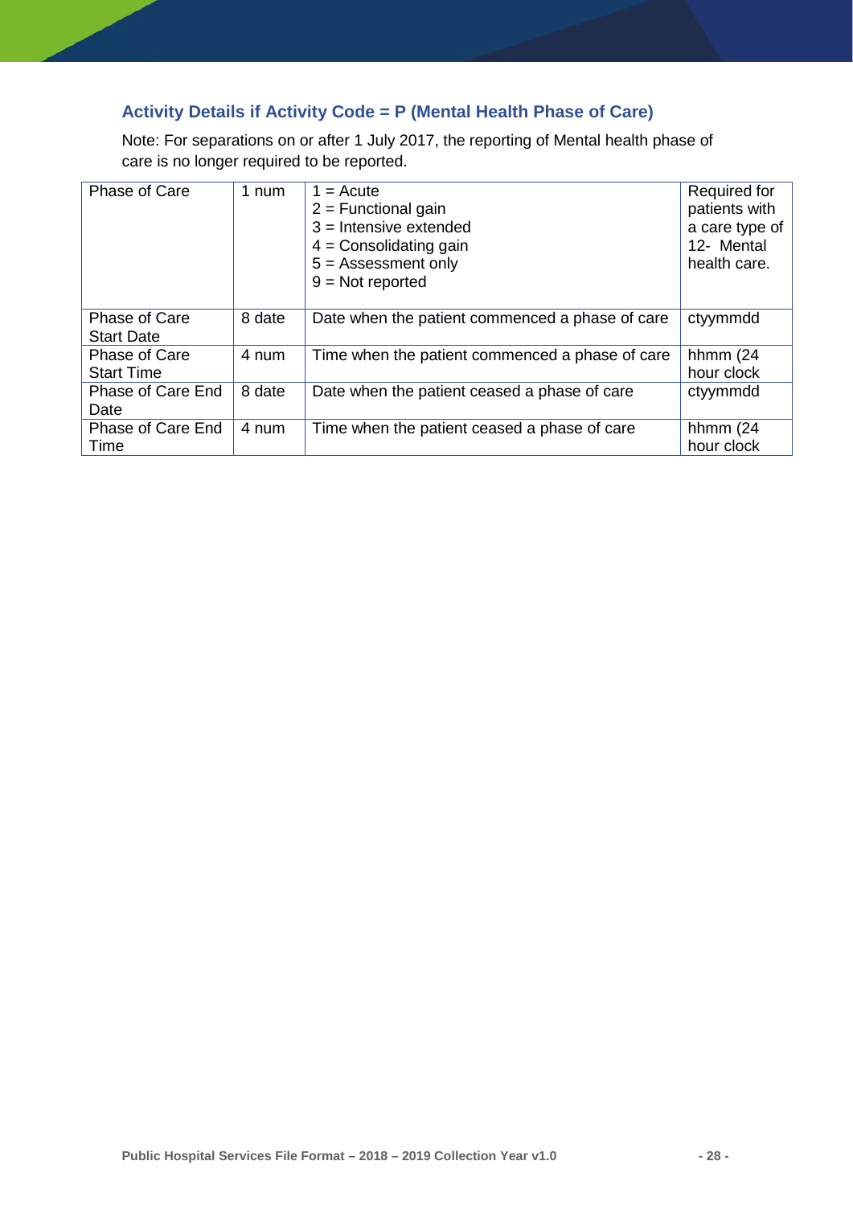### Activity Details if Activity Code = P (Mental Health Phase of Care)

Note: For separations on or after 1 July 2017, the reporting of Mental health phase of care is no longer required to be reported.

| Phase of Care | 1 num | 1 = Acute<br>2 = Functional gain<br>3 = Intensive extended<br>4 = Consolidating gain<br>5 = Assessment only<br>9 = Not reported | Required for patients with a care type of 12- Mental health care. |
|---|---|---|---|
| Phase of Care Start Date | 8 date | Date when the patient commenced a phase of care | ctyymmdd |
| Phase of Care Start Time | 4 num | Time when the patient commenced a phase of care | hhmm (24 hour clock |
| Phase of Care End Date | 8 date | Date when the patient ceased a phase of care | ctyymmdd |
| Phase of Care End Time | 4 num | Time when the patient ceased a phase of care | hhmm (24 hour clock |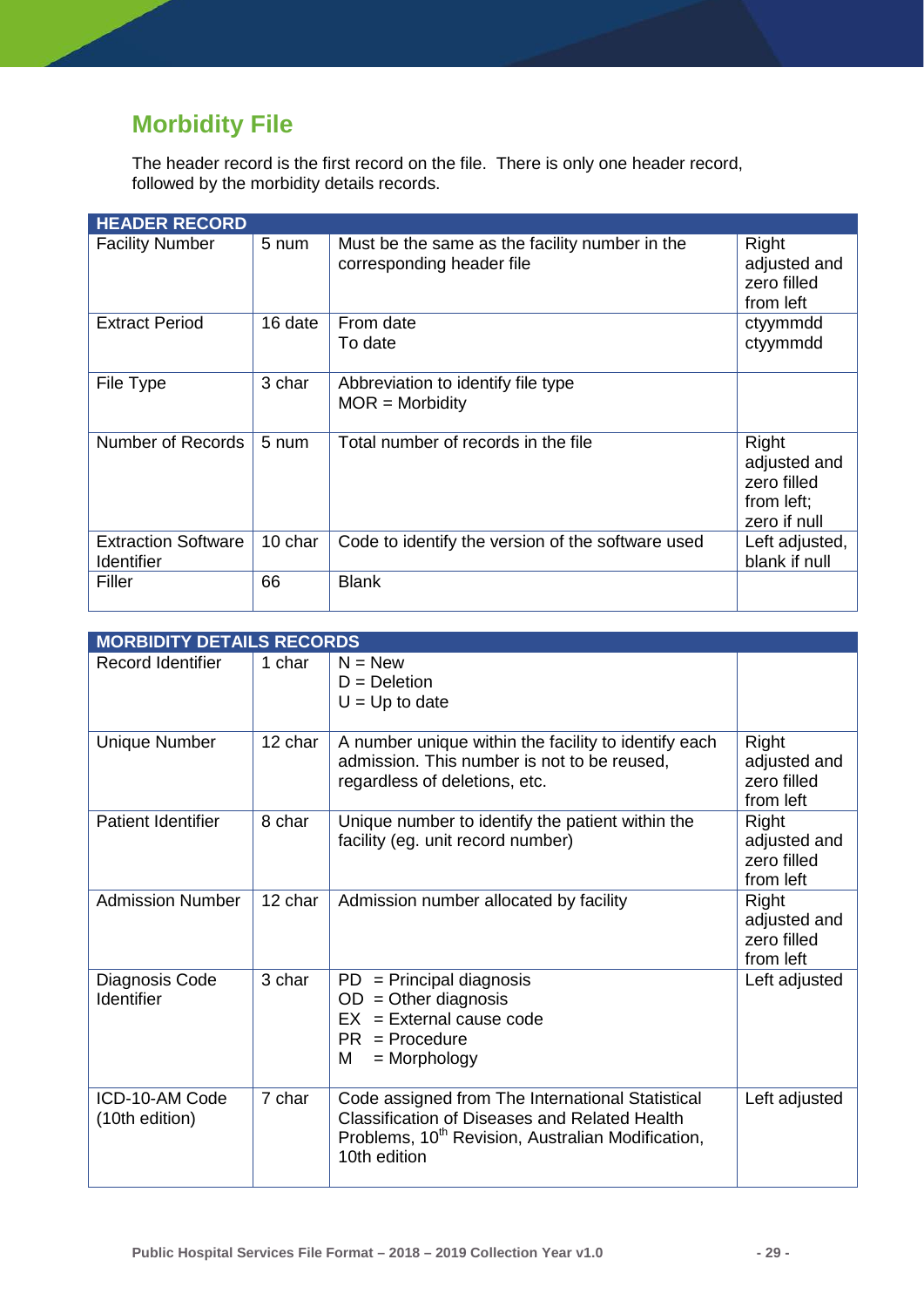## Morbidity File

The header record is the first record on the file. There is only one header record, followed by the morbidity details records.

| HEADER RECORD | | | |
|---|---|---|---|
| Facility Number | 5 num | Must be the same as the facility number in the corresponding header file | Right adjusted and zero filled from left |
| Extract Period | 16 date | From date<br>To date | ctyymmdd<br>ctyymmdd |
| File Type | 3 char | Abbreviation to identify file type<br>MOR = Morbidity | |
| Number of Records | 5 num | Total number of records in the file | Right adjusted and zero filled from left; zero if null |
| Extraction Software Identifier | 10 char | Code to identify the version of the software used | Left adjusted, blank if null |
| Filler | 66 | Blank | |

| MORBIDITY DETAILS RECORDS | | | |
|---|---|---|---|
| Record Identifier | 1 char | N = New<br>D = Deletion<br>U = Up to date | |
| Unique Number | 12 char | A number unique within the facility to identify each admission. This number is not to be reused, regardless of deletions, etc. | Right adjusted and zero filled from left |
| Patient Identifier | 8 char | Unique number to identify the patient within the facility (eg. unit record number) | Right adjusted and zero filled from left |
| Admission Number | 12 char | Admission number allocated by facility | Right adjusted and zero filled from left |
| Diagnosis Code Identifier | 3 char | PD = Principal diagnosis<br>OD = Other diagnosis<br>EX = External cause code<br>PR = Procedure<br>M = Morphology | Left adjusted |
| ICD-10-AM Code (10th edition) | 7 char | Code assigned from The International Statistical Classification of Diseases and Related Health Problems, 10th Revision, Australian Modification, 10th edition | Left adjusted |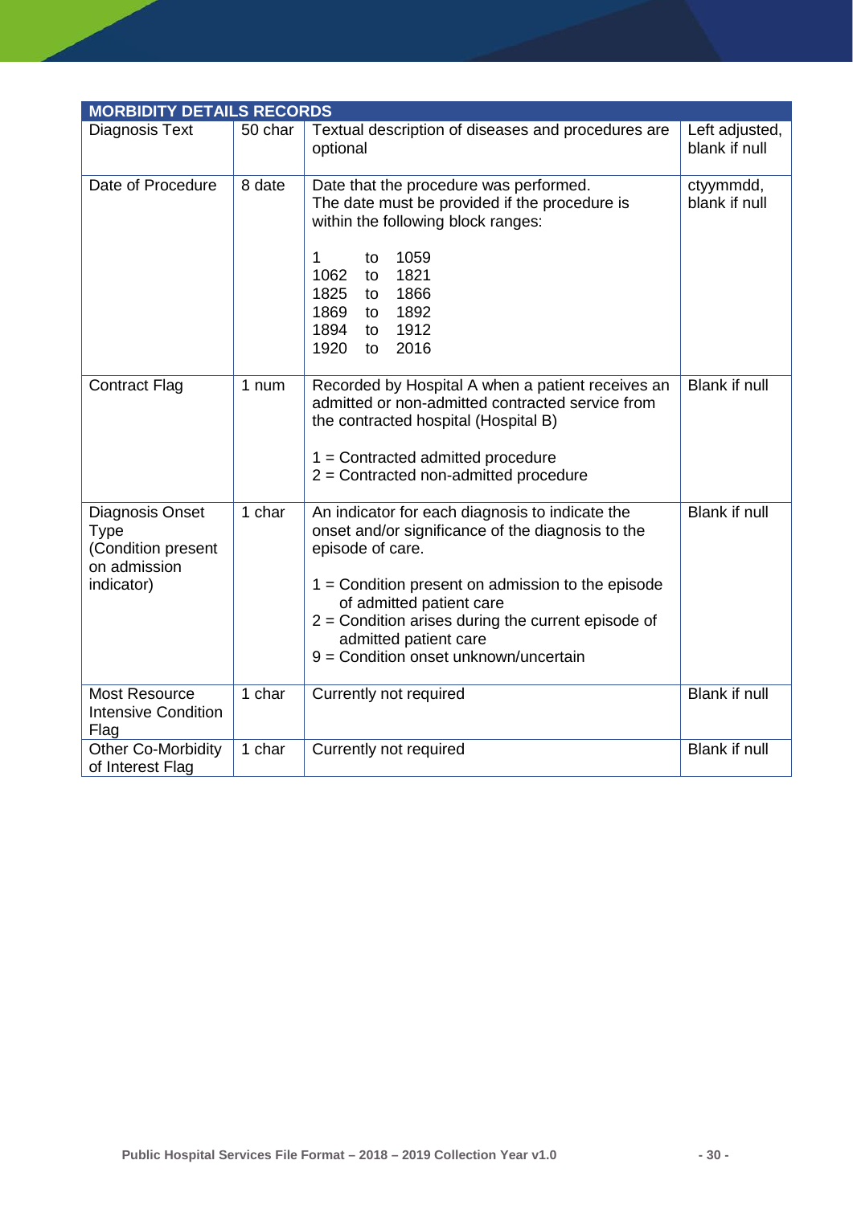| MORBIDITY DETAILS RECORDS | | | |
|---|---|---|---|
| Diagnosis Text | 50 char | Textual description of diseases and procedures are optional | Left adjusted, blank if null |
| Date of Procedure | 8 date | Date that the procedure was performed.<br>The date must be provided if the procedure is within the following block ranges:<br><br>1 to 1059<br>1062 to 1821<br>1825 to 1866<br>1869 to 1892<br>1894 to 1912<br>1920 to 2016 | ctyymmdd, blank if null |
| Contract Flag | 1 num | Recorded by Hospital A when a patient receives an admitted or non-admitted contracted service from the contracted hospital (Hospital B)<br><br>1 = Contracted admitted procedure<br>2 = Contracted non-admitted procedure | Blank if null |
| Diagnosis Onset Type (Condition present on admission indicator) | 1 char | An indicator for each diagnosis to indicate the onset and/or significance of the diagnosis to the episode of care.<br><br>1 = Condition present on admission to the episode of admitted patient care<br>2 = Condition arises during the current episode of admitted patient care<br>9 = Condition onset unknown/uncertain | Blank if null |
| Most Resource Intensive Condition Flag | 1 char | Currently not required | Blank if null |
| Other Co-Morbidity of Interest Flag | 1 char | Currently not required | Blank if null |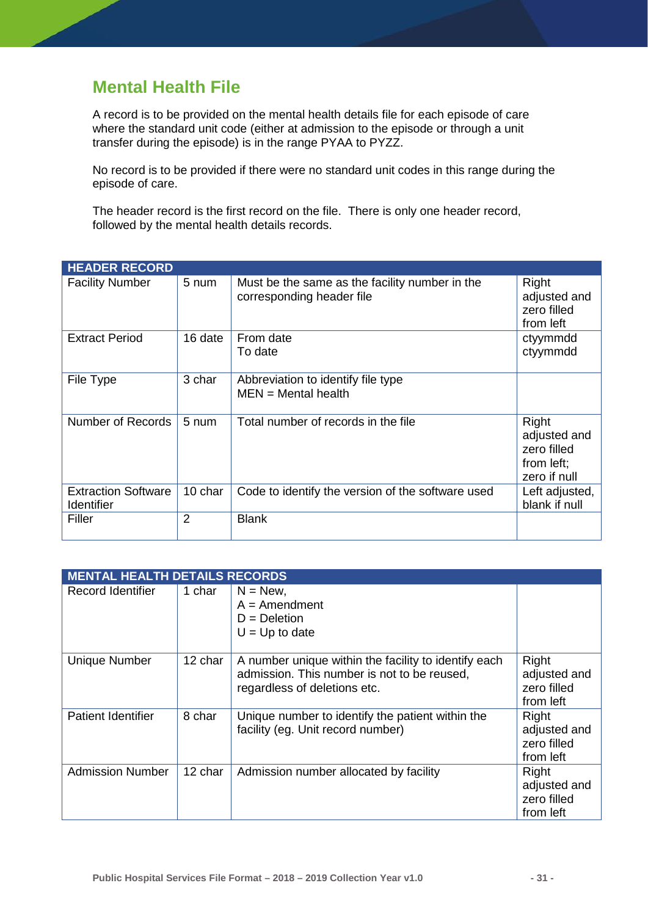## Mental Health File

A record is to be provided on the mental health details file for each episode of care where the standard unit code (either at admission to the episode or through a unit transfer during the episode) is in the range PYAA to PYZZ.

No record is to be provided if there were no standard unit codes in this range during the episode of care.

The header record is the first record on the file. There is only one header record, followed by the mental health details records.

| HEADER RECORD | | | |
|---|---|---|---|
| Facility Number | 5 num | Must be the same as the facility number in the corresponding header file | Right adjusted and zero filled from left |
| Extract Period | 16 date | From date<br>To date | ctyymmdd<br>ctyymmdd |
| File Type | 3 char | Abbreviation to identify file type<br>MEN = Mental health | |
| Number of Records | 5 num | Total number of records in the file | Right adjusted and zero filled from left; zero if null |
| Extraction Software Identifier | 10 char | Code to identify the version of the software used | Left adjusted, blank if null |
| Filler | 2 | Blank | |

| MENTAL HEALTH DETAILS RECORDS | | | |
|---|---|---|---|
| Record Identifier | 1 char | N = New,<br>A = Amendment<br>D = Deletion<br>U = Up to date | |
| Unique Number | 12 char | A number unique within the facility to identify each admission. This number is not to be reused, regardless of deletions etc. | Right adjusted and zero filled from left |
| Patient Identifier | 8 char | Unique number to identify the patient within the facility (eg. Unit record number) | Right adjusted and zero filled from left |
| Admission Number | 12 char | Admission number allocated by facility | Right adjusted and zero filled from left |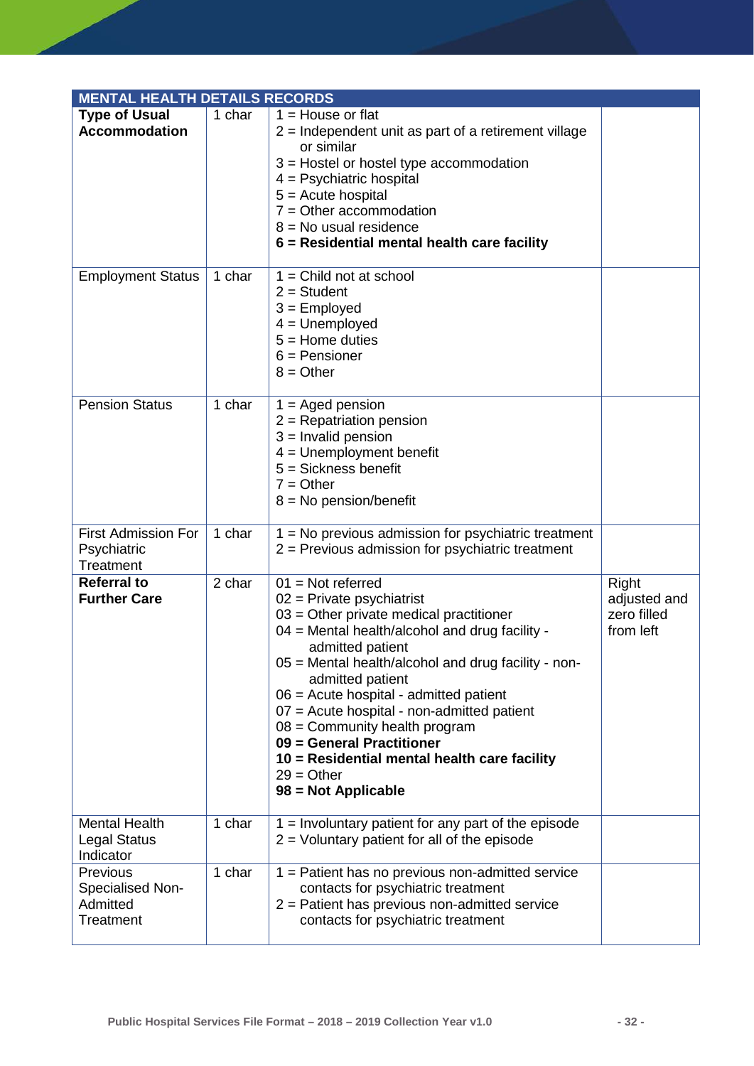| MENTAL HEALTH DETAILS RECORDS | | | |
|---|---|---|---|
| **Type of Usual Accommodation** | 1 char | 1 = House or flat<br>2 = Independent unit as part of a retirement village or similar<br>3 = Hostel or hostel type accommodation<br>4 = Psychiatric hospital<br>5 = Acute hospital<br>7 = Other accommodation<br>8 = No usual residence<br>**6 = Residential mental health care facility** | |
| Employment Status | 1 char | 1 = Child not at school<br>2 = Student<br>3 = Employed<br>4 = Unemployed<br>5 = Home duties<br>6 = Pensioner<br>8 = Other | |
| Pension Status | 1 char | 1 = Aged pension<br>2 = Repatriation pension<br>3 = Invalid pension<br>4 = Unemployment benefit<br>5 = Sickness benefit<br>7 = Other<br>8 = No pension/benefit | |
| First Admission For Psychiatric Treatment | 1 char | 1 = No previous admission for psychiatric treatment<br>2 = Previous admission for psychiatric treatment | |
| **Referral to Further Care** | 2 char | 01 = Not referred<br>02 = Private psychiatrist<br>03 = Other private medical practitioner<br>04 = Mental health/alcohol and drug facility - admitted patient<br>05 = Mental health/alcohol and drug facility - non-admitted patient<br>06 = Acute hospital - admitted patient<br>07 = Acute hospital - non-admitted patient<br>08 = Community health program<br>**09 = General Practitioner**<br>**10 = Residential mental health care facility**<br>29 = Other<br>**98 = Not Applicable** | Right adjusted and zero filled from left |
| Mental Health Legal Status Indicator | 1 char | 1 = Involuntary patient for any part of the episode<br>2 = Voluntary patient for all of the episode | |
| Previous Specialised Non-Admitted Treatment | 1 char | 1 = Patient has no previous non-admitted service contacts for psychiatric treatment<br>2 = Patient has previous non-admitted service contacts for psychiatric treatment | |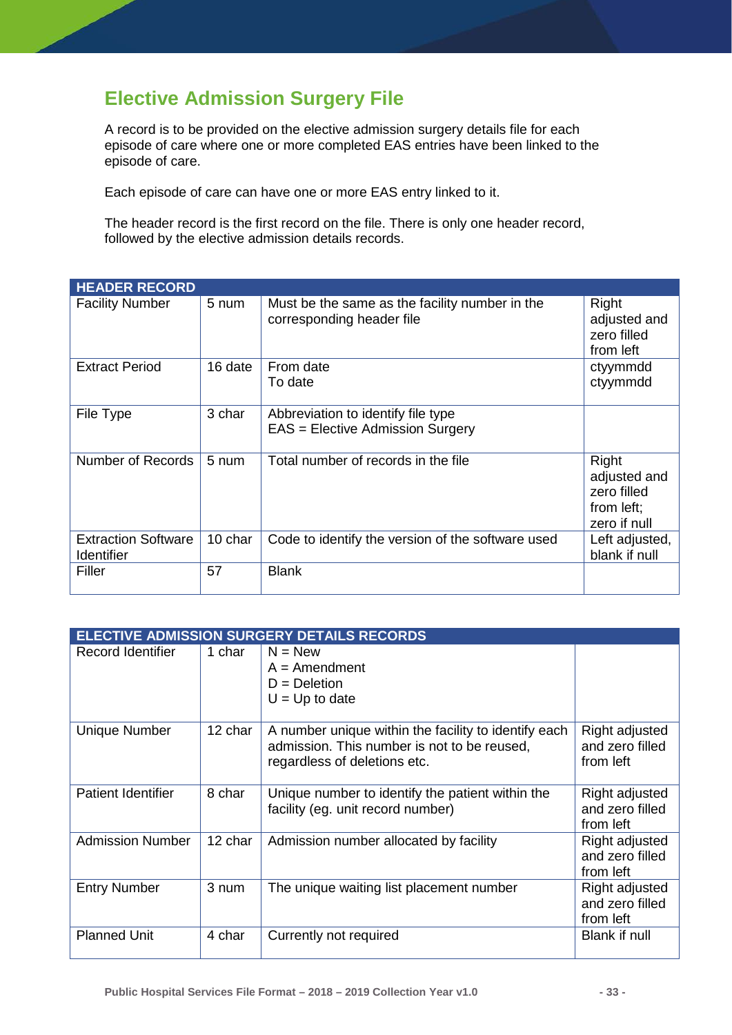## Elective Admission Surgery File

A record is to be provided on the elective admission surgery details file for each episode of care where one or more completed EAS entries have been linked to the episode of care.

Each episode of care can have one or more EAS entry linked to it.

The header record is the first record on the file. There is only one header record, followed by the elective admission details records.

| HEADER RECORD | | | |
|---|---|---|---|
| Facility Number | 5 num | Must be the same as the facility number in the corresponding header file | Right adjusted and zero filled from left |
| Extract Period | 16 date | From date<br>To date | ctyymmdd<br>ctyymmdd |
| File Type | 3 char | Abbreviation to identify file type<br>EAS = Elective Admission Surgery | |
| Number of Records | 5 num | Total number of records in the file | Right adjusted and zero filled from left; zero if null |
| Extraction Software Identifier | 10 char | Code to identify the version of the software used | Left adjusted, blank if null |
| Filler | 57 | Blank | |

| ELECTIVE ADMISSION SURGERY DETAILS RECORDS | | | |
|---|---|---|---|
| Record Identifier | 1 char | N = New<br>A = Amendment<br>D = Deletion<br>U = Up to date | |
| Unique Number | 12 char | A number unique within the facility to identify each admission. This number is not to be reused, regardless of deletions etc. | Right adjusted and zero filled from left |
| Patient Identifier | 8 char | Unique number to identify the patient within the facility (eg. unit record number) | Right adjusted and zero filled from left |
| Admission Number | 12 char | Admission number allocated by facility | Right adjusted and zero filled from left |
| Entry Number | 3 num | The unique waiting list placement number | Right adjusted and zero filled from left |
| Planned Unit | 4 char | Currently not required | Blank if null |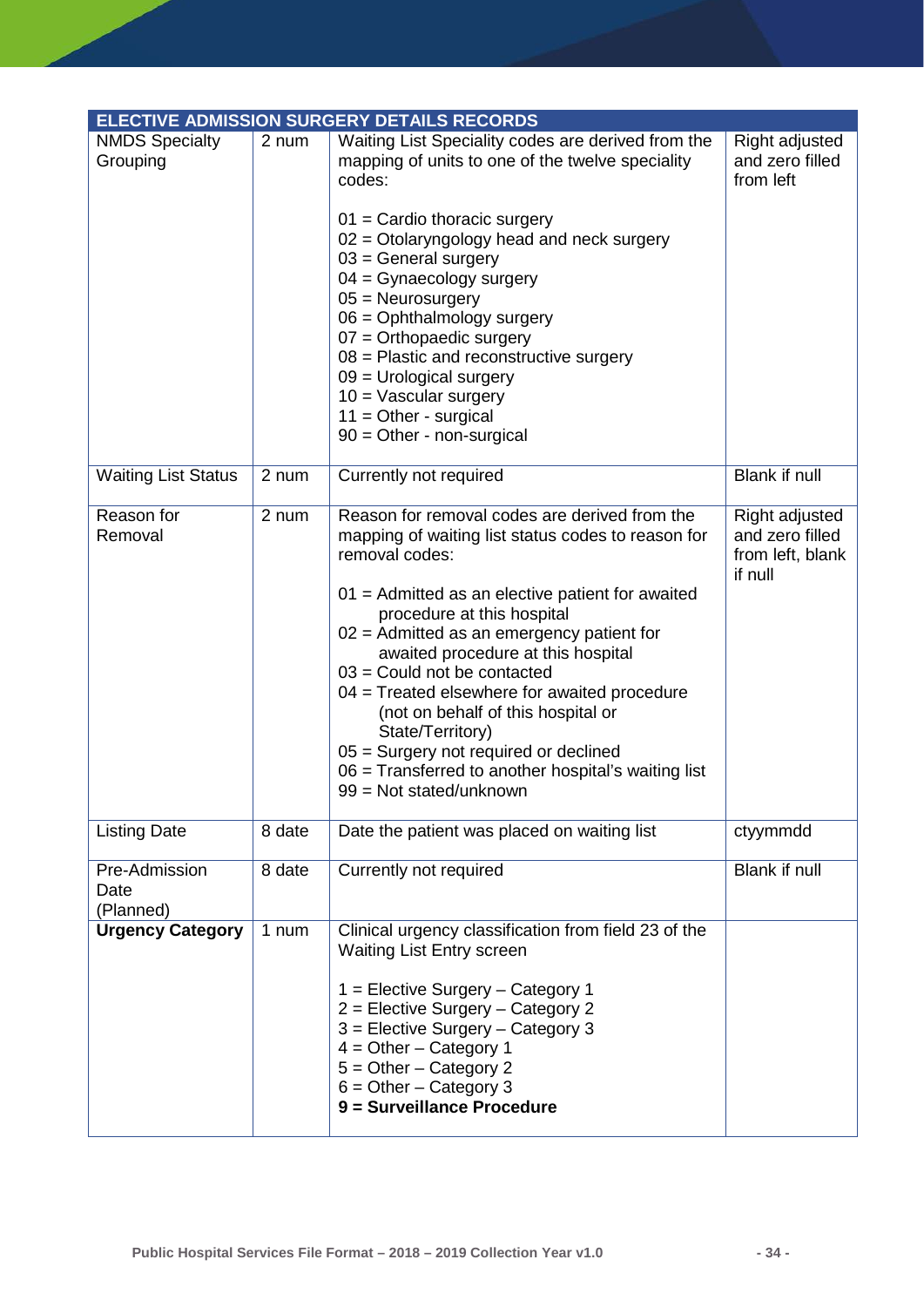| ELECTIVE ADMISSION SURGERY DETAILS RECORDS | | | |
|---|---|---|---|
| NMDS Specialty Grouping | 2 num | Waiting List Speciality codes are derived from the mapping of units to one of the twelve speciality codes:<br><br>01 = Cardio thoracic surgery<br>02 = Otolaryngology head and neck surgery<br>03 = General surgery<br>04 = Gynaecology surgery<br>05 = Neurosurgery<br>06 = Ophthalmology surgery<br>07 = Orthopaedic surgery<br>08 = Plastic and reconstructive surgery<br>09 = Urological surgery<br>10 = Vascular surgery<br>11 = Other - surgical<br>90 = Other - non-surgical | Right adjusted and zero filled from left |
| Waiting List Status | 2 num | Currently not required | Blank if null |
| Reason for Removal | 2 num | Reason for removal codes are derived from the mapping of waiting list status codes to reason for removal codes:<br><br>01 = Admitted as an elective patient for awaited procedure at this hospital<br>02 = Admitted as an emergency patient for awaited procedure at this hospital<br>03 = Could not be contacted<br>04 = Treated elsewhere for awaited procedure (not on behalf of this hospital or State/Territory)<br>05 = Surgery not required or declined<br>06 = Transferred to another hospital's waiting list<br>99 = Not stated/unknown | Right adjusted and zero filled from left, blank if null |
| Listing Date | 8 date | Date the patient was placed on waiting list | ctyymmdd |
| Pre-Admission Date (Planned) | 8 date | Currently not required | Blank if null |
| **Urgency Category** | 1 num | Clinical urgency classification from field 23 of the Waiting List Entry screen<br><br>1 = Elective Surgery – Category 1<br>2 = Elective Surgery – Category 2<br>3 = Elective Surgery – Category 3<br>4 = Other – Category 1<br>5 = Other – Category 2<br>6 = Other – Category 3<br>**9 = Surveillance Procedure** | |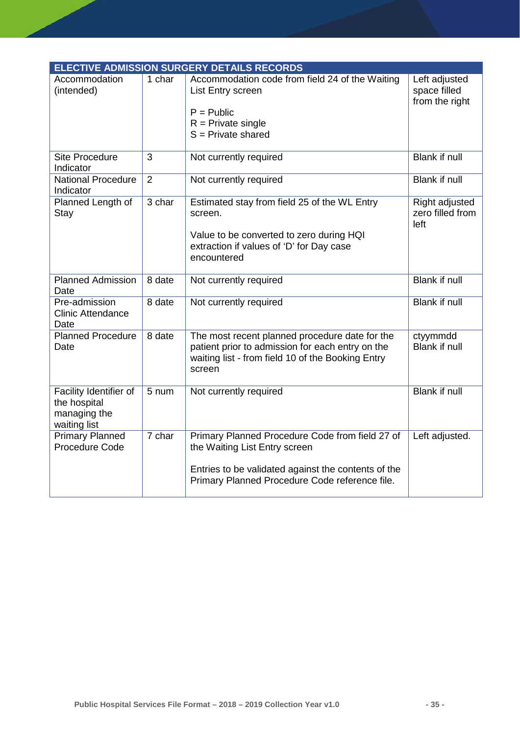| ELECTIVE ADMISSION SURGERY DETAILS RECORDS | | | |
|---|---|---|---|
| Accommodation (intended) | 1 char | Accommodation code from field 24 of the Waiting List Entry screen<br><br>P = Public<br>R = Private single<br>S = Private shared | Left adjusted space filled from the right |
| Site Procedure Indicator | 3 | Not currently required | Blank if null |
| National Procedure Indicator | 2 | Not currently required | Blank if null |
| Planned Length of Stay | 3 char | Estimated stay from field 25 of the WL Entry screen.<br><br>Value to be converted to zero during HQI extraction if values of 'D' for Day case encountered | Right adjusted zero filled from left |
| Planned Admission Date | 8 date | Not currently required | Blank if null |
| Pre-admission Clinic Attendance Date | 8 date | Not currently required | Blank if null |
| Planned Procedure Date | 8 date | The most recent planned procedure date for the patient prior to admission for each entry on the waiting list - from field 10 of the Booking Entry screen | ctyymmdd<br>Blank if null |
| Facility Identifier of the hospital managing the waiting list | 5 num | Not currently required | Blank if null |
| Primary Planned Procedure Code | 7 char | Primary Planned Procedure Code from field 27 of the Waiting List Entry screen<br><br>Entries to be validated against the contents of the Primary Planned Procedure Code reference file. | Left adjusted. |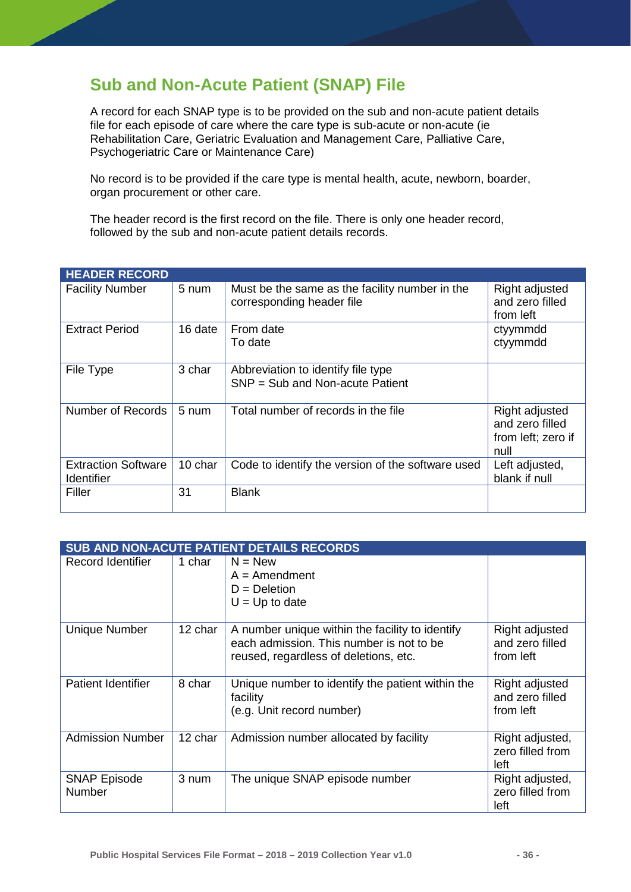## Sub and Non-Acute Patient (SNAP) File

A record for each SNAP type is to be provided on the sub and non-acute patient details file for each episode of care where the care type is sub-acute or non-acute (ie Rehabilitation Care, Geriatric Evaluation and Management Care, Palliative Care, Psychogeriatric Care or Maintenance Care)

No record is to be provided if the care type is mental health, acute, newborn, boarder, organ procurement or other care.

The header record is the first record on the file. There is only one header record, followed by the sub and non-acute patient details records.

| HEADER RECORD | | | |
|---|---|---|---|
| Facility Number | 5 num | Must be the same as the facility number in the corresponding header file | Right adjusted and zero filled from left |
| Extract Period | 16 date | From date<br>To date | ctyymmdd<br>ctyymmdd |
| File Type | 3 char | Abbreviation to identify file type<br>SNP = Sub and Non-acute Patient | |
| Number of Records | 5 num | Total number of records in the file | Right adjusted and zero filled from left; zero if null |
| Extraction Software Identifier | 10 char | Code to identify the version of the software used | Left adjusted, blank if null |
| Filler | 31 | Blank | |

| SUB AND NON-ACUTE PATIENT DETAILS RECORDS | | | |
|---|---|---|---|
| Record Identifier | 1 char | N = New<br>A = Amendment<br>D = Deletion<br>U = Up to date | |
| Unique Number | 12 char | A number unique within the facility to identify each admission. This number is not to be reused, regardless of deletions, etc. | Right adjusted and zero filled from left |
| Patient Identifier | 8 char | Unique number to identify the patient within the facility<br>(e.g. Unit record number) | Right adjusted and zero filled from left |
| Admission Number | 12 char | Admission number allocated by facility | Right adjusted, zero filled from left |
| SNAP Episode Number | 3 num | The unique SNAP episode number | Right adjusted, zero filled from left |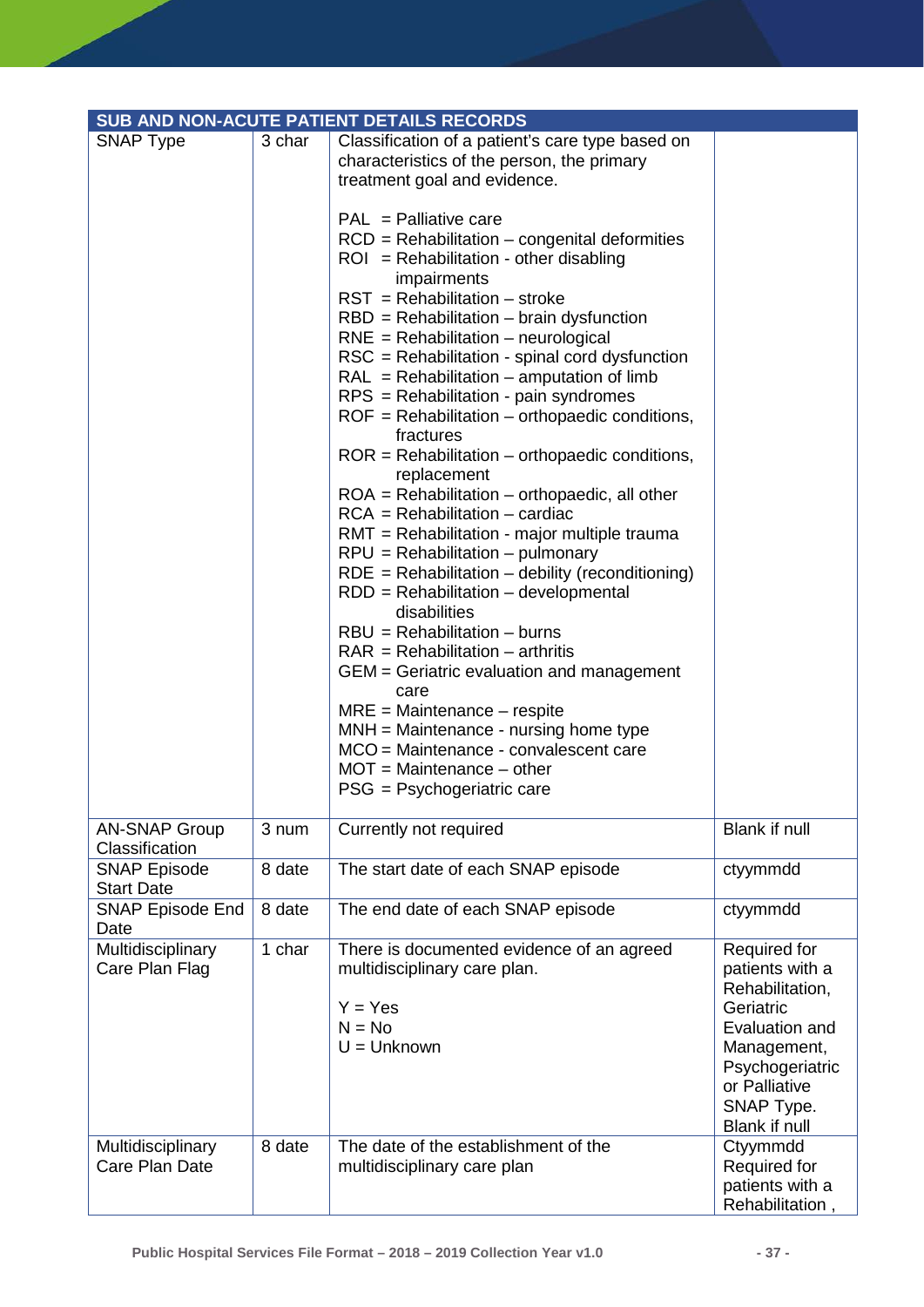| SUB AND NON-ACUTE PATIENT DETAILS RECORDS | | | |
|---|---|---|---|
| SNAP Type | 3 char | Classification of a patient's care type based on characteristics of the person, the primary treatment goal and evidence.<br><br>PAL = Palliative care<br>RCD = Rehabilitation – congenital deformities<br>ROI = Rehabilitation - other disabling impairments<br>RST = Rehabilitation – stroke<br>RBD = Rehabilitation – brain dysfunction<br>RNE = Rehabilitation – neurological<br>RSC = Rehabilitation - spinal cord dysfunction<br>RAL = Rehabilitation – amputation of limb<br>RPS = Rehabilitation - pain syndromes<br>ROF = Rehabilitation – orthopaedic conditions, fractures<br>ROR = Rehabilitation – orthopaedic conditions, replacement<br>ROA = Rehabilitation – orthopaedic, all other<br>RCA = Rehabilitation – cardiac<br>RMT = Rehabilitation - major multiple trauma<br>RPU = Rehabilitation – pulmonary<br>RDE = Rehabilitation – debility (reconditioning)<br>RDD = Rehabilitation – developmental disabilities<br>RBU = Rehabilitation – burns<br>RAR = Rehabilitation – arthritis<br>GEM = Geriatric evaluation and management care<br>MRE = Maintenance – respite<br>MNH = Maintenance - nursing home type<br>MCO = Maintenance - convalescent care<br>MOT = Maintenance – other<br>PSG = Psychogeriatric care | |
| AN-SNAP Group Classification | 3 num | Currently not required | Blank if null |
| SNAP Episode Start Date | 8 date | The start date of each SNAP episode | ctyymmdd |
| SNAP Episode End Date | 8 date | The end date of each SNAP episode | ctyymmdd |
| Multidisciplinary Care Plan Flag | 1 char | There is documented evidence of an agreed multidisciplinary care plan.<br><br>Y = Yes<br>N = No<br>U = Unknown | Required for patients with a Rehabilitation, Geriatric Evaluation and Management, Psychogeriatric or Palliative SNAP Type. Blank if null |
| Multidisciplinary Care Plan Date | 8 date | The date of the establishment of the multidisciplinary care plan | Ctyymmdd Required for patients with a Rehabilitation , |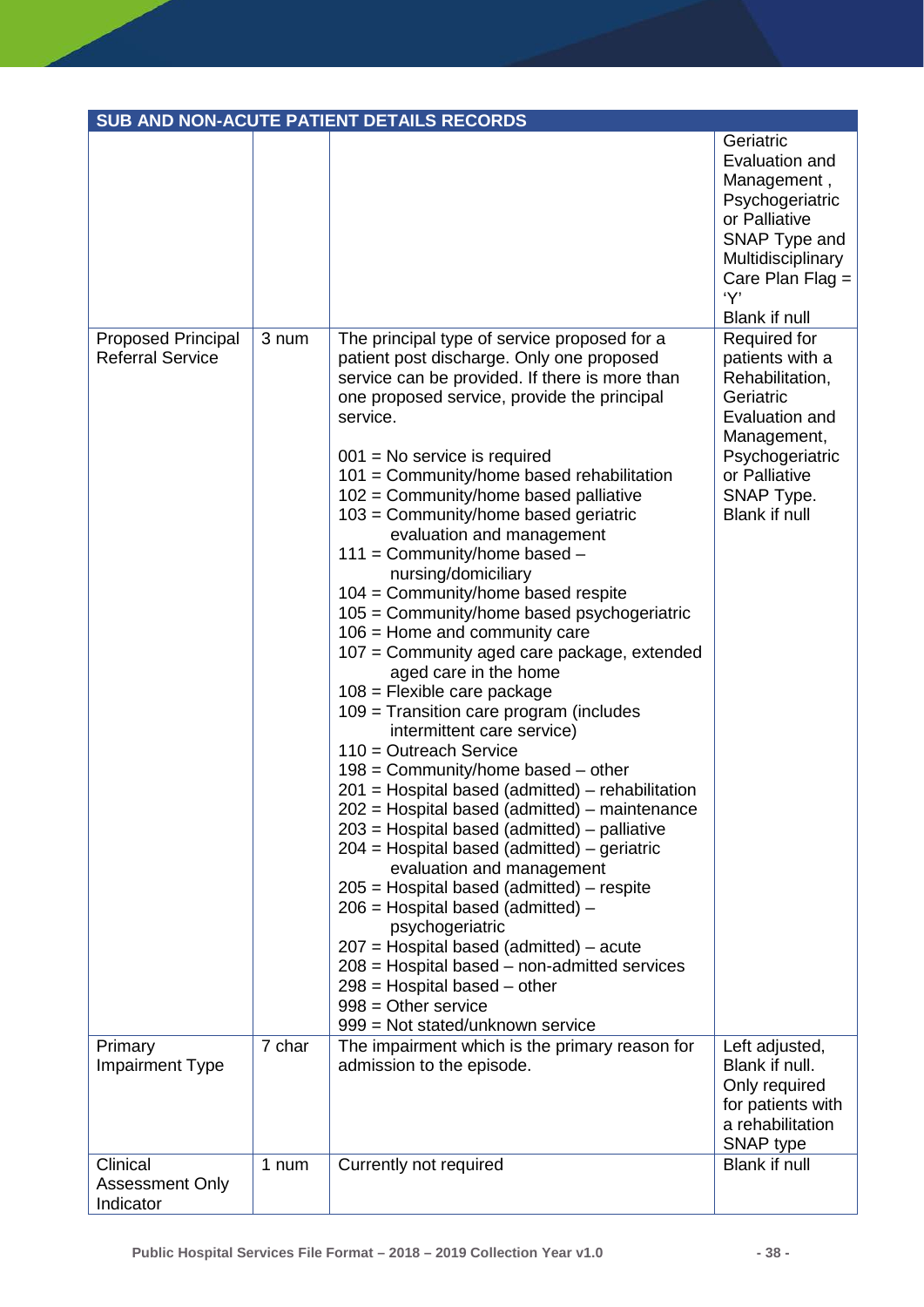| SUB AND NON-ACUTE PATIENT DETAILS RECORDS | | | |
|---|---|---|---|
| | | | Geriatric Evaluation and Management , Psychogeriatric or Palliative SNAP Type and Multidisciplinary Care Plan Flag = 'Y'<br>Blank if null |
| Proposed Principal Referral Service | 3 num | The principal type of service proposed for a patient post discharge. Only one proposed service can be provided. If there is more than one proposed service, provide the principal service.<br><br>001 = No service is required<br>101 = Community/home based rehabilitation<br>102 = Community/home based palliative<br>103 = Community/home based geriatric evaluation and management<br>111 = Community/home based – nursing/domiciliary<br>104 = Community/home based respite<br>105 = Community/home based psychogeriatric<br>106 = Home and community care<br>107 = Community aged care package, extended aged care in the home<br>108 = Flexible care package<br>109 = Transition care program (includes intermittent care service)<br>110 = Outreach Service<br>198 = Community/home based – other<br>201 = Hospital based (admitted) – rehabilitation<br>202 = Hospital based (admitted) – maintenance<br>203 = Hospital based (admitted) – palliative<br>204 = Hospital based (admitted) – geriatric evaluation and management<br>205 = Hospital based (admitted) – respite<br>206 = Hospital based (admitted) – psychogeriatric<br>207 = Hospital based (admitted) – acute<br>208 = Hospital based – non-admitted services<br>298 = Hospital based – other<br>998 = Other service<br>999 = Not stated/unknown service | Required for patients with a Rehabilitation, Geriatric Evaluation and Management, Psychogeriatric or Palliative SNAP Type.<br>Blank if null |
| Primary Impairment Type | 7 char | The impairment which is the primary reason for admission to the episode. | Left adjusted, Blank if null. Only required for patients with a rehabilitation SNAP type |
| Clinical Assessment Only Indicator | 1 num | Currently not required | Blank if null |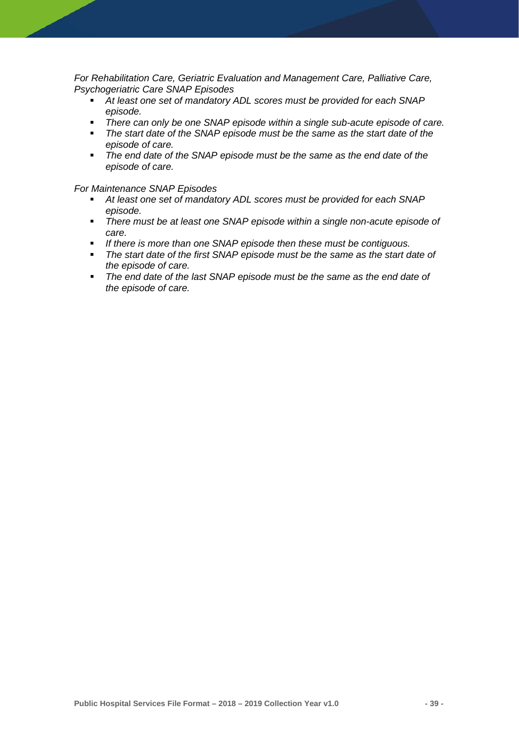*For Rehabilitation Care, Geriatric Evaluation and Management Care, Palliative Care, Psychogeriatric Care SNAP Episodes*

- *At least one set of mandatory ADL scores must be provided for each SNAP episode.*
- *There can only be one SNAP episode within a single sub-acute episode of care.*
- *The start date of the SNAP episode must be the same as the start date of the episode of care.*
- *The end date of the SNAP episode must be the same as the end date of the episode of care.*

*For Maintenance SNAP Episodes*

- *At least one set of mandatory ADL scores must be provided for each SNAP episode.*
- *There must be at least one SNAP episode within a single non-acute episode of care.*
- *If there is more than one SNAP episode then these must be contiguous.*
- *The start date of the first SNAP episode must be the same as the start date of the episode of care.*
- *The end date of the last SNAP episode must be the same as the end date of the episode of care.*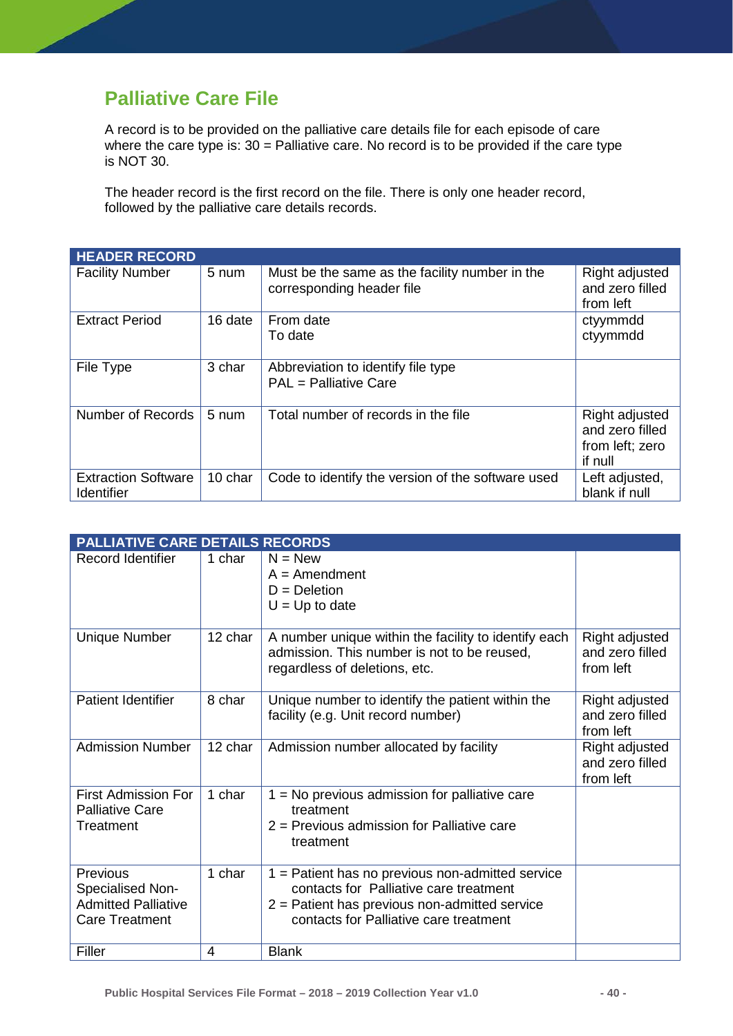## Palliative Care File

A record is to be provided on the palliative care details file for each episode of care where the care type is: 30 = Palliative care. No record is to be provided if the care type is NOT 30.

The header record is the first record on the file. There is only one header record, followed by the palliative care details records.

| HEADER RECORD | | | |
|---|---|---|---|
| Facility Number | 5 num | Must be the same as the facility number in the corresponding header file | Right adjusted and zero filled from left |
| Extract Period | 16 date | From date<br>To date | ctyymmdd<br>ctyymmdd |
| File Type | 3 char | Abbreviation to identify file type<br>PAL = Palliative Care | |
| Number of Records | 5 num | Total number of records in the file | Right adjusted and zero filled from left; zero if null |
| Extraction Software Identifier | 10 char | Code to identify the version of the software used | Left adjusted, blank if null |

| PALLIATIVE CARE DETAILS RECORDS | | | |
|---|---|---|---|
| Record Identifier | 1 char | N = New<br>A = Amendment<br>D = Deletion<br>U = Up to date | |
| Unique Number | 12 char | A number unique within the facility to identify each admission. This number is not to be reused, regardless of deletions, etc. | Right adjusted and zero filled from left |
| Patient Identifier | 8 char | Unique number to identify the patient within the facility (e.g. Unit record number) | Right adjusted and zero filled from left |
| Admission Number | 12 char | Admission number allocated by facility | Right adjusted and zero filled from left |
| First Admission For Palliative Care Treatment | 1 char | 1 = No previous admission for palliative care treatment<br>2 = Previous admission for Palliative care treatment | |
| Previous Specialised Non-Admitted Palliative Care Treatment | 1 char | 1 = Patient has no previous non-admitted service contacts for Palliative care treatment<br>2 = Patient has previous non-admitted service contacts for Palliative care treatment | |
| Filler | 4 | Blank | |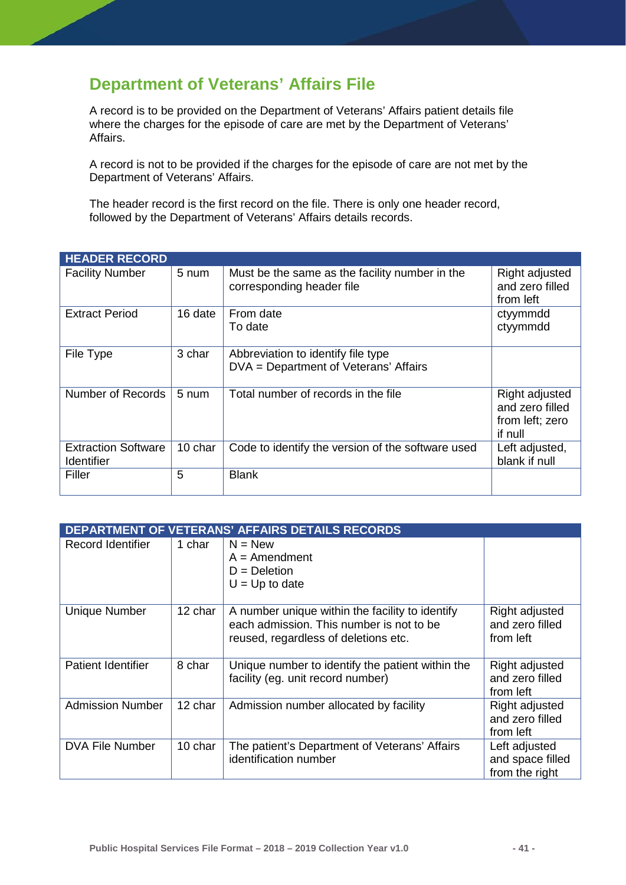## Department of Veterans' Affairs File

A record is to be provided on the Department of Veterans' Affairs patient details file where the charges for the episode of care are met by the Department of Veterans' Affairs.

A record is not to be provided if the charges for the episode of care are not met by the Department of Veterans' Affairs.

The header record is the first record on the file. There is only one header record, followed by the Department of Veterans' Affairs details records.

| HEADER RECORD | | | |
|---|---|---|---|
| Facility Number | 5 num | Must be the same as the facility number in the corresponding header file | Right adjusted and zero filled from left |
| Extract Period | 16 date | From date<br>To date | ctyymmdd<br>ctyymmdd |
| File Type | 3 char | Abbreviation to identify file type<br>DVA = Department of Veterans' Affairs | |
| Number of Records | 5 num | Total number of records in the file | Right adjusted and zero filled from left; zero if null |
| Extraction Software Identifier | 10 char | Code to identify the version of the software used | Left adjusted, blank if null |
| Filler | 5 | Blank | |

| DEPARTMENT OF VETERANS' AFFAIRS DETAILS RECORDS | | | |
|---|---|---|---|
| Record Identifier | 1 char | N = New<br>A = Amendment<br>D = Deletion<br>U = Up to date | |
| Unique Number | 12 char | A number unique within the facility to identify each admission. This number is not to be reused, regardless of deletions etc. | Right adjusted and zero filled from left |
| Patient Identifier | 8 char | Unique number to identify the patient within the facility (eg. unit record number) | Right adjusted and zero filled from left |
| Admission Number | 12 char | Admission number allocated by facility | Right adjusted and zero filled from left |
| DVA File Number | 10 char | The patient's Department of Veterans' Affairs identification number | Left adjusted and space filled from the right |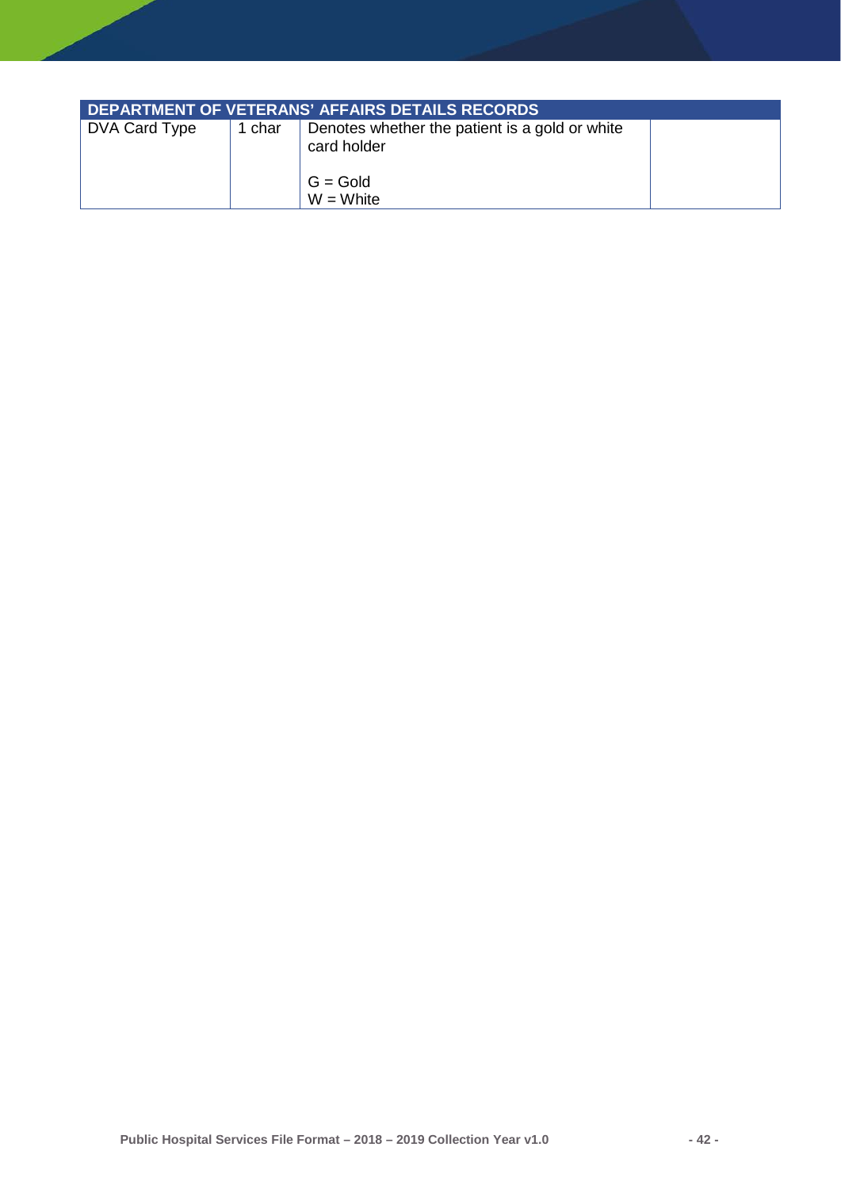| DEPARTMENT OF VETERANS' AFFAIRS DETAILS RECORDS | | | |
|---|---|---|---|
| DVA Card Type | 1 char | Denotes whether the patient is a gold or white card holder<br><br>G = Gold<br>W = White | |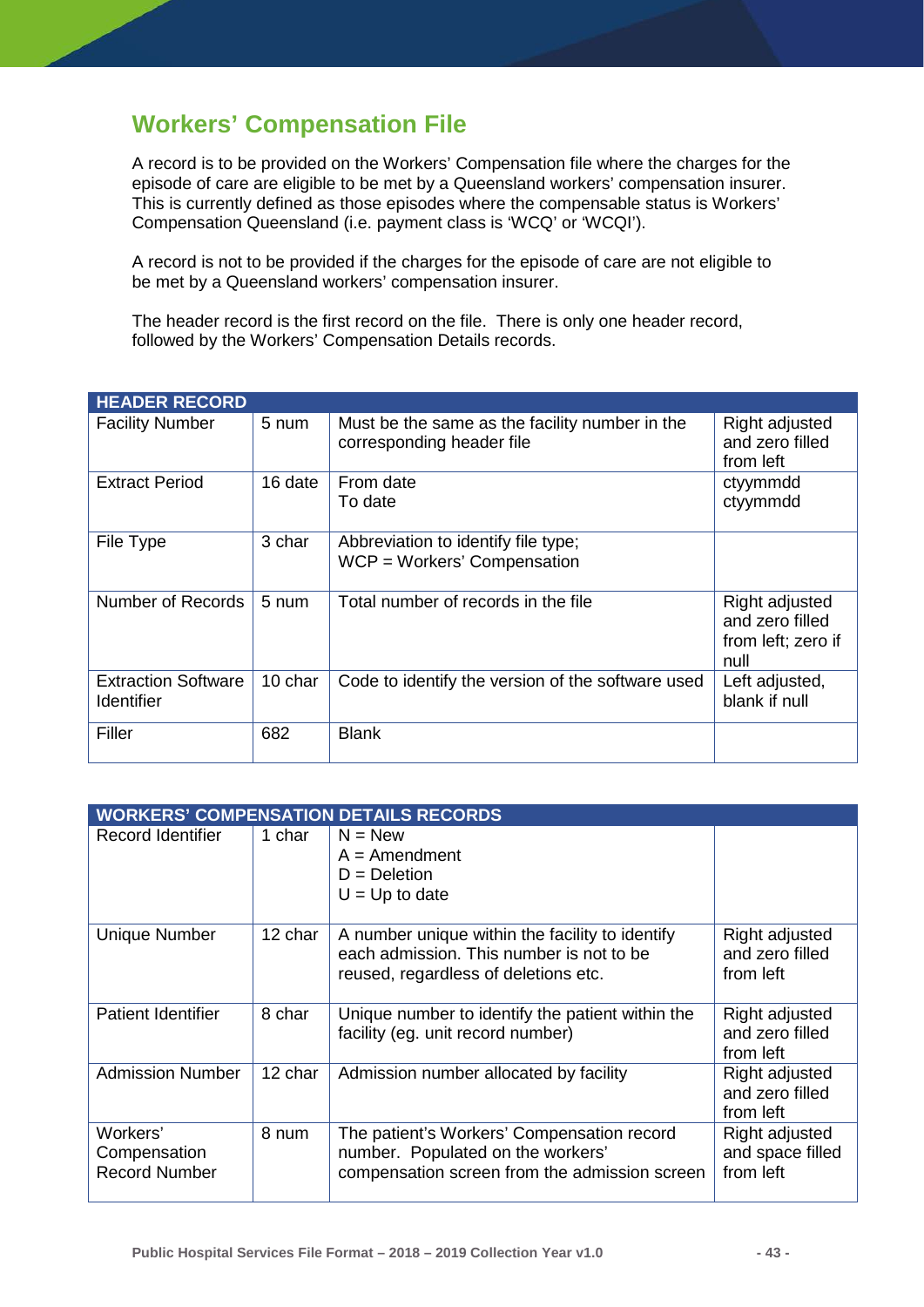## Workers' Compensation File

A record is to be provided on the Workers' Compensation file where the charges for the episode of care are eligible to be met by a Queensland workers' compensation insurer. This is currently defined as those episodes where the compensable status is Workers' Compensation Queensland (i.e. payment class is 'WCQ' or 'WCQI').

A record is not to be provided if the charges for the episode of care are not eligible to be met by a Queensland workers' compensation insurer.

The header record is the first record on the file. There is only one header record, followed by the Workers' Compensation Details records.

| HEADER RECORD | | | |
|---|---|---|---|
| Facility Number | 5 num | Must be the same as the facility number in the corresponding header file | Right adjusted and zero filled from left |
| Extract Period | 16 date | From date<br>To date | ctyymmdd<br>ctyymmdd |
| File Type | 3 char | Abbreviation to identify file type;<br>WCP = Workers' Compensation | |
| Number of Records | 5 num | Total number of records in the file | Right adjusted and zero filled from left; zero if null |
| Extraction Software Identifier | 10 char | Code to identify the version of the software used | Left adjusted, blank if null |
| Filler | 682 | Blank | |

| WORKERS' COMPENSATION DETAILS RECORDS | | | |
|---|---|---|---|
| Record Identifier | 1 char | N = New<br>A = Amendment<br>D = Deletion<br>U = Up to date | |
| Unique Number | 12 char | A number unique within the facility to identify each admission. This number is not to be reused, regardless of deletions etc. | Right adjusted and zero filled from left |
| Patient Identifier | 8 char | Unique number to identify the patient within the facility (eg. unit record number) | Right adjusted and zero filled from left |
| Admission Number | 12 char | Admission number allocated by facility | Right adjusted and zero filled from left |
| Workers' Compensation Record Number | 8 num | The patient's Workers' Compensation record number. Populated on the workers' compensation screen from the admission screen | Right adjusted and space filled from left |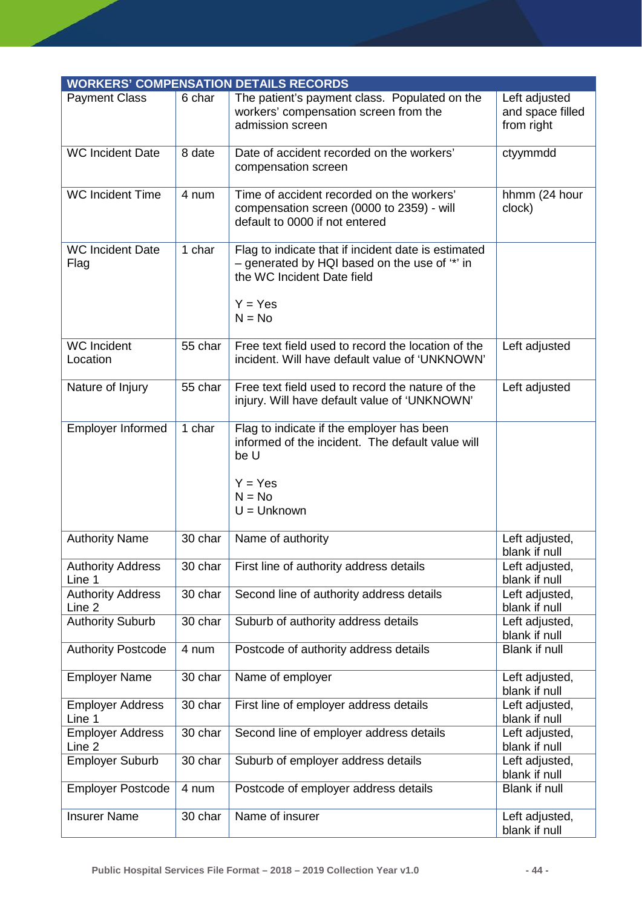| WORKERS' COMPENSATION DETAILS RECORDS | | | |
|---|---|---|---|
| Payment Class | 6 char | The patient's payment class. Populated on the workers' compensation screen from the admission screen | Left adjusted and space filled from right |
| WC Incident Date | 8 date | Date of accident recorded on the workers' compensation screen | ctyymmdd |
| WC Incident Time | 4 num | Time of accident recorded on the workers' compensation screen (0000 to 2359) - will default to 0000 if not entered | hhmm (24 hour clock) |
| WC Incident Date Flag | 1 char | Flag to indicate that if incident date is estimated – generated by HQI based on the use of '*' in the WC Incident Date field<br><br>Y = Yes<br>N = No | |
| WC Incident Location | 55 char | Free text field used to record the location of the incident. Will have default value of 'UNKNOWN' | Left adjusted |
| Nature of Injury | 55 char | Free text field used to record the nature of the injury. Will have default value of 'UNKNOWN' | Left adjusted |
| Employer Informed | 1 char | Flag to indicate if the employer has been informed of the incident. The default value will be U<br><br>Y = Yes<br>N = No<br>U = Unknown | |
| Authority Name | 30 char | Name of authority | Left adjusted, blank if null |
| Authority Address Line 1 | 30 char | First line of authority address details | Left adjusted, blank if null |
| Authority Address Line 2 | 30 char | Second line of authority address details | Left adjusted, blank if null |
| Authority Suburb | 30 char | Suburb of authority address details | Left adjusted, blank if null |
| Authority Postcode | 4 num | Postcode of authority address details | Blank if null |
| Employer Name | 30 char | Name of employer | Left adjusted, blank if null |
| Employer Address Line 1 | 30 char | First line of employer address details | Left adjusted, blank if null |
| Employer Address Line 2 | 30 char | Second line of employer address details | Left adjusted, blank if null |
| Employer Suburb | 30 char | Suburb of employer address details | Left adjusted, blank if null |
| Employer Postcode | 4 num | Postcode of employer address details | Blank if null |
| Insurer Name | 30 char | Name of insurer | Left adjusted, blank if null |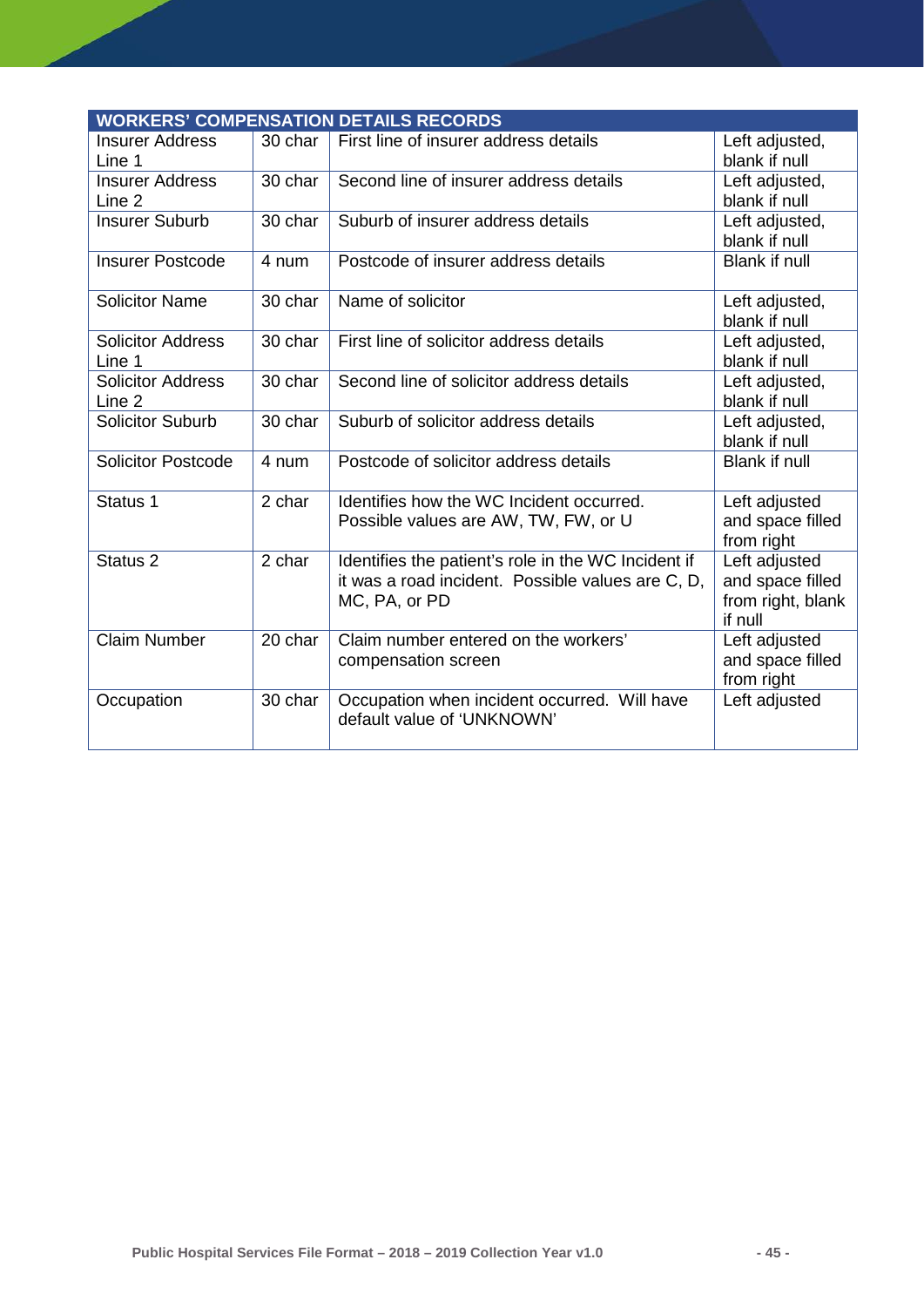| WORKERS' COMPENSATION DETAILS RECORDS | | | |
|---|---|---|---|
| Insurer Address Line 1 | 30 char | First line of insurer address details | Left adjusted, blank if null |
| Insurer Address Line 2 | 30 char | Second line of insurer address details | Left adjusted, blank if null |
| Insurer Suburb | 30 char | Suburb of insurer address details | Left adjusted, blank if null |
| Insurer Postcode | 4 num | Postcode of insurer address details | Blank if null |
| Solicitor Name | 30 char | Name of solicitor | Left adjusted, blank if null |
| Solicitor Address Line 1 | 30 char | First line of solicitor address details | Left adjusted, blank if null |
| Solicitor Address Line 2 | 30 char | Second line of solicitor address details | Left adjusted, blank if null |
| Solicitor Suburb | 30 char | Suburb of solicitor address details | Left adjusted, blank if null |
| Solicitor Postcode | 4 num | Postcode of solicitor address details | Blank if null |
| Status 1 | 2 char | Identifies how the WC Incident occurred. Possible values are AW, TW, FW, or U | Left adjusted and space filled from right |
| Status 2 | 2 char | Identifies the patient's role in the WC Incident if it was a road incident. Possible values are C, D, MC, PA, or PD | Left adjusted and space filled from right, blank if null |
| Claim Number | 20 char | Claim number entered on the workers' compensation screen | Left adjusted and space filled from right |
| Occupation | 30 char | Occupation when incident occurred. Will have default value of 'UNKNOWN' | Left adjusted |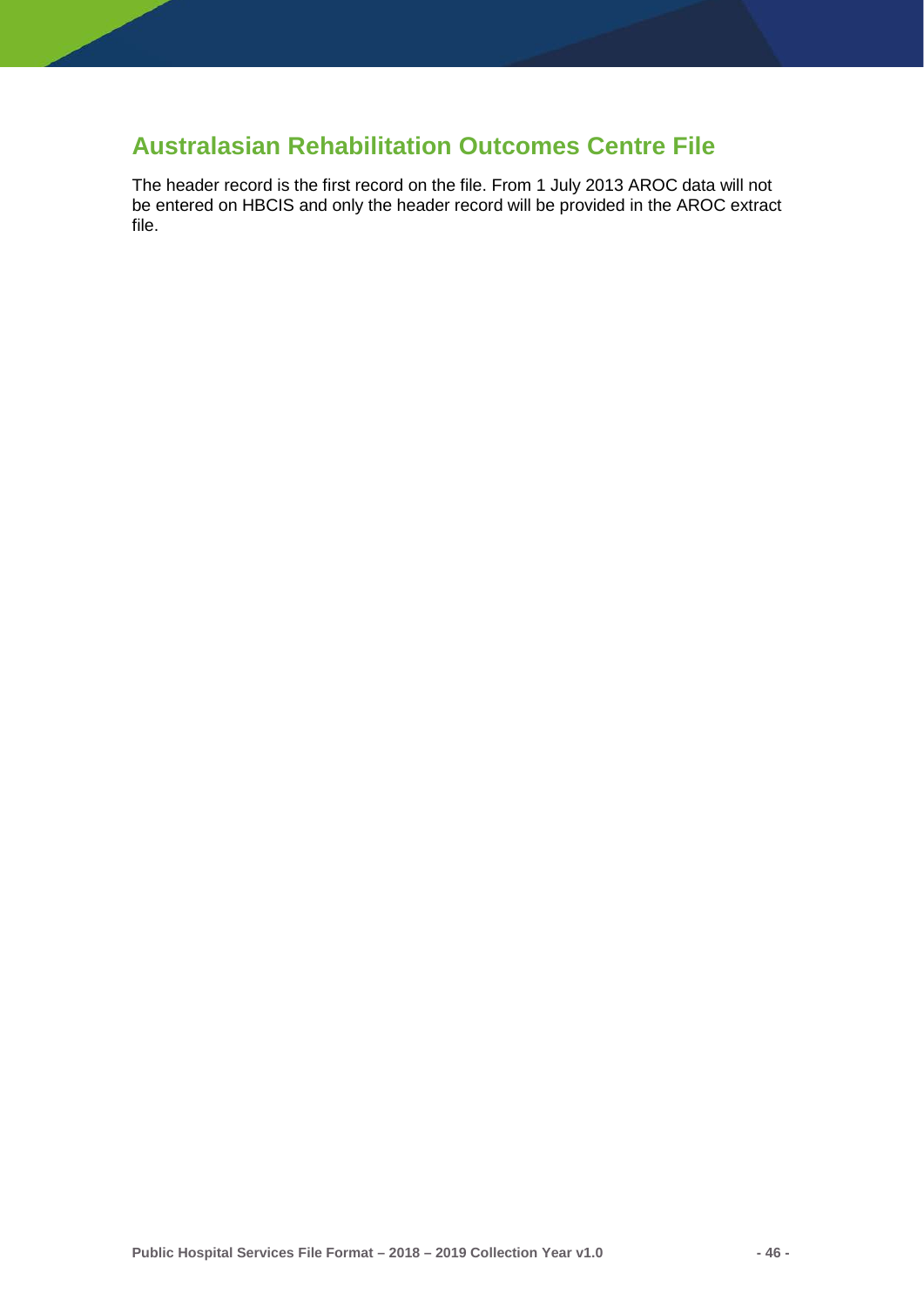## Australasian Rehabilitation Outcomes Centre File

The header record is the first record on the file. From 1 July 2013 AROC data will not be entered on HBCIS and only the header record will be provided in the AROC extract file.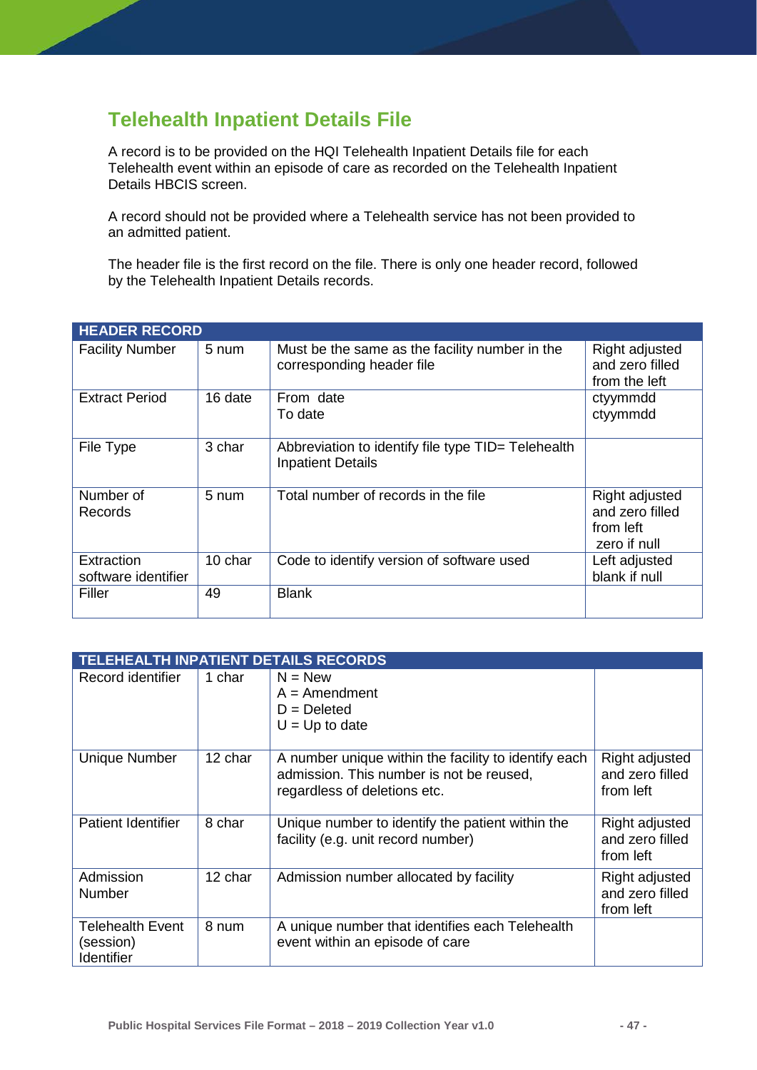## Telehealth Inpatient Details File

A record is to be provided on the HQI Telehealth Inpatient Details file for each Telehealth event within an episode of care as recorded on the Telehealth Inpatient Details HBCIS screen.

A record should not be provided where a Telehealth service has not been provided to an admitted patient.

The header file is the first record on the file. There is only one header record, followed by the Telehealth Inpatient Details records.

| HEADER RECORD | | | |
|---|---|---|---|
| Facility Number | 5 num | Must be the same as the facility number in the corresponding header file | Right adjusted and zero filled from the left |
| Extract Period | 16 date | From date<br>To date | ctyymmdd<br>ctyymmdd |
| File Type | 3 char | Abbreviation to identify file type TID= Telehealth Inpatient Details | |
| Number of Records | 5 num | Total number of records in the file | Right adjusted and zero filled from left<br>zero if null |
| Extraction software identifier | 10 char | Code to identify version of software used | Left adjusted blank if null |
| Filler | 49 | Blank | |

| TELEHEALTH INPATIENT DETAILS RECORDS | | | |
|---|---|---|---|
| Record identifier | 1 char | N = New<br>A = Amendment<br>D = Deleted<br>U = Up to date | |
| Unique Number | 12 char | A number unique within the facility to identify each admission. This number is not be reused, regardless of deletions etc. | Right adjusted and zero filled from left |
| Patient Identifier | 8 char | Unique number to identify the patient within the facility (e.g. unit record number) | Right adjusted and zero filled from left |
| Admission Number | 12 char | Admission number allocated by facility | Right adjusted and zero filled from left |
| Telehealth Event (session) Identifier | 8 num | A unique number that identifies each Telehealth event within an episode of care | |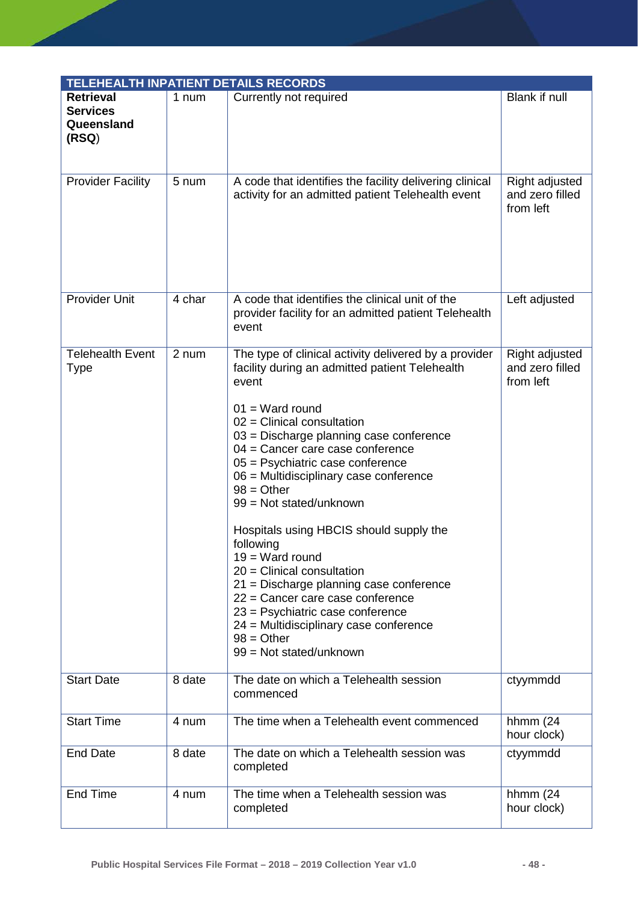| TELEHEALTH INPATIENT DETAILS RECORDS | | | |
|---|---|---|---|
| **Retrieval Services Queensland (RSQ)** | 1 num | Currently not required | Blank if null |
| Provider Facility | 5 num | A code that identifies the facility delivering clinical activity for an admitted patient Telehealth event | Right adjusted and zero filled from left |
| Provider Unit | 4 char | A code that identifies the clinical unit of the provider facility for an admitted patient Telehealth event | Left adjusted |
| Telehealth Event Type | 2 num | The type of clinical activity delivered by a provider facility during an admitted patient Telehealth event<br><br>01 = Ward round<br>02 = Clinical consultation<br>03 = Discharge planning case conference<br>04 = Cancer care case conference<br>05 = Psychiatric case conference<br>06 = Multidisciplinary case conference<br>98 = Other<br>99 = Not stated/unknown<br><br>Hospitals using HBCIS should supply the following<br>19 = Ward round<br>20 = Clinical consultation<br>21 = Discharge planning case conference<br>22 = Cancer care case conference<br>23 = Psychiatric case conference<br>24 = Multidisciplinary case conference<br>98 = Other<br>99 = Not stated/unknown | Right adjusted and zero filled from left |
| Start Date | 8 date | The date on which a Telehealth session commenced | ctyymmdd |
| Start Time | 4 num | The time when a Telehealth event commenced | hhmm (24 hour clock) |
| End Date | 8 date | The date on which a Telehealth session was completed | ctyymmdd |
| End Time | 4 num | The time when a Telehealth session was completed | hhmm (24 hour clock) |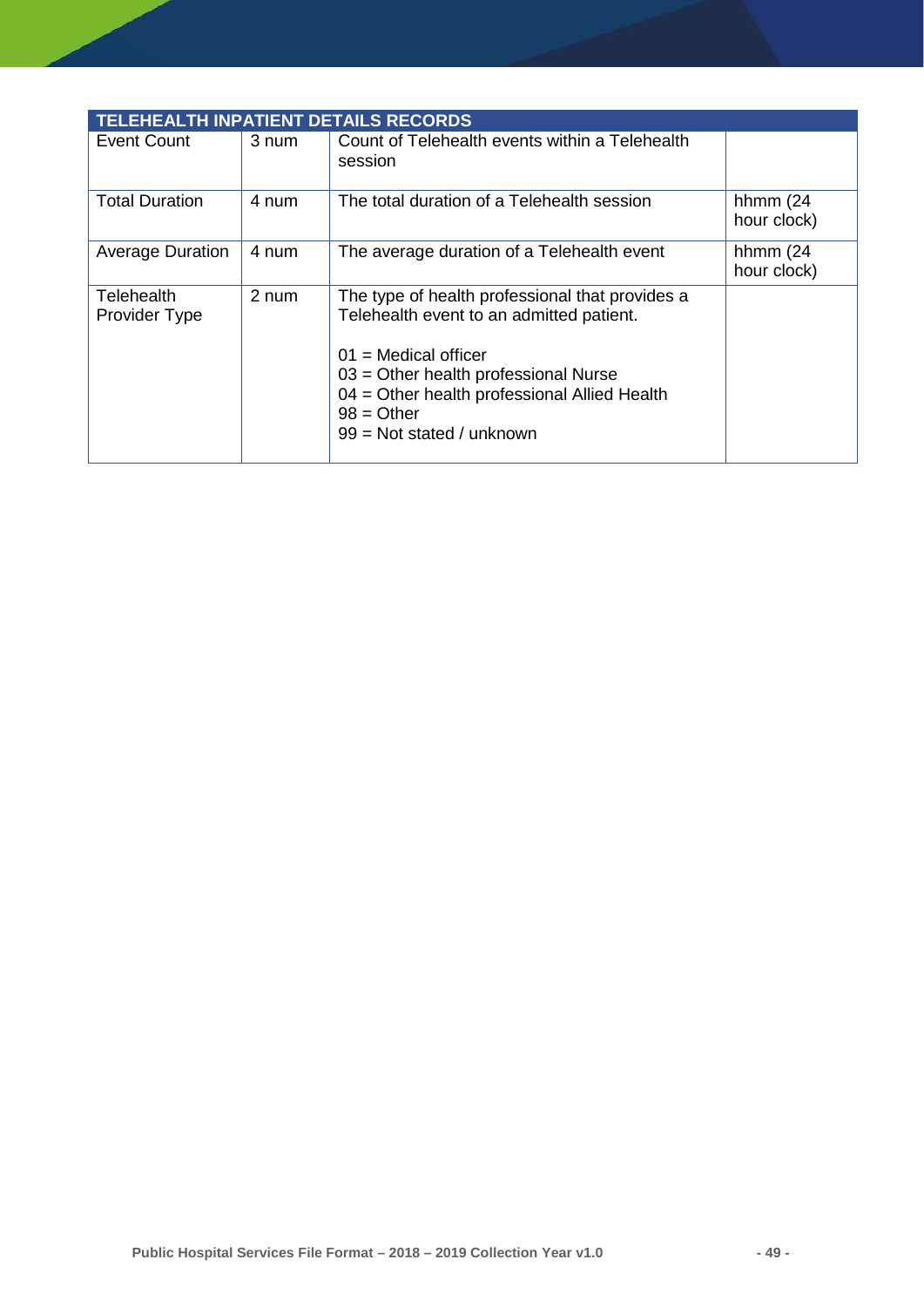| TELEHEALTH INPATIENT DETAILS RECORDS | | | |
|---|---|---|---|
| Event Count | 3 num | Count of Telehealth events within a Telehealth session | |
| Total Duration | 4 num | The total duration of a Telehealth session | hhmm (24 hour clock) |
| Average Duration | 4 num | The average duration of a Telehealth event | hhmm (24 hour clock) |
| Telehealth Provider Type | 2 num | The type of health professional that provides a Telehealth event to an admitted patient.<br><br>01 = Medical officer<br>03 = Other health professional Nurse<br>04 = Other health professional Allied Health<br>98 = Other<br>99 = Not stated / unknown | |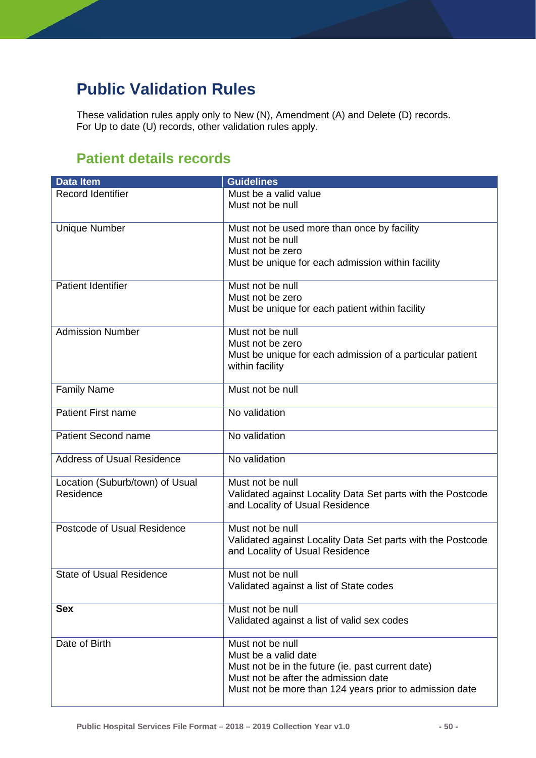# Public Validation Rules

These validation rules apply only to New (N), Amendment (A) and Delete (D) records. For Up to date (U) records, other validation rules apply.

## Patient details records

| Data Item | Guidelines |
|---|---|
| Record Identifier | Must be a valid value<br>Must not be null |
| Unique Number | Must not be used more than once by facility<br>Must not be null<br>Must not be zero<br>Must be unique for each admission within facility |
| Patient Identifier | Must not be null<br>Must not be zero<br>Must be unique for each patient within facility |
| Admission Number | Must not be null<br>Must not be zero<br>Must be unique for each admission of a particular patient within facility |
| Family Name | Must not be null |
| Patient First name | No validation |
| Patient Second name | No validation |
| Address of Usual Residence | No validation |
| Location (Suburb/town) of Usual Residence | Must not be null<br>Validated against Locality Data Set parts with the Postcode and Locality of Usual Residence |
| Postcode of Usual Residence | Must not be null<br>Validated against Locality Data Set parts with the Postcode and Locality of Usual Residence |
| State of Usual Residence | Must not be null<br>Validated against a list of State codes |
| **Sex** | Must not be null<br>Validated against a list of valid sex codes |
| Date of Birth | Must not be null<br>Must be a valid date<br>Must not be in the future (ie. past current date)<br>Must not be after the admission date<br>Must not be more than 124 years prior to admission date |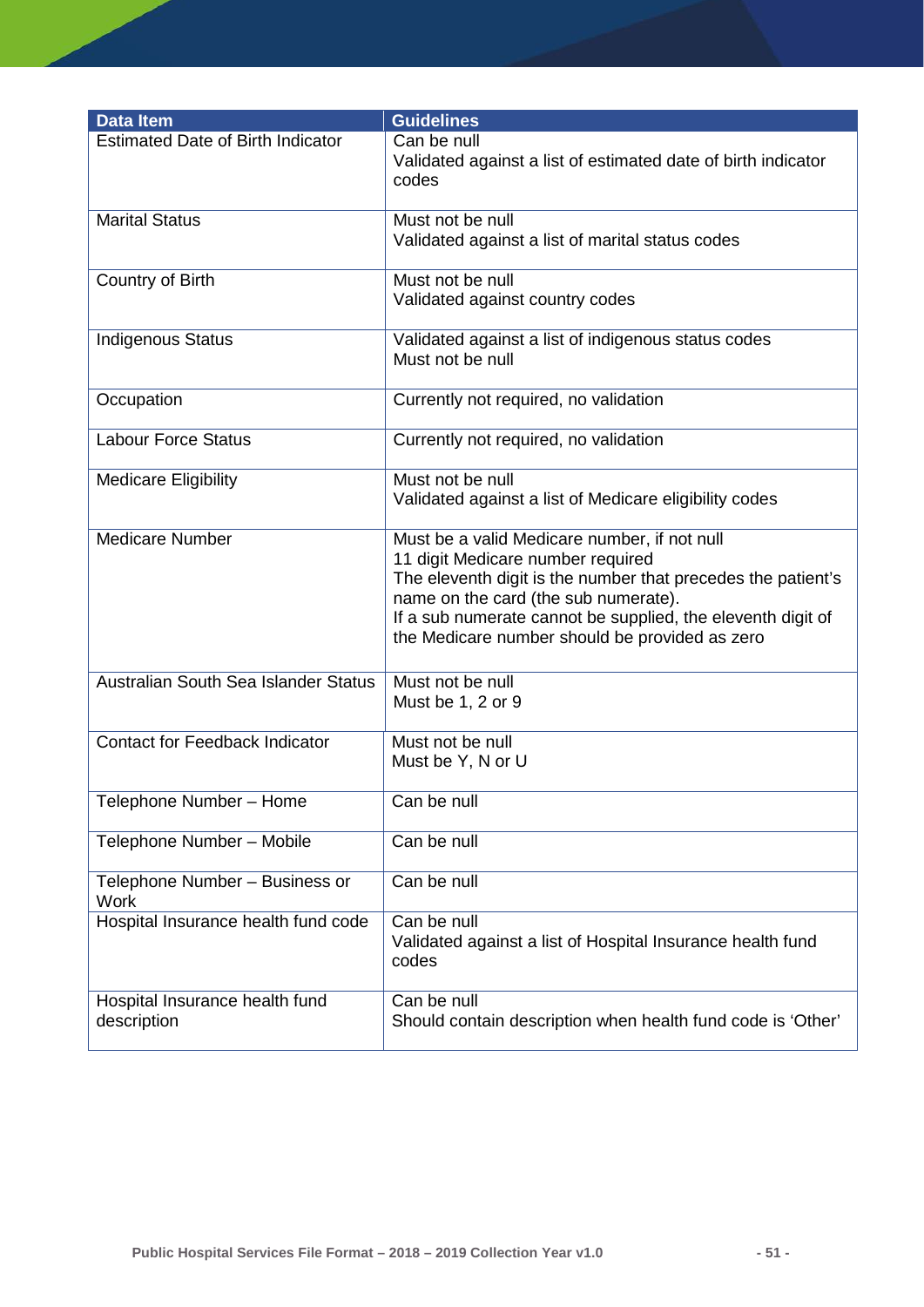| Data Item | Guidelines |
| --- | --- |
| Estimated Date of Birth Indicator | Can be null<br>Validated against a list of estimated date of birth indicator codes |
| Marital Status | Must not be null<br>Validated against a list of marital status codes |
| Country of Birth | Must not be null<br>Validated against country codes |
| Indigenous Status | Validated against a list of indigenous status codes<br>Must not be null |
| Occupation | Currently not required, no validation |
| Labour Force Status | Currently not required, no validation |
| Medicare Eligibility | Must not be null<br>Validated against a list of Medicare eligibility codes |
| Medicare Number | Must be a valid Medicare number, if not null<br>11 digit Medicare number required<br>The eleventh digit is the number that precedes the patient's name on the card (the sub numerate).<br>If a sub numerate cannot be supplied, the eleventh digit of the Medicare number should be provided as zero |
| Australian South Sea Islander Status | Must not be null<br>Must be 1, 2 or 9 |
| Contact for Feedback Indicator | Must not be null<br>Must be Y, N or U |
| Telephone Number – Home | Can be null |
| Telephone Number – Mobile | Can be null |
| Telephone Number – Business or Work | Can be null |
| Hospital Insurance health fund code | Can be null<br>Validated against a list of Hospital Insurance health fund codes |
| Hospital Insurance health fund description | Can be null<br>Should contain description when health fund code is 'Other' |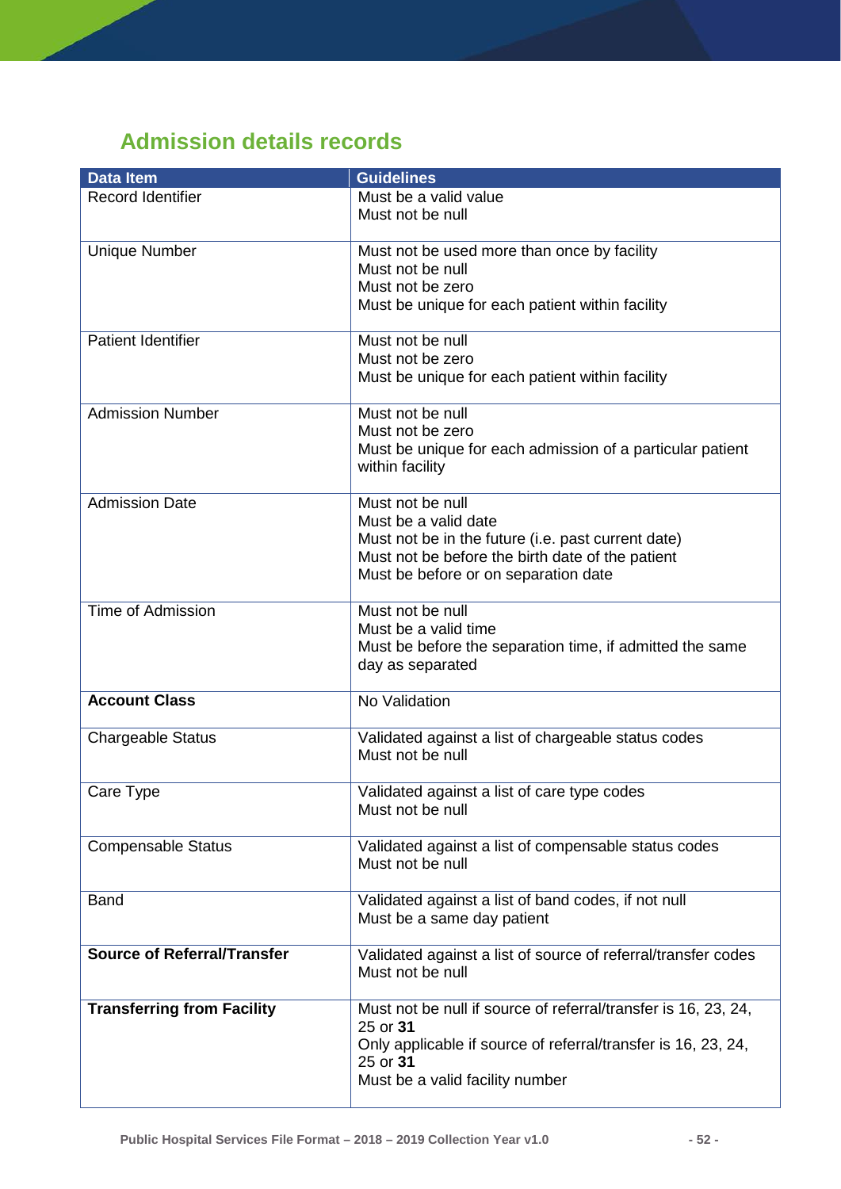## Admission details records

| Data Item | Guidelines |
|---|---|
| Record Identifier | Must be a valid value<br>Must not be null |
| Unique Number | Must not be used more than once by facility<br>Must not be null<br>Must not be zero<br>Must be unique for each patient within facility |
| Patient Identifier | Must not be null<br>Must not be zero<br>Must be unique for each patient within facility |
| Admission Number | Must not be null<br>Must not be zero<br>Must be unique for each admission of a particular patient within facility |
| Admission Date | Must not be null<br>Must be a valid date<br>Must not be in the future (i.e. past current date)<br>Must not be before the birth date of the patient<br>Must be before or on separation date |
| Time of Admission | Must not be null<br>Must be a valid time<br>Must be before the separation time, if admitted the same day as separated |
| **Account Class** | No Validation |
| Chargeable Status | Validated against a list of chargeable status codes<br>Must not be null |
| Care Type | Validated against a list of care type codes<br>Must not be null |
| Compensable Status | Validated against a list of compensable status codes<br>Must not be null |
| Band | Validated against a list of band codes, if not null<br>Must be a same day patient |
| **Source of Referral/Transfer** | Validated against a list of source of referral/transfer codes<br>Must not be null |
| **Transferring from Facility** | Must not be null if source of referral/transfer is 16, 23, 24, 25 or **31**<br>Only applicable if source of referral/transfer is 16, 23, 24, 25 or **31**<br>Must be a valid facility number |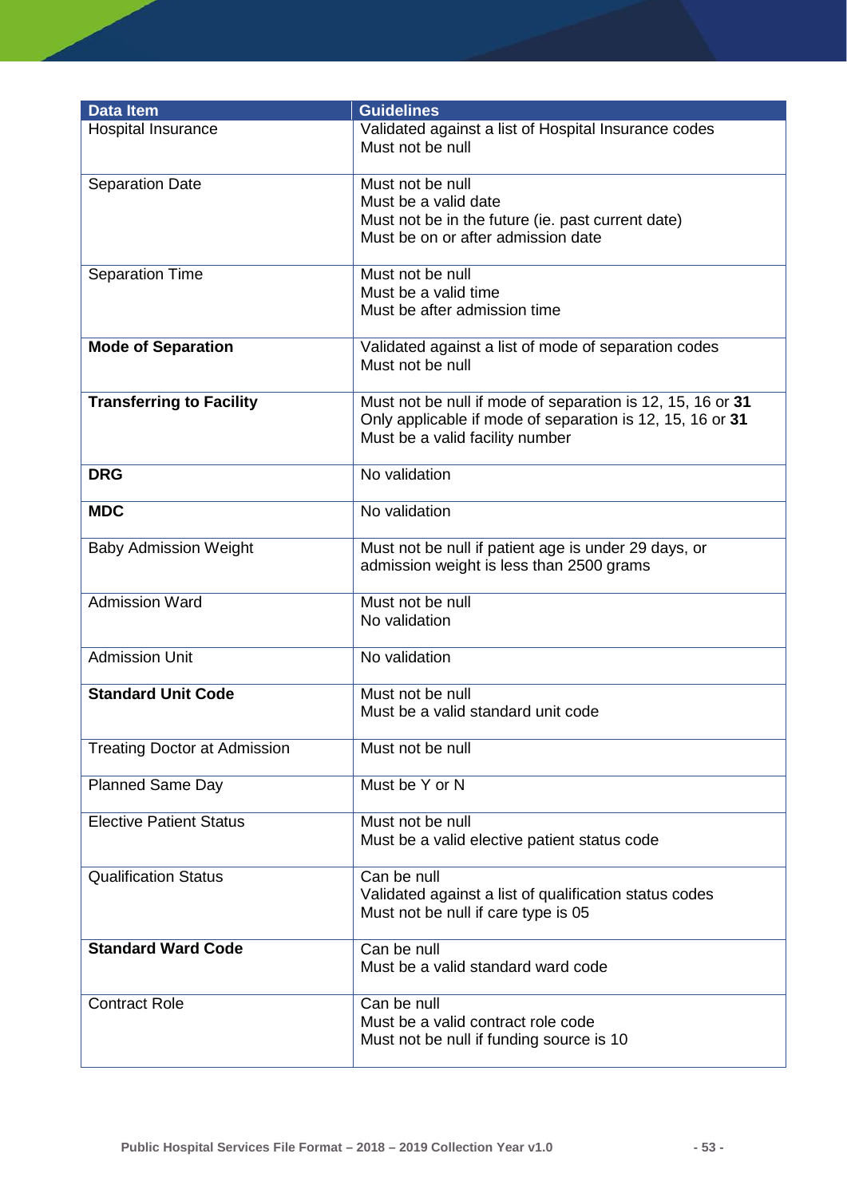| Data Item | Guidelines |
|---|---|
| Hospital Insurance | Validated against a list of Hospital Insurance codes<br>Must not be null |
| Separation Date | Must not be null<br>Must be a valid date<br>Must not be in the future (ie. past current date)<br>Must be on or after admission date |
| Separation Time | Must not be null<br>Must be a valid time<br>Must be after admission time |
| **Mode of Separation** | Validated against a list of mode of separation codes<br>Must not be null |
| **Transferring to Facility** | Must not be null if mode of separation is 12, 15, 16 or **31**<br>Only applicable if mode of separation is 12, 15, 16 or **31**<br>Must be a valid facility number |
| **DRG** | No validation |
| **MDC** | No validation |
| Baby Admission Weight | Must not be null if patient age is under 29 days, or admission weight is less than 2500 grams |
| Admission Ward | Must not be null<br>No validation |
| Admission Unit | No validation |
| **Standard Unit Code** | Must not be null<br>Must be a valid standard unit code |
| Treating Doctor at Admission | Must not be null |
| Planned Same Day | Must be Y or N |
| Elective Patient Status | Must not be null<br>Must be a valid elective patient status code |
| Qualification Status | Can be null<br>Validated against a list of qualification status codes<br>Must not be null if care type is 05 |
| **Standard Ward Code** | Can be null<br>Must be a valid standard ward code |
| Contract Role | Can be null<br>Must be a valid contract role code<br>Must not be null if funding source is 10 |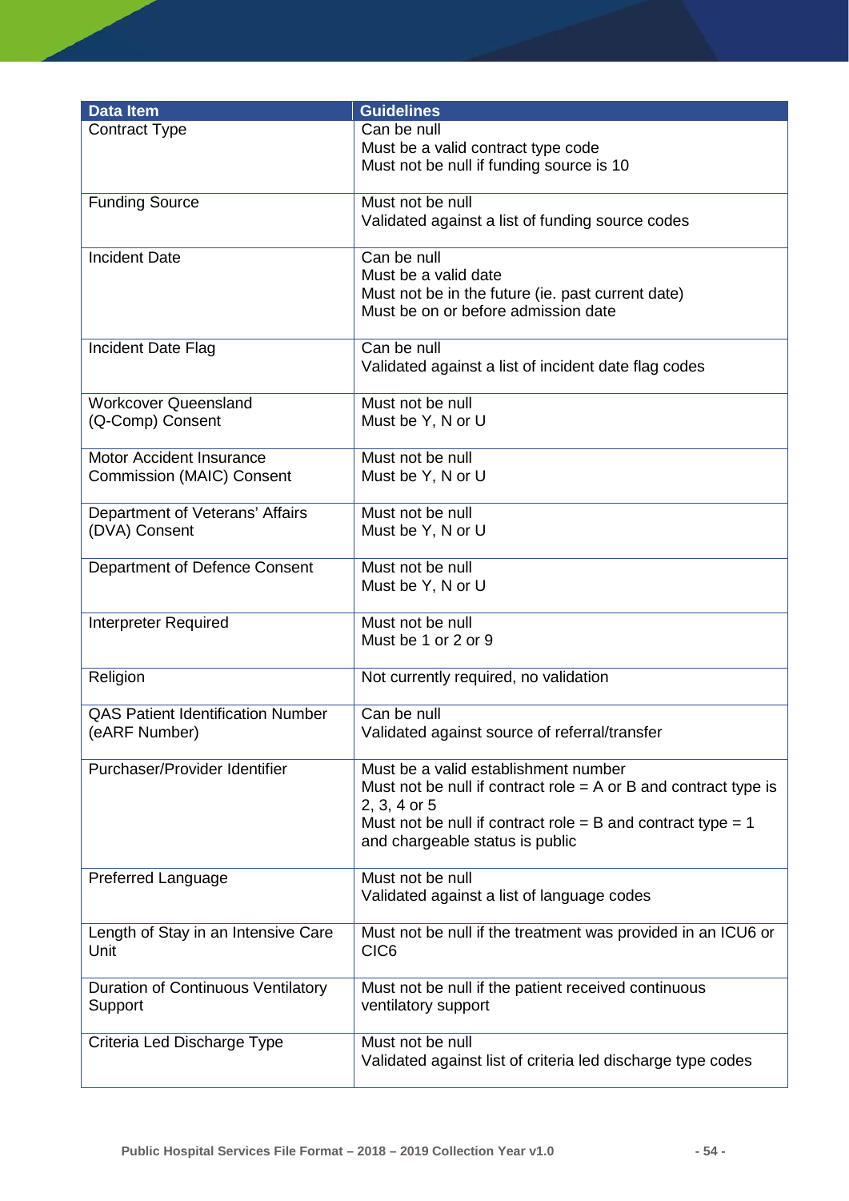| Data Item | Guidelines |
|---|---|
| Contract Type | Can be null<br>Must be a valid contract type code<br>Must not be null if funding source is 10 |
| Funding Source | Must not be null<br>Validated against a list of funding source codes |
| Incident Date | Can be null<br>Must be a valid date<br>Must not be in the future (ie. past current date)<br>Must be on or before admission date |
| Incident Date Flag | Can be null<br>Validated against a list of incident date flag codes |
| Workcover Queensland (Q-Comp) Consent | Must not be null<br>Must be Y, N or U |
| Motor Accident Insurance Commission (MAIC) Consent | Must not be null<br>Must be Y, N or U |
| Department of Veterans' Affairs (DVA) Consent | Must not be null<br>Must be Y, N or U |
| Department of Defence Consent | Must not be null<br>Must be Y, N or U |
| Interpreter Required | Must not be null<br>Must be 1 or 2 or 9 |
| Religion | Not currently required, no validation |
| QAS Patient Identification Number (eARF Number) | Can be null<br>Validated against source of referral/transfer |
| Purchaser/Provider Identifier | Must be a valid establishment number<br>Must not be null if contract role = A or B and contract type is 2, 3, 4 or 5<br>Must not be null if contract role = B and contract type = 1 and chargeable status is public |
| Preferred Language | Must not be null<br>Validated against a list of language codes |
| Length of Stay in an Intensive Care Unit | Must not be null if the treatment was provided in an ICU6 or CIC6 |
| Duration of Continuous Ventilatory Support | Must not be null if the patient received continuous ventilatory support |
| Criteria Led Discharge Type | Must not be null<br>Validated against list of criteria led discharge type codes |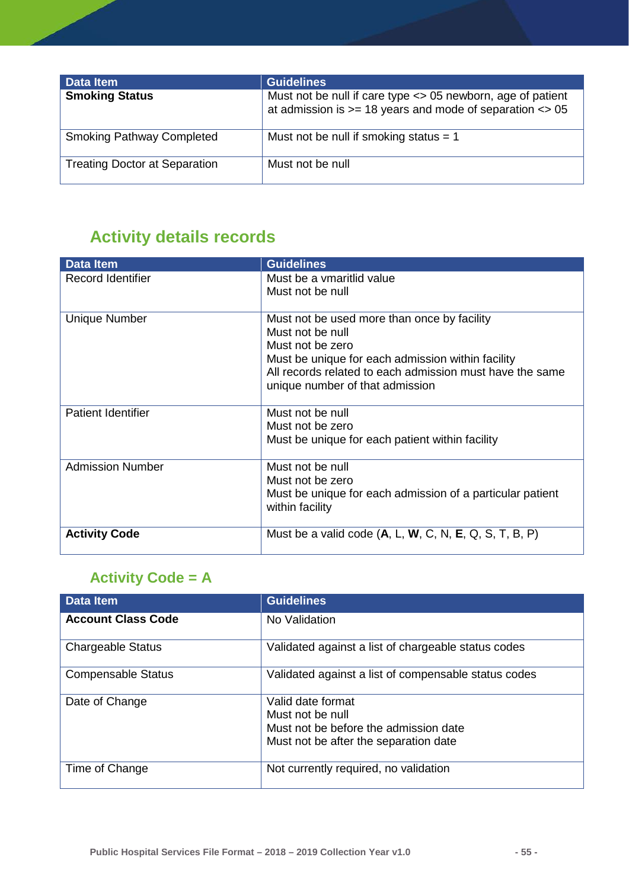| Data Item | Guidelines |
| --- | --- |
| **Smoking Status** | Must not be null if care type <> 05 newborn, age of patient at admission is >= 18 years and mode of separation <> 05 |
| Smoking Pathway Completed | Must not be null if smoking status = 1 |
| Treating Doctor at Separation | Must not be null |

## Activity details records

| Data Item | Guidelines |
| --- | --- |
| Record Identifier | Must be a vmaritlid value<br>Must not be null |
| Unique Number | Must not be used more than once by facility<br>Must not be null<br>Must not be zero<br>Must be unique for each admission within facility<br>All records related to each admission must have the same unique number of that admission |
| Patient Identifier | Must not be null<br>Must not be zero<br>Must be unique for each patient within facility |
| Admission Number | Must not be null<br>Must not be zero<br>Must be unique for each admission of a particular patient within facility |
| **Activity Code** | Must be a valid code (**A**, L, **W**, C, N, **E**, Q, S, T, B, P) |

### Activity Code = A

| Data Item | Guidelines |
| --- | --- |
| **Account Class Code** | No Validation |
| Chargeable Status | Validated against a list of chargeable status codes |
| Compensable Status | Validated against a list of compensable status codes |
| Date of Change | Valid date format<br>Must not be null<br>Must not be before the admission date<br>Must not be after the separation date |
| Time of Change | Not currently required, no validation |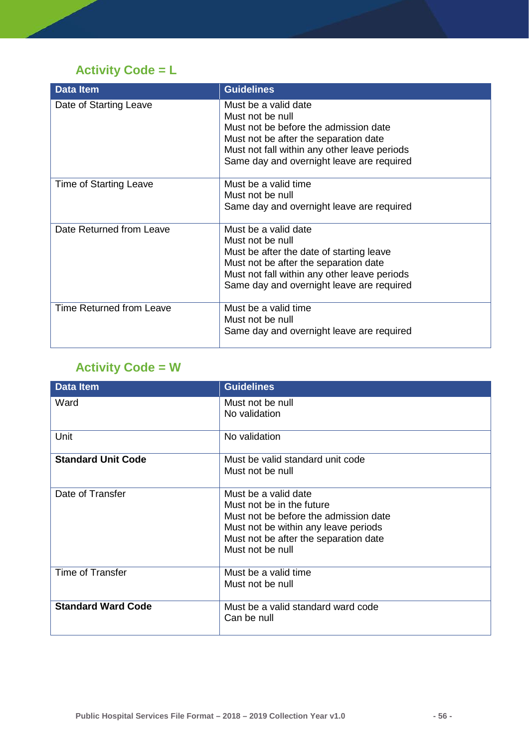## Activity Code = L

| Data Item | Guidelines |
|---|---|
| Date of Starting Leave | Must be a valid date<br>Must not be null<br>Must not be before the admission date<br>Must not be after the separation date<br>Must not fall within any other leave periods<br>Same day and overnight leave are required |
| Time of Starting Leave | Must be a valid time<br>Must not be null<br>Same day and overnight leave are required |
| Date Returned from Leave | Must be a valid date<br>Must not be null<br>Must be after the date of starting leave<br>Must not be after the separation date<br>Must not fall within any other leave periods<br>Same day and overnight leave are required |
| Time Returned from Leave | Must be a valid time<br>Must not be null<br>Same day and overnight leave are required |

## Activity Code = W

| Data Item | Guidelines |
|---|---|
| Ward | Must not be null<br>No validation |
| Unit | No validation |
| **Standard Unit Code** | Must be valid standard unit code<br>Must not be null |
| Date of Transfer | Must be a valid date<br>Must not be in the future<br>Must not be before the admission date<br>Must not be within any leave periods<br>Must not be after the separation date<br>Must not be null |
| Time of Transfer | Must be a valid time<br>Must not be null |
| **Standard Ward Code** | Must be a valid standard ward code<br>Can be null |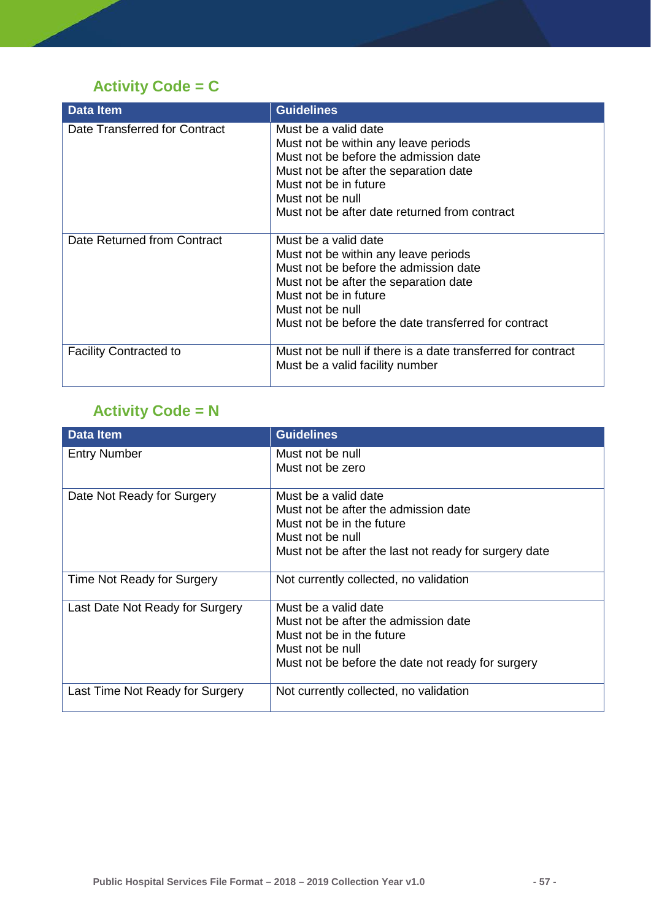## Activity Code = C

| Data Item | Guidelines |
|---|---|
| Date Transferred for Contract | Must be a valid date<br>Must not be within any leave periods<br>Must not be before the admission date<br>Must not be after the separation date<br>Must not be in future<br>Must not be null<br>Must not be after date returned from contract |
| Date Returned from Contract | Must be a valid date<br>Must not be within any leave periods<br>Must not be before the admission date<br>Must not be after the separation date<br>Must not be in future<br>Must not be null<br>Must not be before the date transferred for contract |
| Facility Contracted to | Must not be null if there is a date transferred for contract<br>Must be a valid facility number |

## Activity Code = N

| Data Item | Guidelines |
|---|---|
| Entry Number | Must not be null<br>Must not be zero |
| Date Not Ready for Surgery | Must be a valid date<br>Must not be after the admission date<br>Must not be in the future<br>Must not be null<br>Must not be after the last not ready for surgery date |
| Time Not Ready for Surgery | Not currently collected, no validation |
| Last Date Not Ready for Surgery | Must be a valid date<br>Must not be after the admission date<br>Must not be in the future<br>Must not be null<br>Must not be before the date not ready for surgery |
| Last Time Not Ready for Surgery | Not currently collected, no validation |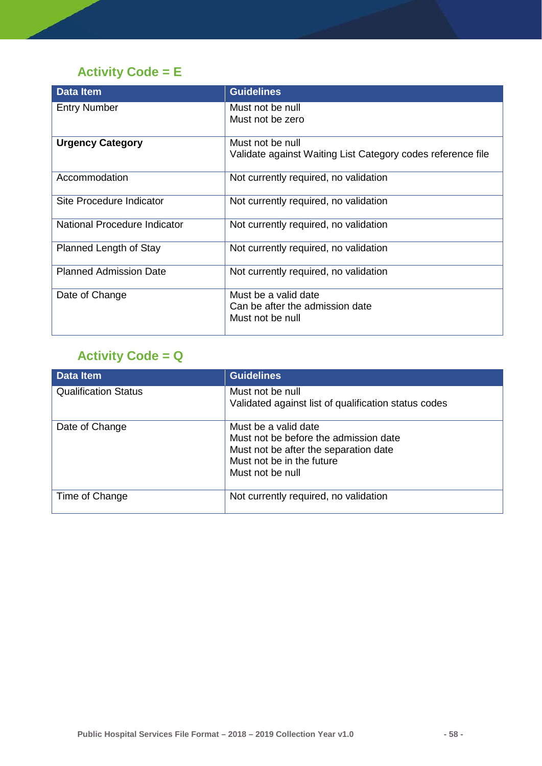## Activity Code = E

| Data Item | Guidelines |
|---|---|
| Entry Number | Must not be null<br>Must not be zero |
| **Urgency Category** | Must not be null<br>Validate against Waiting List Category codes reference file |
| Accommodation | Not currently required, no validation |
| Site Procedure Indicator | Not currently required, no validation |
| National Procedure Indicator | Not currently required, no validation |
| Planned Length of Stay | Not currently required, no validation |
| Planned Admission Date | Not currently required, no validation |
| Date of Change | Must be a valid date<br>Can be after the admission date<br>Must not be null |

## Activity Code = Q

| Data Item | Guidelines |
|---|---|
| Qualification Status | Must not be null<br>Validated against list of qualification status codes |
| Date of Change | Must be a valid date<br>Must not be before the admission date<br>Must not be after the separation date<br>Must not be in the future<br>Must not be null |
| Time of Change | Not currently required, no validation |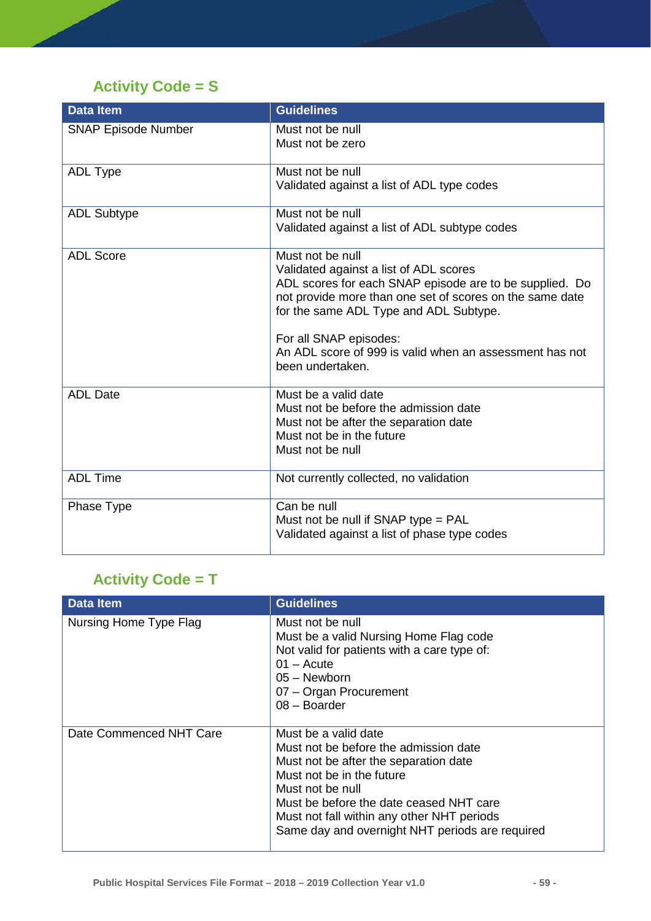## Activity Code = S

| Data Item | Guidelines |
|---|---|
| SNAP Episode Number | Must not be null<br>Must not be zero |
| ADL Type | Must not be null<br>Validated against a list of ADL type codes |
| ADL Subtype | Must not be null<br>Validated against a list of ADL subtype codes |
| ADL Score | Must not be null<br>Validated against a list of ADL scores<br>ADL scores for each SNAP episode are to be supplied. Do not provide more than one set of scores on the same date for the same ADL Type and ADL Subtype.<br><br>For all SNAP episodes:<br>An ADL score of 999 is valid when an assessment has not been undertaken. |
| ADL Date | Must be a valid date<br>Must not be before the admission date<br>Must not be after the separation date<br>Must not be in the future<br>Must not be null |
| ADL Time | Not currently collected, no validation |
| Phase Type | Can be null<br>Must not be null if SNAP type = PAL<br>Validated against a list of phase type codes |

## Activity Code = T

| Data Item | Guidelines |
|---|---|
| Nursing Home Type Flag | Must not be null<br>Must be a valid Nursing Home Flag code<br>Not valid for patients with a care type of:<br>01 – Acute<br>05 – Newborn<br>07 – Organ Procurement<br>08 – Boarder |
| Date Commenced NHT Care | Must be a valid date<br>Must not be before the admission date<br>Must not be after the separation date<br>Must not be in the future<br>Must not be null<br>Must be before the date ceased NHT care<br>Must not fall within any other NHT periods<br>Same day and overnight NHT periods are required |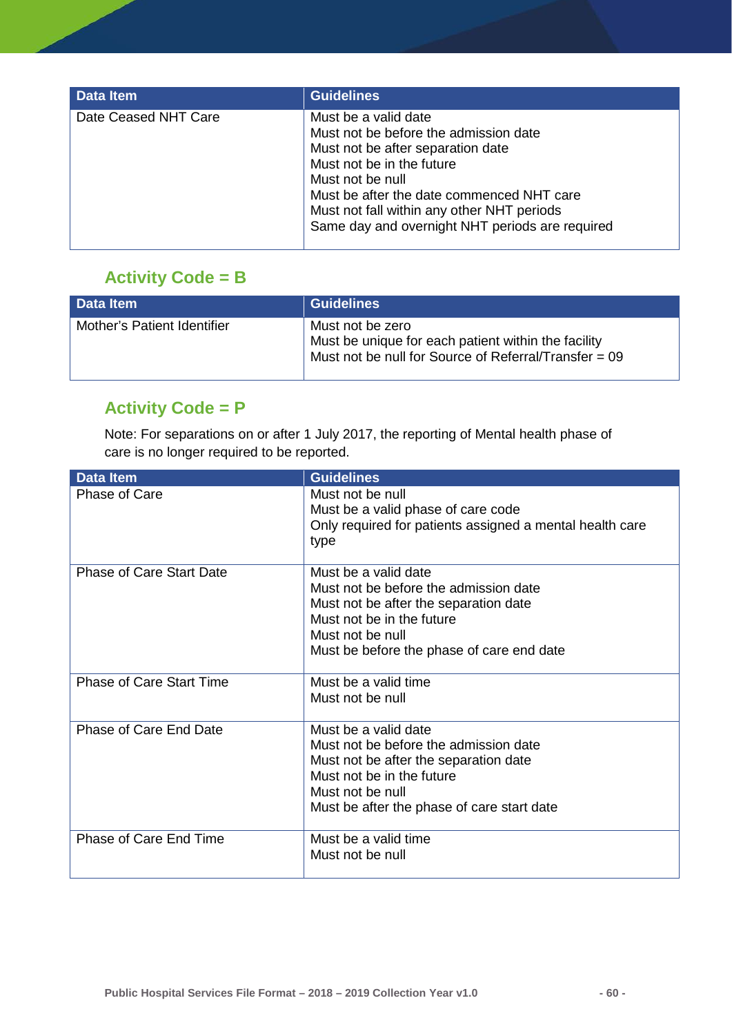| Data Item | Guidelines |
| --- | --- |
| Date Ceased NHT Care | Must be a valid date<br>Must not be before the admission date<br>Must not be after separation date<br>Must not be in the future<br>Must not be null<br>Must be after the date commenced NHT care<br>Must not fall within any other NHT periods<br>Same day and overnight NHT periods are required |

## Activity Code = B

| Data Item | Guidelines |
| --- | --- |
| Mother's Patient Identifier | Must not be zero<br>Must be unique for each patient within the facility<br>Must not be null for Source of Referral/Transfer = 09 |

## Activity Code = P

Note: For separations on or after 1 July 2017, the reporting of Mental health phase of care is no longer required to be reported.

| Data Item | Guidelines |
| --- | --- |
| Phase of Care | Must not be null<br>Must be a valid phase of care code<br>Only required for patients assigned a mental health care type |
| Phase of Care Start Date | Must be a valid date<br>Must not be before the admission date<br>Must not be after the separation date<br>Must not be in the future<br>Must not be null<br>Must be before the phase of care end date |
| Phase of Care Start Time | Must be a valid time<br>Must not be null |
| Phase of Care End Date | Must be a valid date<br>Must not be before the admission date<br>Must not be after the separation date<br>Must not be in the future<br>Must not be null<br>Must be after the phase of care start date |
| Phase of Care End Time | Must be a valid time<br>Must not be null |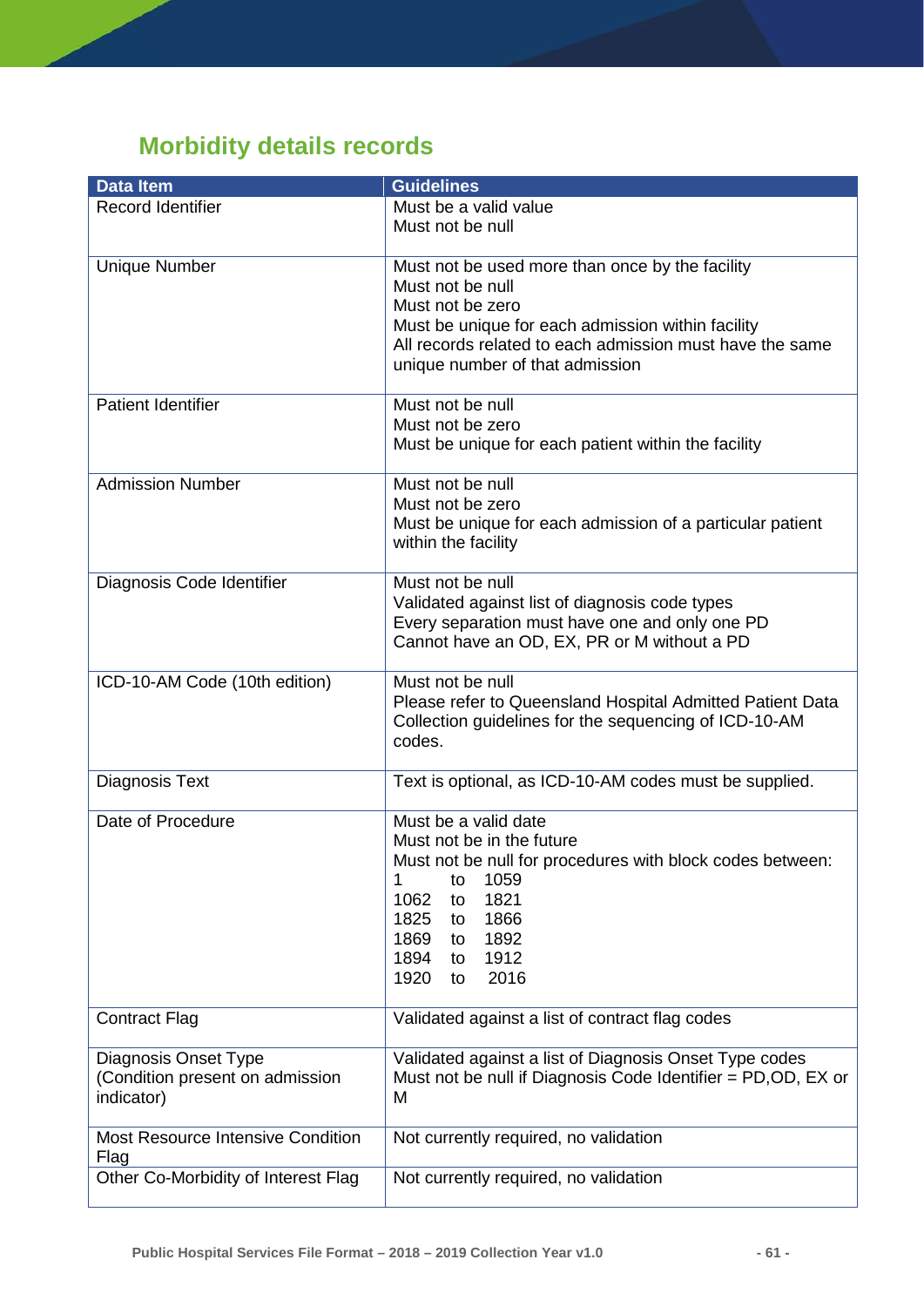## Morbidity details records

| Data Item | Guidelines |
|---|---|
| Record Identifier | Must be a valid value<br>Must not be null |
| Unique Number | Must not be used more than once by the facility<br>Must not be null<br>Must not be zero<br>Must be unique for each admission within facility<br>All records related to each admission must have the same unique number of that admission |
| Patient Identifier | Must not be null<br>Must not be zero<br>Must be unique for each patient within the facility |
| Admission Number | Must not be null<br>Must not be zero<br>Must be unique for each admission of a particular patient within the facility |
| Diagnosis Code Identifier | Must not be null<br>Validated against list of diagnosis code types<br>Every separation must have one and only one PD<br>Cannot have an OD, EX, PR or M without a PD |
| ICD-10-AM Code (10th edition) | Must not be null<br>Please refer to Queensland Hospital Admitted Patient Data Collection guidelines for the sequencing of ICD-10-AM codes. |
| Diagnosis Text | Text is optional, as ICD-10-AM codes must be supplied. |
| Date of Procedure | Must be a valid date<br>Must not be in the future<br>Must not be null for procedures with block codes between:<br>1 to 1059<br>1062 to 1821<br>1825 to 1866<br>1869 to 1892<br>1894 to 1912<br>1920 to 2016 |
| Contract Flag | Validated against a list of contract flag codes |
| Diagnosis Onset Type (Condition present on admission indicator) | Validated against a list of Diagnosis Onset Type codes<br>Must not be null if Diagnosis Code Identifier = PD,OD, EX or M |
| Most Resource Intensive Condition Flag | Not currently required, no validation |
| Other Co-Morbidity of Interest Flag | Not currently required, no validation |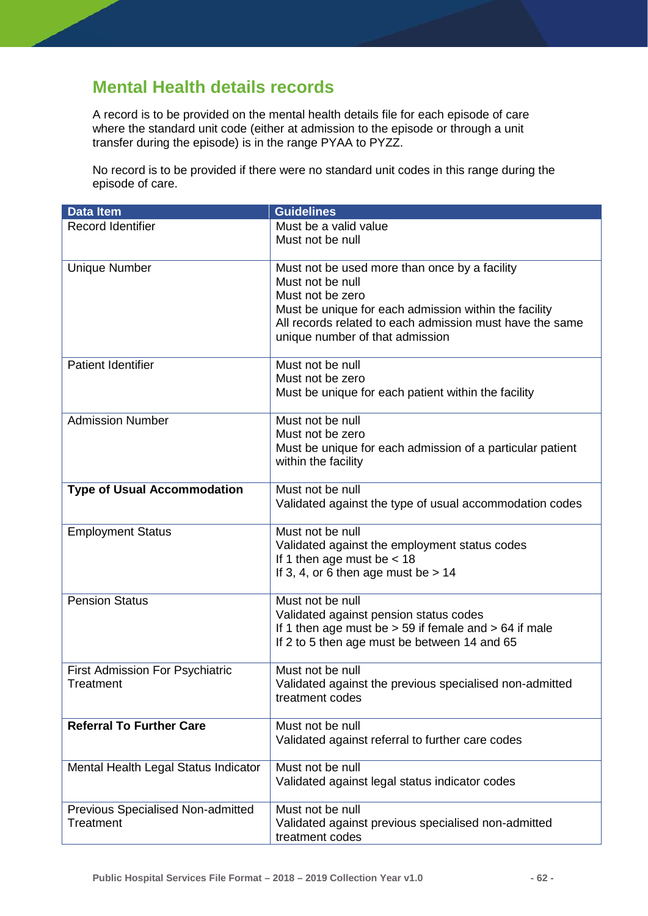## Mental Health details records

A record is to be provided on the mental health details file for each episode of care where the standard unit code (either at admission to the episode or through a unit transfer during the episode) is in the range PYAA to PYZZ.

No record is to be provided if there were no standard unit codes in this range during the episode of care.

| Data Item | Guidelines |
|---|---|
| Record Identifier | Must be a valid value<br>Must not be null |
| Unique Number | Must not be used more than once by a facility<br>Must not be null<br>Must not be zero<br>Must be unique for each admission within the facility<br>All records related to each admission must have the same unique number of that admission |
| Patient Identifier | Must not be null<br>Must not be zero<br>Must be unique for each patient within the facility |
| Admission Number | Must not be null<br>Must not be zero<br>Must be unique for each admission of a particular patient within the facility |
| **Type of Usual Accommodation** | Must not be null<br>Validated against the type of usual accommodation codes |
| Employment Status | Must not be null<br>Validated against the employment status codes<br>If 1 then age must be < 18<br>If 3, 4, or 6 then age must be > 14 |
| Pension Status | Must not be null<br>Validated against pension status codes<br>If 1 then age must be > 59 if female and > 64 if male<br>If 2 to 5 then age must be between 14 and 65 |
| First Admission For Psychiatric Treatment | Must not be null<br>Validated against the previous specialised non-admitted treatment codes |
| **Referral To Further Care** | Must not be null<br>Validated against referral to further care codes |
| Mental Health Legal Status Indicator | Must not be null<br>Validated against legal status indicator codes |
| Previous Specialised Non-admitted Treatment | Must not be null<br>Validated against previous specialised non-admitted treatment codes |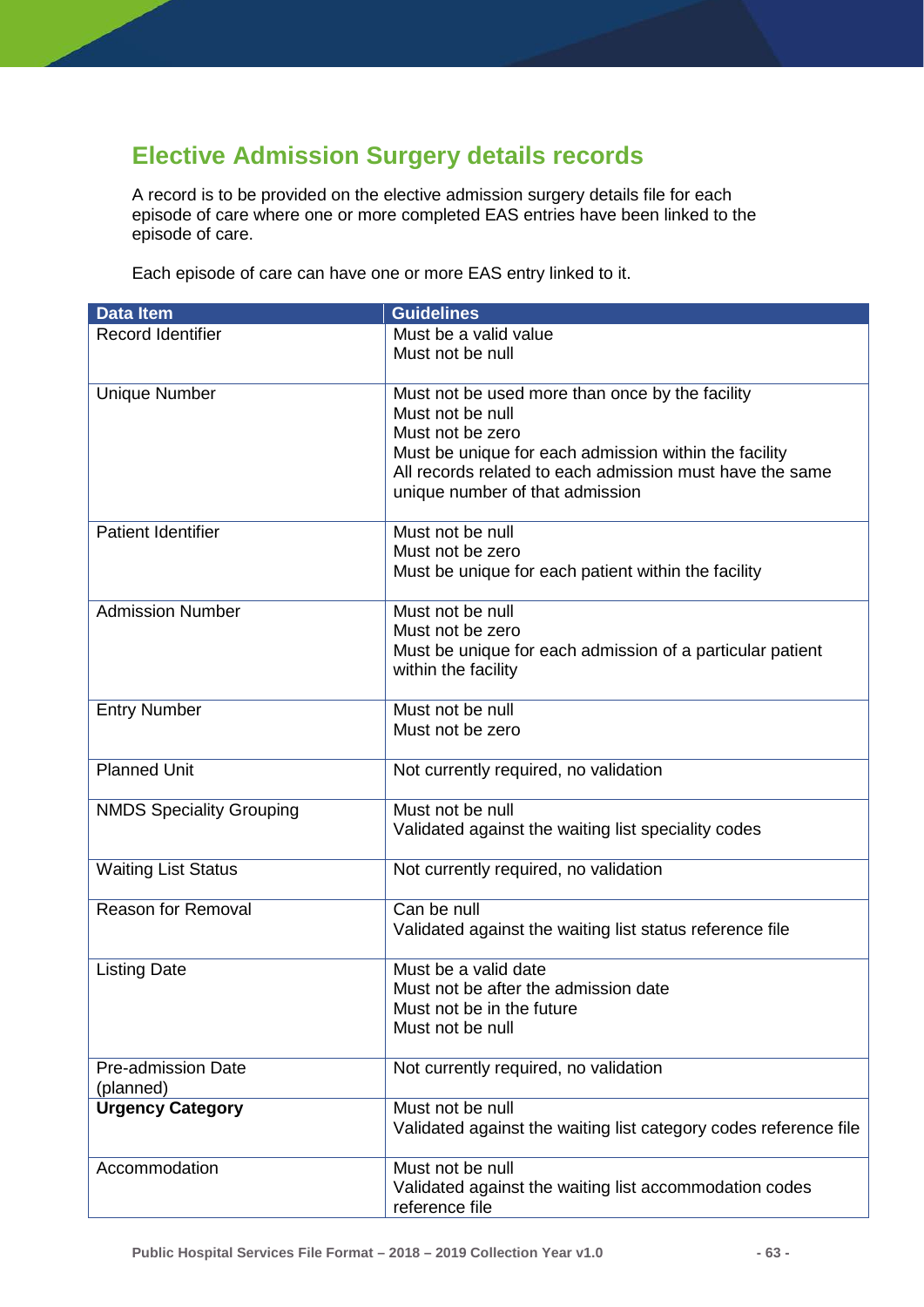## Elective Admission Surgery details records

A record is to be provided on the elective admission surgery details file for each episode of care where one or more completed EAS entries have been linked to the episode of care.

Each episode of care can have one or more EAS entry linked to it.

| Data Item | Guidelines |
|---|---|
| Record Identifier | Must be a valid value<br>Must not be null |
| Unique Number | Must not be used more than once by the facility<br>Must not be null<br>Must not be zero<br>Must be unique for each admission within the facility<br>All records related to each admission must have the same unique number of that admission |
| Patient Identifier | Must not be null<br>Must not be zero<br>Must be unique for each patient within the facility |
| Admission Number | Must not be null<br>Must not be zero<br>Must be unique for each admission of a particular patient within the facility |
| Entry Number | Must not be null<br>Must not be zero |
| Planned Unit | Not currently required, no validation |
| NMDS Speciality Grouping | Must not be null<br>Validated against the waiting list speciality codes |
| Waiting List Status | Not currently required, no validation |
| Reason for Removal | Can be null<br>Validated against the waiting list status reference file |
| Listing Date | Must be a valid date<br>Must not be after the admission date<br>Must not be in the future<br>Must not be null |
| Pre-admission Date (planned) | Not currently required, no validation |
| **Urgency Category** | Must not be null<br>Validated against the waiting list category codes reference file |
| Accommodation | Must not be null<br>Validated against the waiting list accommodation codes reference file |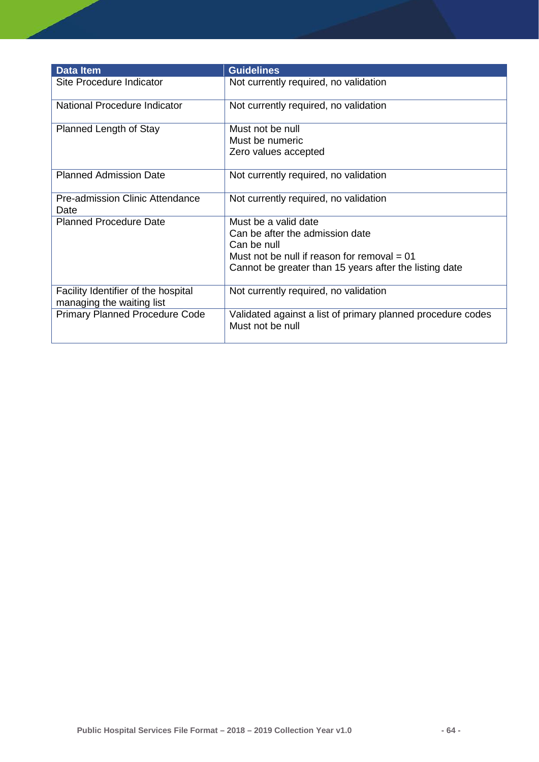| Data Item | Guidelines |
|---|---|
| Site Procedure Indicator | Not currently required, no validation |
| National Procedure Indicator | Not currently required, no validation |
| Planned Length of Stay | Must not be null<br>Must be numeric<br>Zero values accepted |
| Planned Admission Date | Not currently required, no validation |
| Pre-admission Clinic Attendance Date | Not currently required, no validation |
| Planned Procedure Date | Must be a valid date<br>Can be after the admission date<br>Can be null<br>Must not be null if reason for removal = 01<br>Cannot be greater than 15 years after the listing date |
| Facility Identifier of the hospital managing the waiting list | Not currently required, no validation |
| Primary Planned Procedure Code | Validated against a list of primary planned procedure codes<br>Must not be null |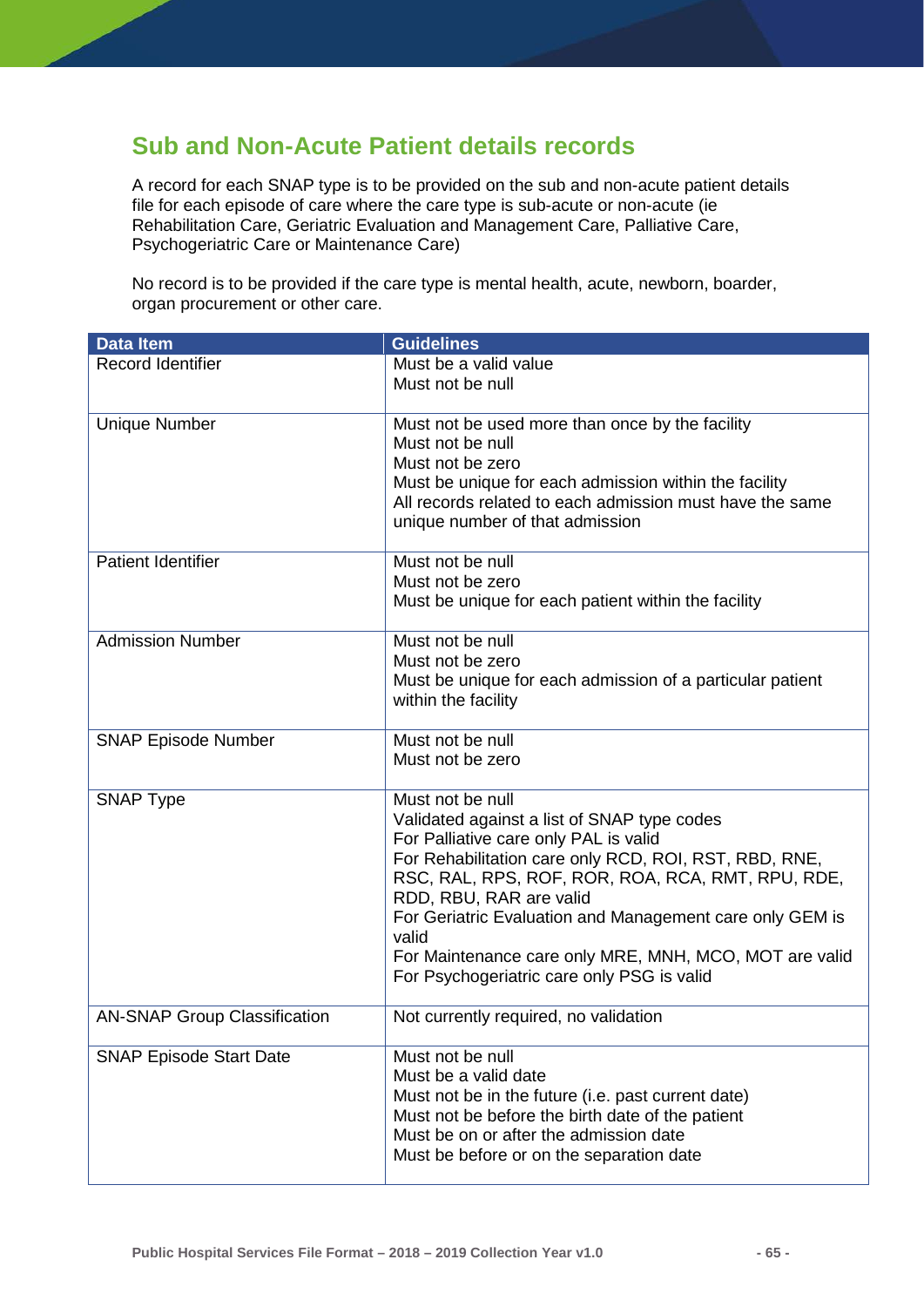## Sub and Non-Acute Patient details records

A record for each SNAP type is to be provided on the sub and non-acute patient details file for each episode of care where the care type is sub-acute or non-acute (ie Rehabilitation Care, Geriatric Evaluation and Management Care, Palliative Care, Psychogeriatric Care or Maintenance Care)

No record is to be provided if the care type is mental health, acute, newborn, boarder, organ procurement or other care.

| Data Item | Guidelines |
|---|---|
| Record Identifier | Must be a valid value<br>Must not be null |
| Unique Number | Must not be used more than once by the facility<br>Must not be null<br>Must not be zero<br>Must be unique for each admission within the facility<br>All records related to each admission must have the same unique number of that admission |
| Patient Identifier | Must not be null<br>Must not be zero<br>Must be unique for each patient within the facility |
| Admission Number | Must not be null<br>Must not be zero<br>Must be unique for each admission of a particular patient within the facility |
| SNAP Episode Number | Must not be null<br>Must not be zero |
| SNAP Type | Must not be null<br>Validated against a list of SNAP type codes<br>For Palliative care only PAL is valid<br>For Rehabilitation care only RCD, ROI, RST, RBD, RNE, RSC, RAL, RPS, ROF, ROR, ROA, RCA, RMT, RPU, RDE, RDD, RBU, RAR are valid<br>For Geriatric Evaluation and Management care only GEM is valid<br>For Maintenance care only MRE, MNH, MCO, MOT are valid<br>For Psychogeriatric care only PSG is valid |
| AN-SNAP Group Classification | Not currently required, no validation |
| SNAP Episode Start Date | Must not be null<br>Must be a valid date<br>Must not be in the future (i.e. past current date)<br>Must not be before the birth date of the patient<br>Must be on or after the admission date<br>Must be before or on the separation date |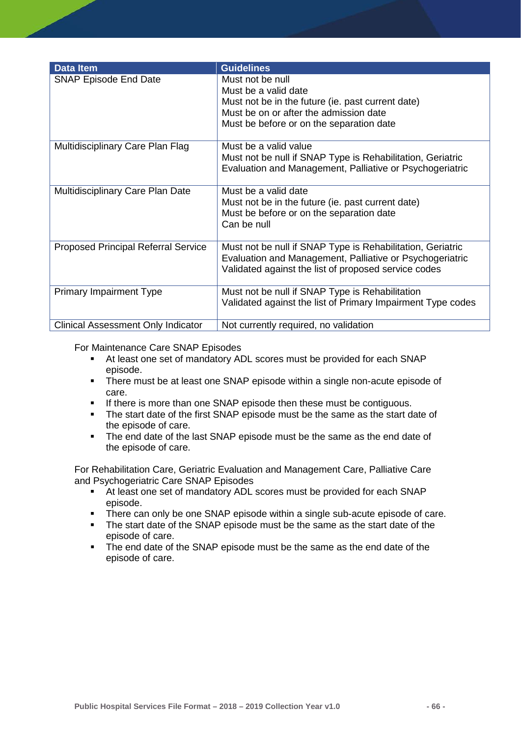| Data Item | Guidelines |
|---|---|
| SNAP Episode End Date | Must not be null<br>Must be a valid date<br>Must not be in the future (ie. past current date)<br>Must be on or after the admission date<br>Must be before or on the separation date |
| Multidisciplinary Care Plan Flag | Must be a valid value<br>Must not be null if SNAP Type is Rehabilitation, Geriatric Evaluation and Management, Palliative or Psychogeriatric |
| Multidisciplinary Care Plan Date | Must be a valid date<br>Must not be in the future (ie. past current date)<br>Must be before or on the separation date<br>Can be null |
| Proposed Principal Referral Service | Must not be null if SNAP Type is Rehabilitation, Geriatric Evaluation and Management, Palliative or Psychogeriatric<br>Validated against the list of proposed service codes |
| Primary Impairment Type | Must not be null if SNAP Type is Rehabilitation<br>Validated against the list of Primary Impairment Type codes |
| Clinical Assessment Only Indicator | Not currently required, no validation |

For Maintenance Care SNAP Episodes

- At least one set of mandatory ADL scores must be provided for each SNAP episode.
- There must be at least one SNAP episode within a single non-acute episode of care.
- If there is more than one SNAP episode then these must be contiguous.
- The start date of the first SNAP episode must be the same as the start date of the episode of care.
- The end date of the last SNAP episode must be the same as the end date of the episode of care.

For Rehabilitation Care, Geriatric Evaluation and Management Care, Palliative Care and Psychogeriatric Care SNAP Episodes

- At least one set of mandatory ADL scores must be provided for each SNAP episode.
- There can only be one SNAP episode within a single sub-acute episode of care.
- The start date of the SNAP episode must be the same as the start date of the episode of care.
- The end date of the SNAP episode must be the same as the end date of the episode of care.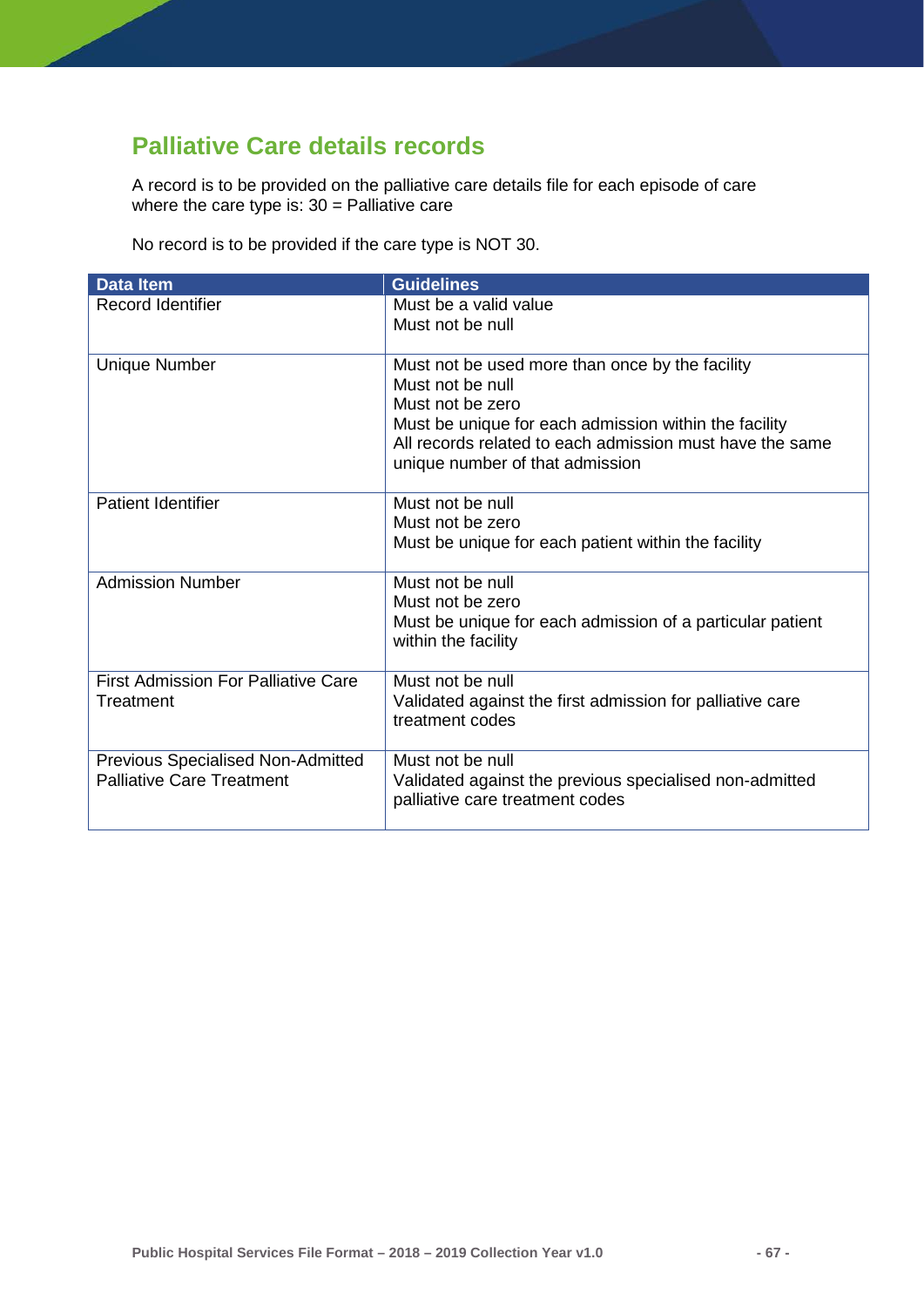## Palliative Care details records

A record is to be provided on the palliative care details file for each episode of care where the care type is: 30 = Palliative care

No record is to be provided if the care type is NOT 30.

| Data Item | Guidelines |
|---|---|
| Record Identifier | Must be a valid value<br>Must not be null |
| Unique Number | Must not be used more than once by the facility<br>Must not be null<br>Must not be zero<br>Must be unique for each admission within the facility<br>All records related to each admission must have the same unique number of that admission |
| Patient Identifier | Must not be null<br>Must not be zero<br>Must be unique for each patient within the facility |
| Admission Number | Must not be null<br>Must not be zero<br>Must be unique for each admission of a particular patient within the facility |
| First Admission For Palliative Care Treatment | Must not be null<br>Validated against the first admission for palliative care treatment codes |
| Previous Specialised Non-Admitted Palliative Care Treatment | Must not be null<br>Validated against the previous specialised non-admitted palliative care treatment codes |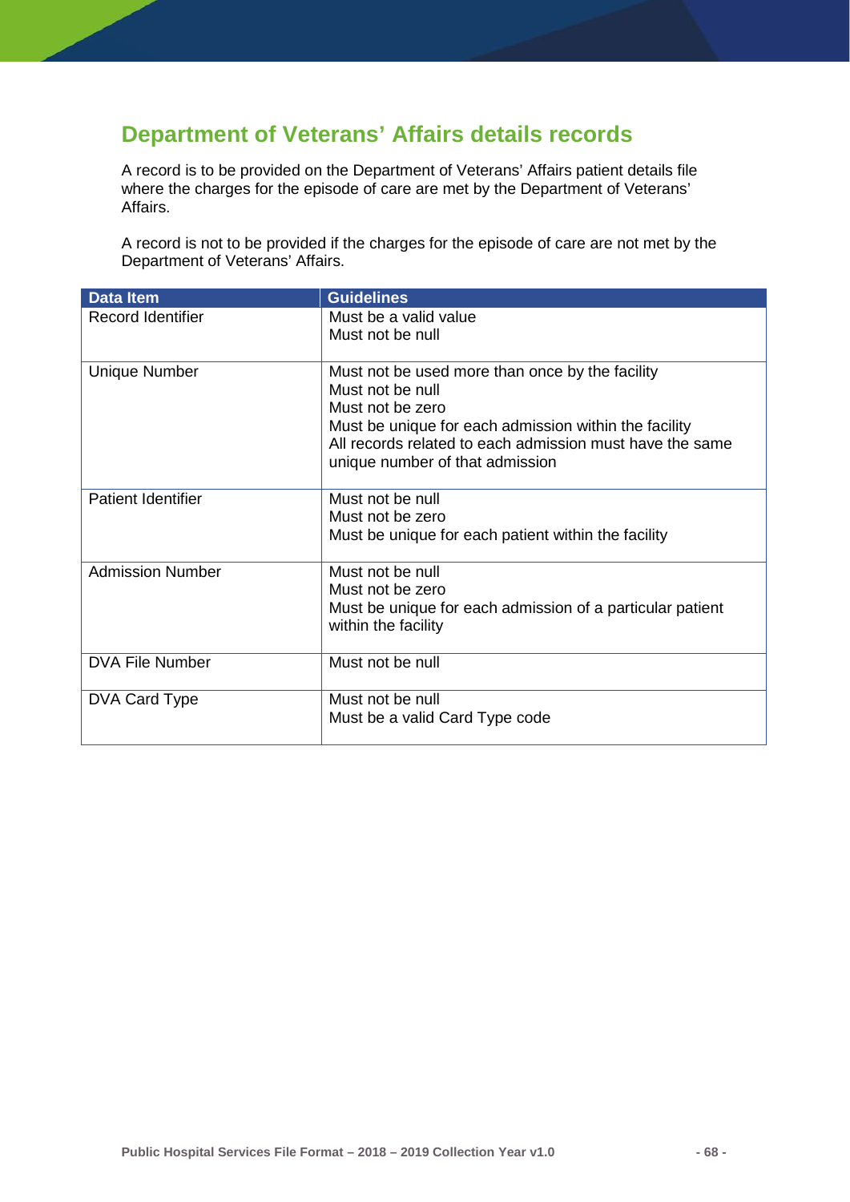## Department of Veterans' Affairs details records

A record is to be provided on the Department of Veterans' Affairs patient details file where the charges for the episode of care are met by the Department of Veterans' Affairs.

A record is not to be provided if the charges for the episode of care are not met by the Department of Veterans' Affairs.

| Data Item | Guidelines |
| --- | --- |
| Record Identifier | Must be a valid value<br>Must not be null |
| Unique Number | Must not be used more than once by the facility<br>Must not be null<br>Must not be zero<br>Must be unique for each admission within the facility<br>All records related to each admission must have the same unique number of that admission |
| Patient Identifier | Must not be null<br>Must not be zero<br>Must be unique for each patient within the facility |
| Admission Number | Must not be null<br>Must not be zero<br>Must be unique for each admission of a particular patient within the facility |
| DVA File Number | Must not be null |
| DVA Card Type | Must not be null<br>Must be a valid Card Type code |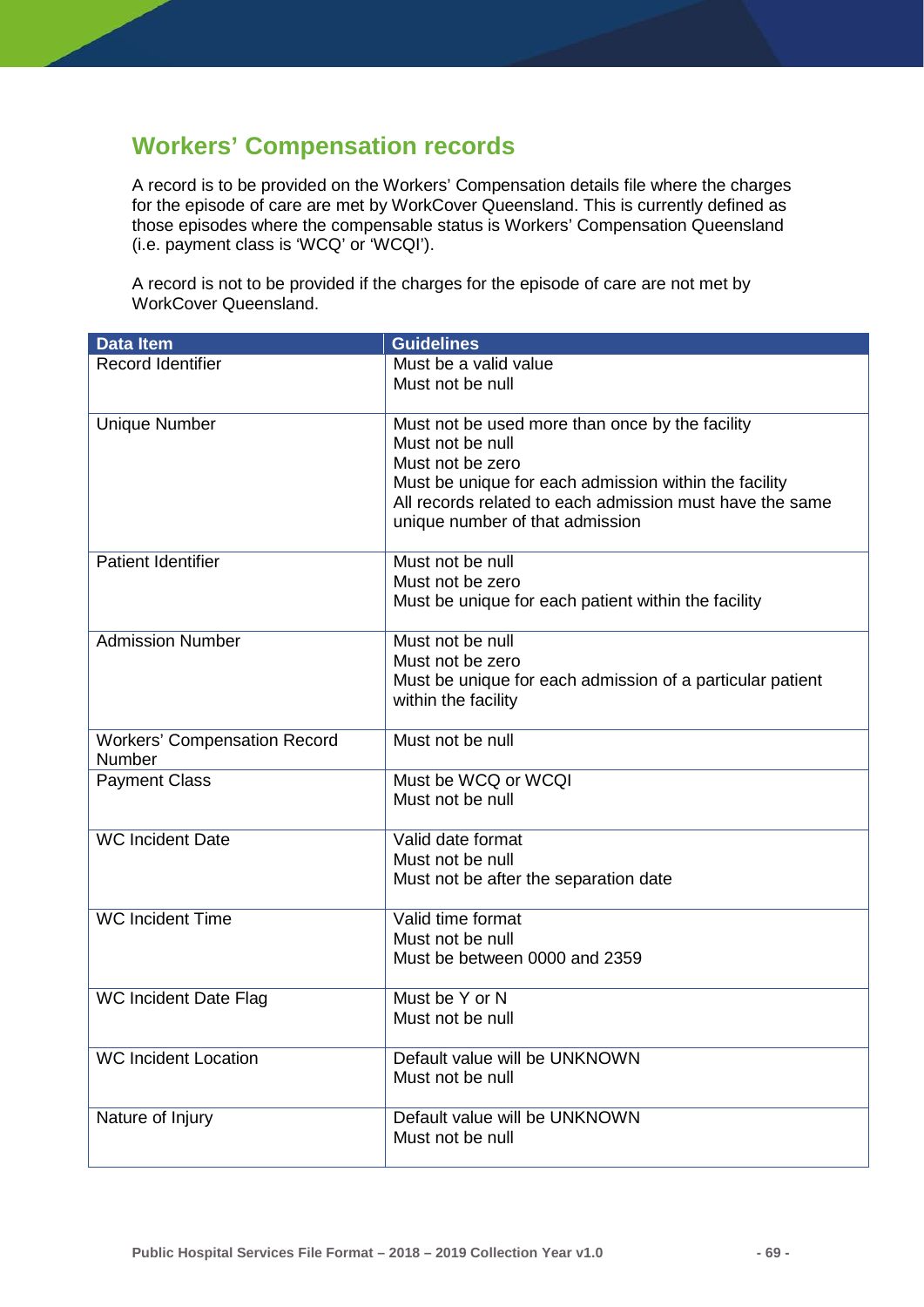## Workers' Compensation records

A record is to be provided on the Workers' Compensation details file where the charges for the episode of care are met by WorkCover Queensland. This is currently defined as those episodes where the compensable status is Workers' Compensation Queensland (i.e. payment class is 'WCQ' or 'WCQI').

A record is not to be provided if the charges for the episode of care are not met by WorkCover Queensland.

| Data Item | Guidelines |
|---|---|
| Record Identifier | Must be a valid value<br>Must not be null |
| Unique Number | Must not be used more than once by the facility<br>Must not be null<br>Must not be zero<br>Must be unique for each admission within the facility<br>All records related to each admission must have the same unique number of that admission |
| Patient Identifier | Must not be null<br>Must not be zero<br>Must be unique for each patient within the facility |
| Admission Number | Must not be null<br>Must not be zero<br>Must be unique for each admission of a particular patient within the facility |
| Workers' Compensation Record Number | Must not be null |
| Payment Class | Must be WCQ or WCQI<br>Must not be null |
| WC Incident Date | Valid date format<br>Must not be null<br>Must not be after the separation date |
| WC Incident Time | Valid time format<br>Must not be null<br>Must be between 0000 and 2359 |
| WC Incident Date Flag | Must be Y or N<br>Must not be null |
| WC Incident Location | Default value will be UNKNOWN<br>Must not be null |
| Nature of Injury | Default value will be UNKNOWN<br>Must not be null |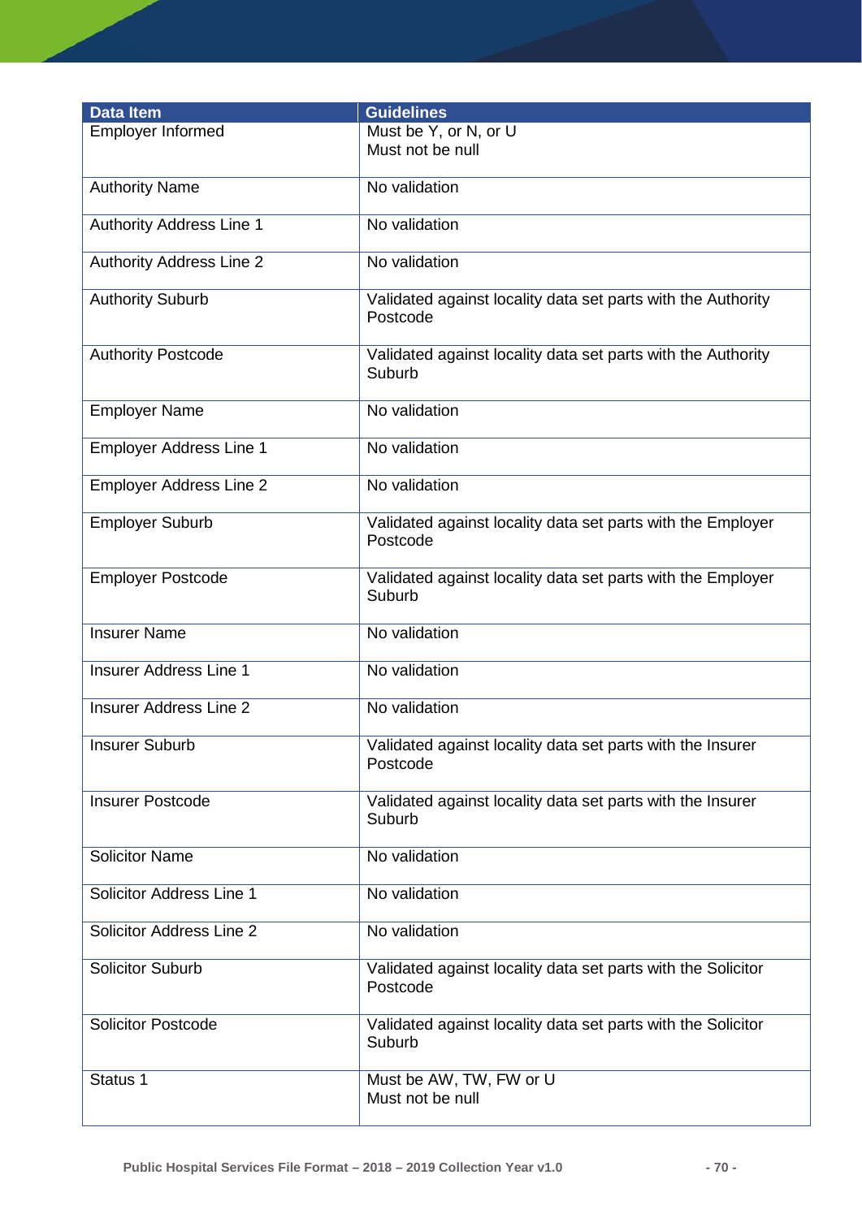| Data Item | Guidelines |
|---|---|
| Employer Informed | Must be Y, or N, or U<br>Must not be null |
| Authority Name | No validation |
| Authority Address Line 1 | No validation |
| Authority Address Line 2 | No validation |
| Authority Suburb | Validated against locality data set parts with the Authority Postcode |
| Authority Postcode | Validated against locality data set parts with the Authority Suburb |
| Employer Name | No validation |
| Employer Address Line 1 | No validation |
| Employer Address Line 2 | No validation |
| Employer Suburb | Validated against locality data set parts with the Employer Postcode |
| Employer Postcode | Validated against locality data set parts with the Employer Suburb |
| Insurer Name | No validation |
| Insurer Address Line 1 | No validation |
| Insurer Address Line 2 | No validation |
| Insurer Suburb | Validated against locality data set parts with the Insurer Postcode |
| Insurer Postcode | Validated against locality data set parts with the Insurer Suburb |
| Solicitor Name | No validation |
| Solicitor Address Line 1 | No validation |
| Solicitor Address Line 2 | No validation |
| Solicitor Suburb | Validated against locality data set parts with the Solicitor Postcode |
| Solicitor Postcode | Validated against locality data set parts with the Solicitor Suburb |
| Status 1 | Must be AW, TW, FW or U<br>Must not be null |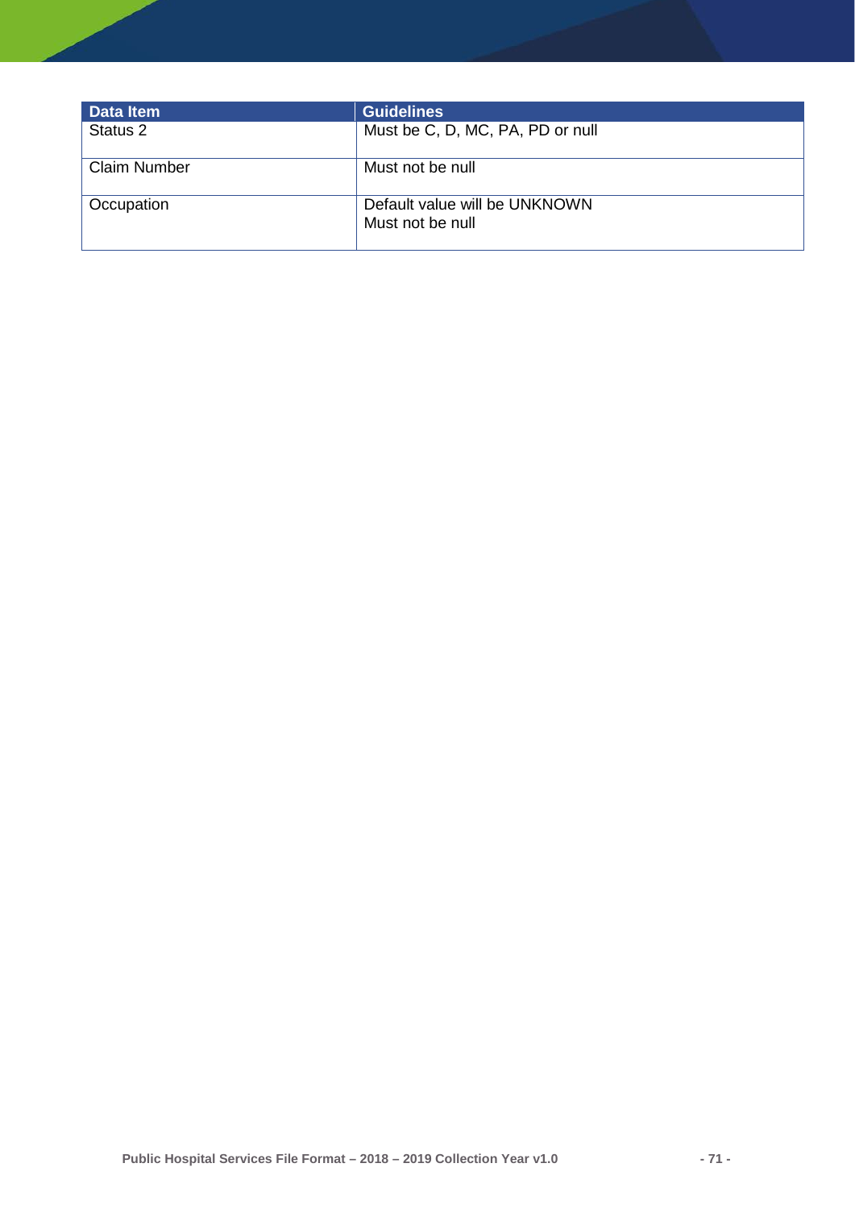| Data Item | Guidelines |
|---|---|
| Status 2 | Must be C, D, MC, PA, PD or null |
| Claim Number | Must not be null |
| Occupation | Default value will be UNKNOWN<br>Must not be null |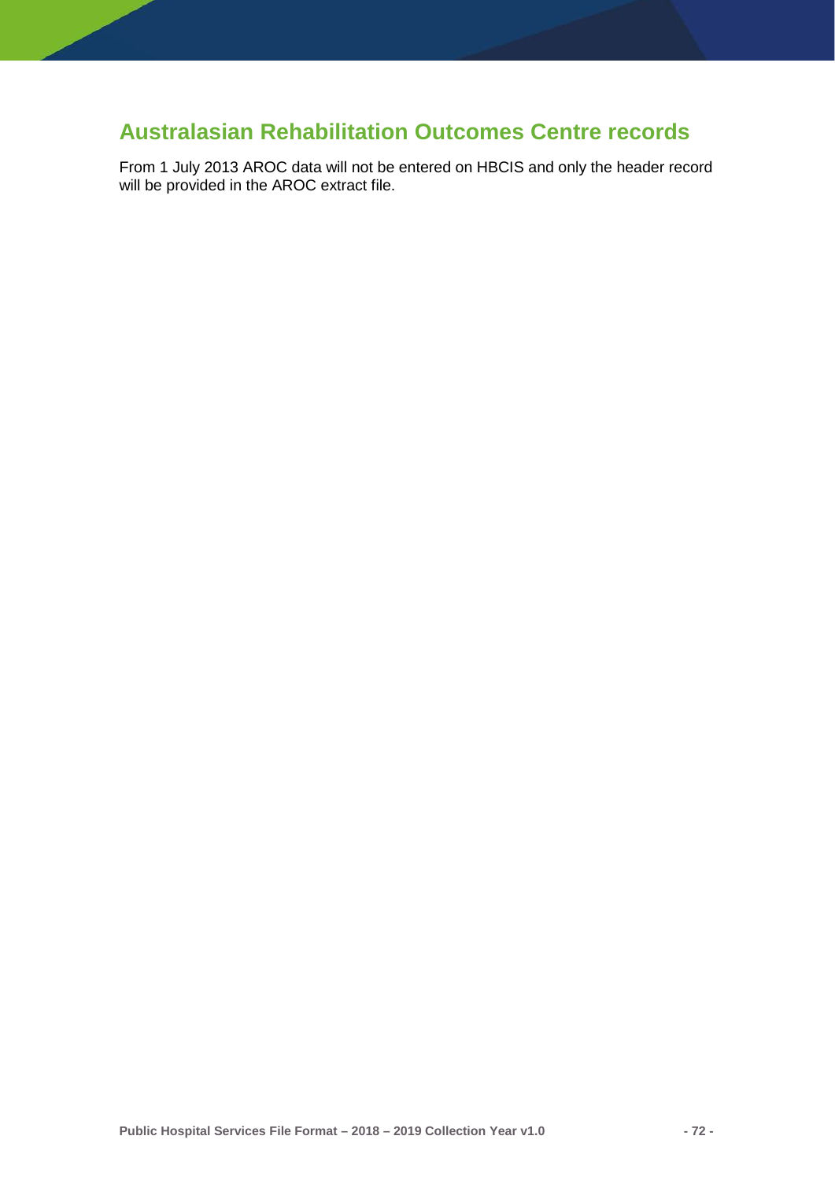## Australasian Rehabilitation Outcomes Centre records

From 1 July 2013 AROC data will not be entered on HBCIS and only the header record will be provided in the AROC extract file.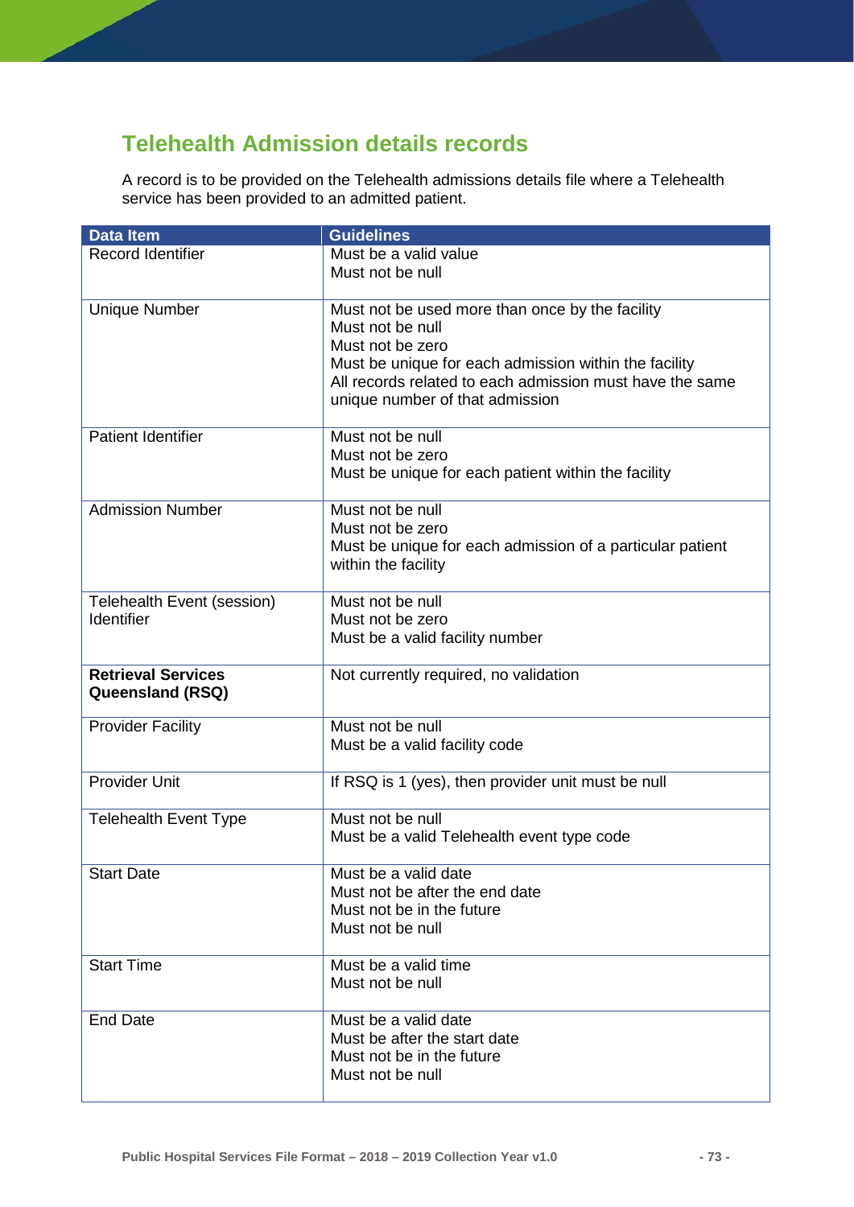## Telehealth Admission details records

A record is to be provided on the Telehealth admissions details file where a Telehealth service has been provided to an admitted patient.

| Data Item | Guidelines |
|---|---|
| Record Identifier | Must be a valid value<br>Must not be null |
| Unique Number | Must not be used more than once by the facility<br>Must not be null<br>Must not be zero<br>Must be unique for each admission within the facility<br>All records related to each admission must have the same unique number of that admission |
| Patient Identifier | Must not be null<br>Must not be zero<br>Must be unique for each patient within the facility |
| Admission Number | Must not be null<br>Must not be zero<br>Must be unique for each admission of a particular patient within the facility |
| Telehealth Event (session) Identifier | Must not be null<br>Must not be zero<br>Must be a valid facility number |
| **Retrieval Services Queensland (RSQ)** | Not currently required, no validation |
| Provider Facility | Must not be null<br>Must be a valid facility code |
| Provider Unit | If RSQ is 1 (yes), then provider unit must be null |
| Telehealth Event Type | Must not be null<br>Must be a valid Telehealth event type code |
| Start Date | Must be a valid date<br>Must not be after the end date<br>Must not be in the future<br>Must not be null |
| Start Time | Must be a valid time<br>Must not be null |
| End Date | Must be a valid date<br>Must be after the start date<br>Must not be in the future<br>Must not be null |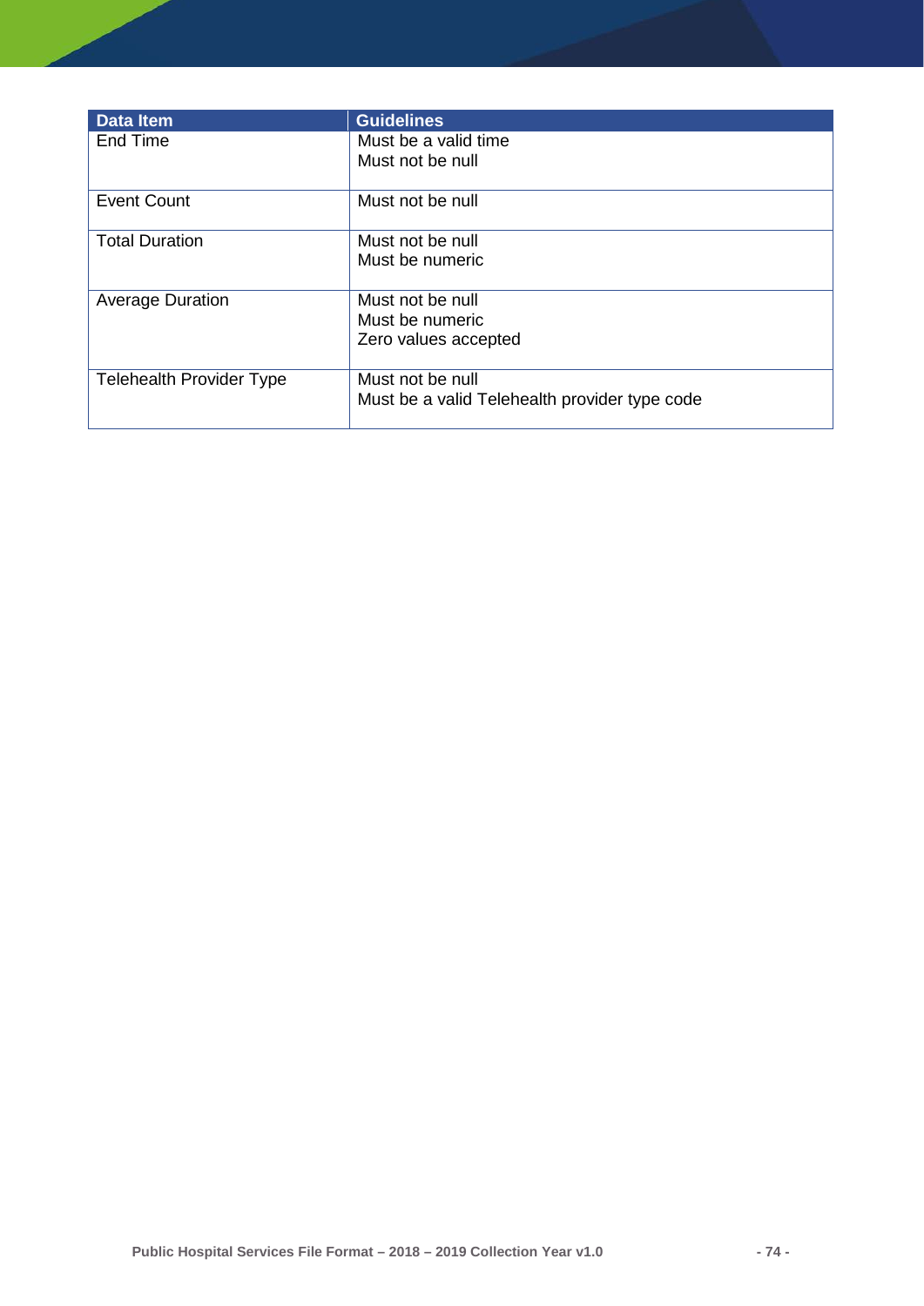| Data Item | Guidelines |
|---|---|
| End Time | Must be a valid time<br>Must not be null |
| Event Count | Must not be null |
| Total Duration | Must not be null<br>Must be numeric |
| Average Duration | Must not be null<br>Must be numeric<br>Zero values accepted |
| Telehealth Provider Type | Must not be null<br>Must be a valid Telehealth provider type code |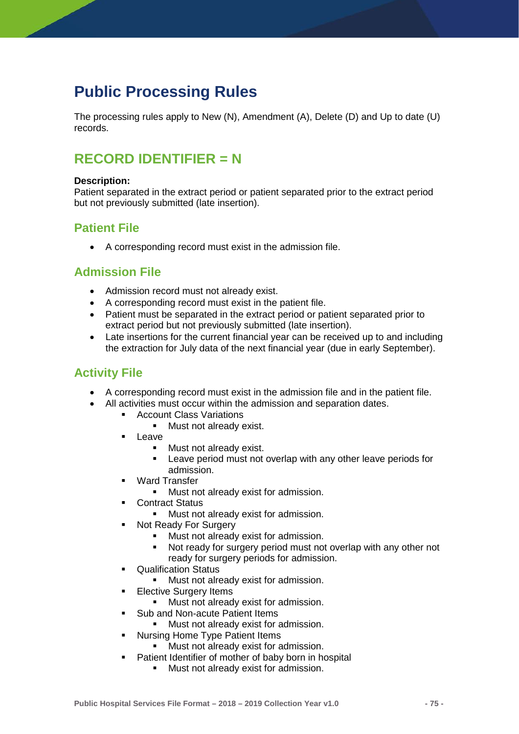# Public Processing Rules

The processing rules apply to New (N), Amendment (A), Delete (D) and Up to date (U) records.

## RECORD IDENTIFIER = N

**Description:**
Patient separated in the extract period or patient separated prior to the extract period but not previously submitted (late insertion).

### Patient File

- A corresponding record must exist in the admission file.

### Admission File

- Admission record must not already exist.
- A corresponding record must exist in the patient file.
- Patient must be separated in the extract period or patient separated prior to extract period but not previously submitted (late insertion).
- Late insertions for the current financial year can be received up to and including the extraction for July data of the next financial year (due in early September).

### Activity File

- A corresponding record must exist in the admission file and in the patient file.
- All activities must occur within the admission and separation dates.
  - Account Class Variations
    - Must not already exist.
  - Leave
    - Must not already exist.
    - Leave period must not overlap with any other leave periods for admission.
  - Ward Transfer
    - Must not already exist for admission.
  - Contract Status
    - Must not already exist for admission.
  - Not Ready For Surgery
    - Must not already exist for admission.
    - Not ready for surgery period must not overlap with any other not ready for surgery periods for admission.
  - Qualification Status
    - Must not already exist for admission.
  - Elective Surgery Items
    - Must not already exist for admission.
  - Sub and Non-acute Patient Items
    - Must not already exist for admission.
  - Nursing Home Type Patient Items
    - Must not already exist for admission.
  - Patient Identifier of mother of baby born in hospital
    - Must not already exist for admission.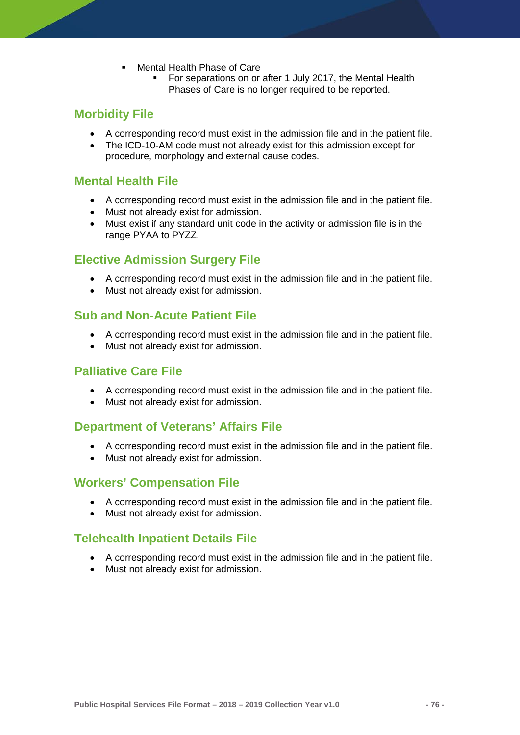- Mental Health Phase of Care
  - For separations on or after 1 July 2017, the Mental Health Phases of Care is no longer required to be reported.

## Morbidity File

- A corresponding record must exist in the admission file and in the patient file.
- The ICD-10-AM code must not already exist for this admission except for procedure, morphology and external cause codes.

## Mental Health File

- A corresponding record must exist in the admission file and in the patient file.
- Must not already exist for admission.
- Must exist if any standard unit code in the activity or admission file is in the range PYAA to PYZZ.

## Elective Admission Surgery File

- A corresponding record must exist in the admission file and in the patient file.
- Must not already exist for admission.

## Sub and Non-Acute Patient File

- A corresponding record must exist in the admission file and in the patient file.
- Must not already exist for admission.

## Palliative Care File

- A corresponding record must exist in the admission file and in the patient file.
- Must not already exist for admission.

## Department of Veterans' Affairs File

- A corresponding record must exist in the admission file and in the patient file.
- Must not already exist for admission.

## Workers' Compensation File

- A corresponding record must exist in the admission file and in the patient file.
- Must not already exist for admission.

## Telehealth Inpatient Details File

- A corresponding record must exist in the admission file and in the patient file.
- Must not already exist for admission.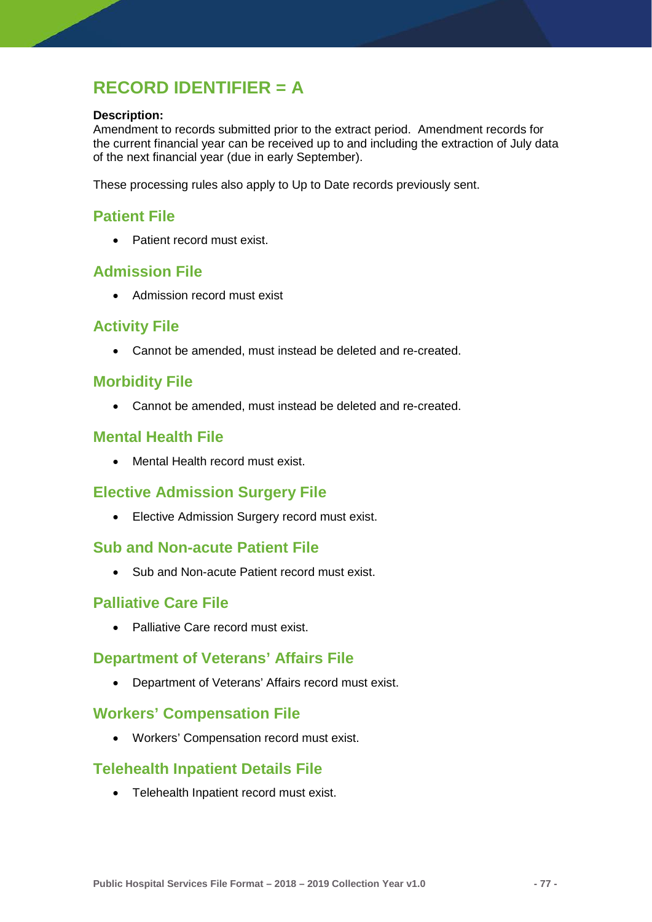## RECORD IDENTIFIER = A

**Description:**
Amendment to records submitted prior to the extract period. Amendment records for the current financial year can be received up to and including the extraction of July data of the next financial year (due in early September).

These processing rules also apply to Up to Date records previously sent.

### Patient File

- Patient record must exist.

### Admission File

- Admission record must exist

### Activity File

- Cannot be amended, must instead be deleted and re-created.

### Morbidity File

- Cannot be amended, must instead be deleted and re-created.

### Mental Health File

- Mental Health record must exist.

### Elective Admission Surgery File

- Elective Admission Surgery record must exist.

### Sub and Non-acute Patient File

- Sub and Non-acute Patient record must exist.

### Palliative Care File

- Palliative Care record must exist.

### Department of Veterans' Affairs File

- Department of Veterans' Affairs record must exist.

### Workers' Compensation File

- Workers' Compensation record must exist.

### Telehealth Inpatient Details File

- Telehealth Inpatient record must exist.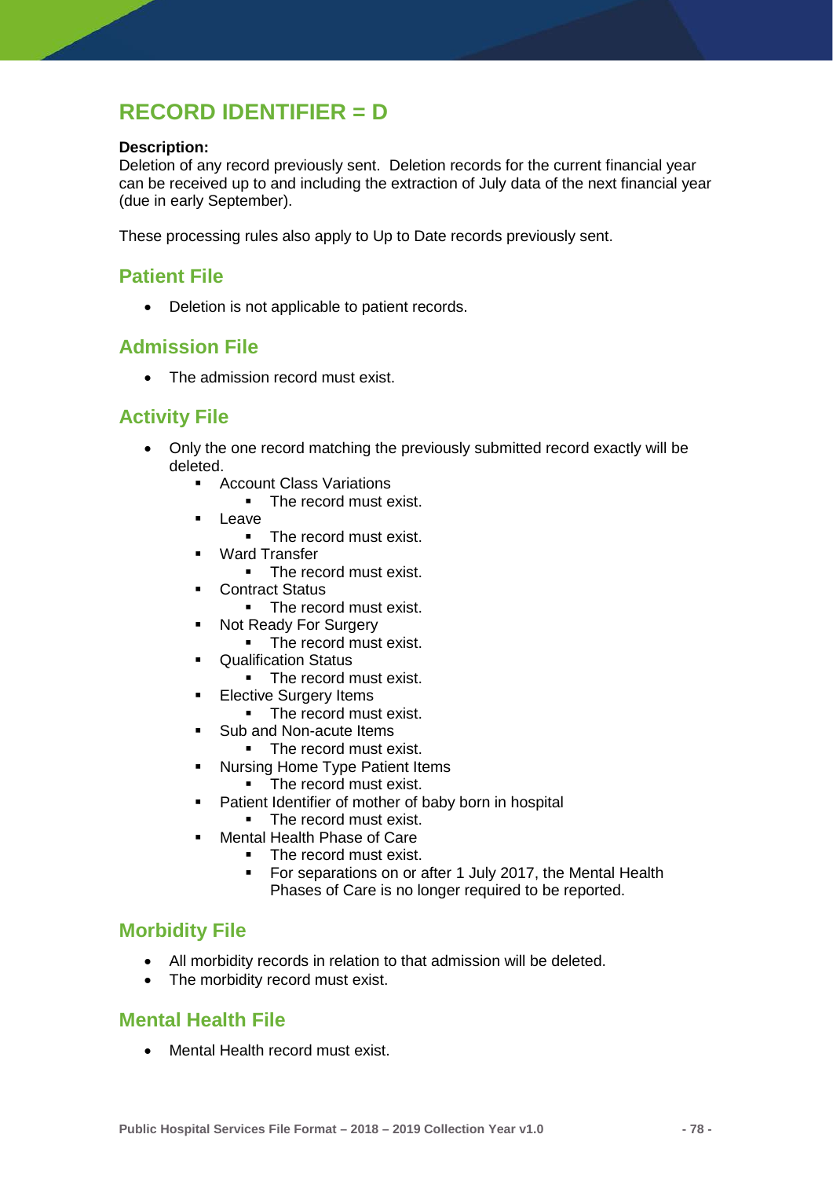# RECORD IDENTIFIER = D

**Description:**
Deletion of any record previously sent. Deletion records for the current financial year can be received up to and including the extraction of July data of the next financial year (due in early September).

These processing rules also apply to Up to Date records previously sent.

## Patient File

- Deletion is not applicable to patient records.

## Admission File

- The admission record must exist.

## Activity File

- Only the one record matching the previously submitted record exactly will be deleted.
  - Account Class Variations
    - The record must exist.
  - Leave
    - The record must exist.
  - Ward Transfer
    - The record must exist.
  - Contract Status
    - The record must exist.
  - Not Ready For Surgery
    - The record must exist.
  - Qualification Status
    - The record must exist.
  - Elective Surgery Items
    - The record must exist.
  - Sub and Non-acute Items
    - The record must exist.
  - Nursing Home Type Patient Items
    - The record must exist.
  - Patient Identifier of mother of baby born in hospital
    - The record must exist.
  - Mental Health Phase of Care
    - The record must exist.
    - For separations on or after 1 July 2017, the Mental Health Phases of Care is no longer required to be reported.

## Morbidity File

- All morbidity records in relation to that admission will be deleted.
- The morbidity record must exist.

## Mental Health File

- Mental Health record must exist.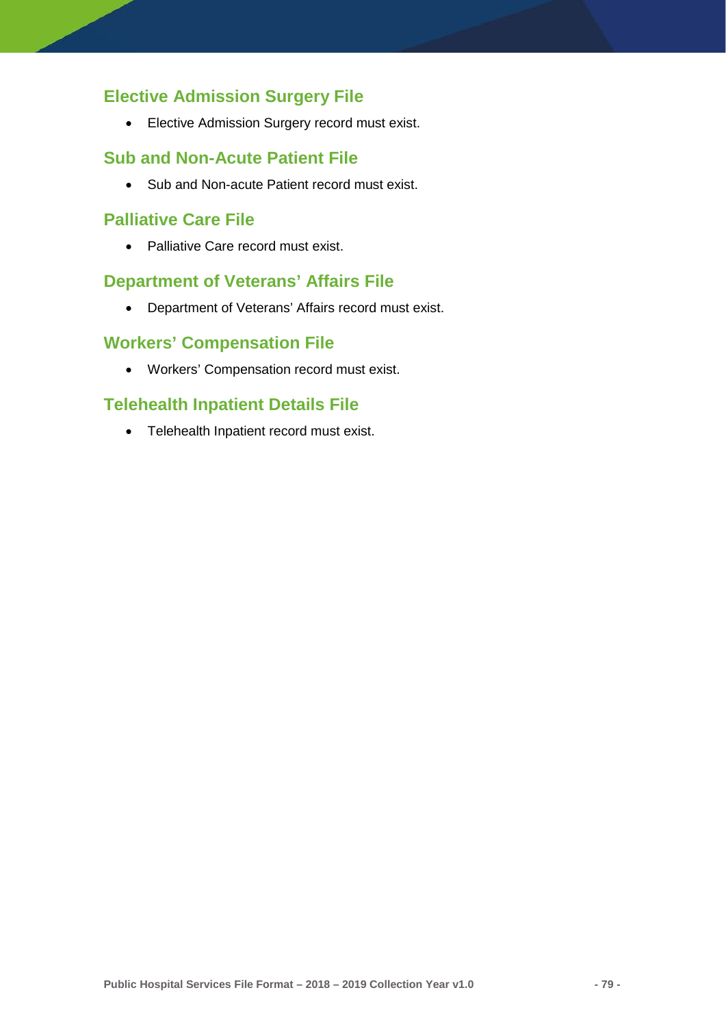## Elective Admission Surgery File

- Elective Admission Surgery record must exist.

## Sub and Non-Acute Patient File

- Sub and Non-acute Patient record must exist.

## Palliative Care File

- Palliative Care record must exist.

## Department of Veterans' Affairs File

- Department of Veterans' Affairs record must exist.

## Workers' Compensation File

- Workers' Compensation record must exist.

## Telehealth Inpatient Details File

- Telehealth Inpatient record must exist.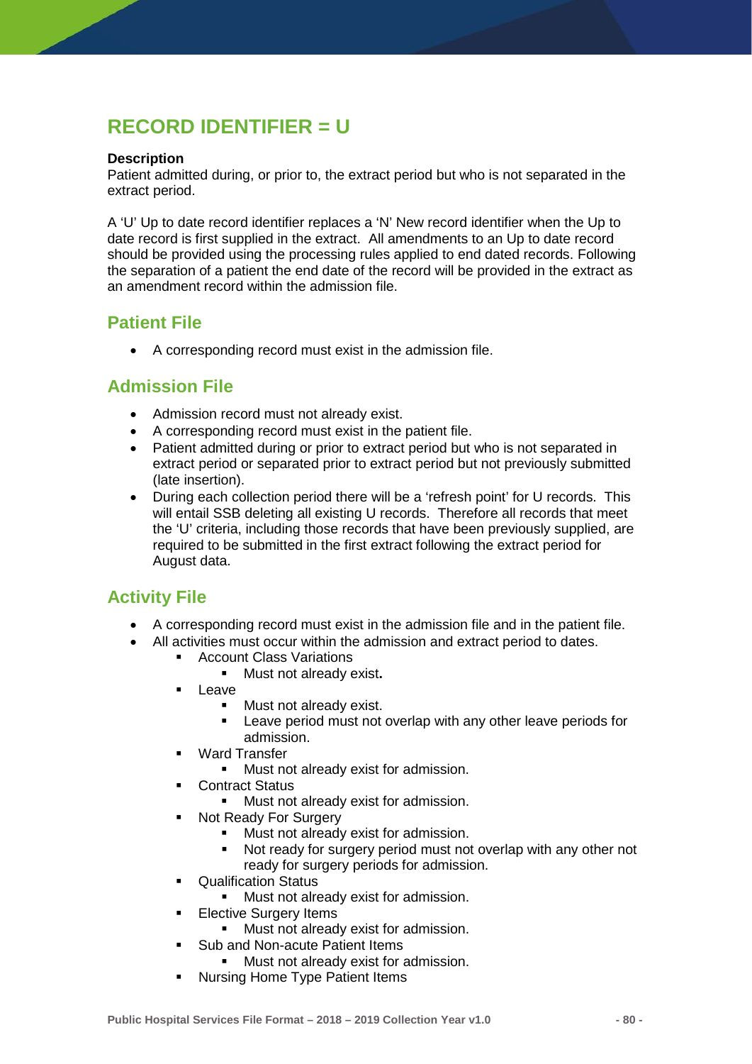# RECORD IDENTIFIER = U

**Description**
Patient admitted during, or prior to, the extract period but who is not separated in the extract period.

A 'U' Up to date record identifier replaces a 'N' New record identifier when the Up to date record is first supplied in the extract. All amendments to an Up to date record should be provided using the processing rules applied to end dated records. Following the separation of a patient the end date of the record will be provided in the extract as an amendment record within the admission file.

## Patient File

- A corresponding record must exist in the admission file.

## Admission File

- Admission record must not already exist.
- A corresponding record must exist in the patient file.
- Patient admitted during or prior to extract period but who is not separated in extract period or separated prior to extract period but not previously submitted (late insertion).
- During each collection period there will be a 'refresh point' for U records. This will entail SSB deleting all existing U records. Therefore all records that meet the 'U' criteria, including those records that have been previously supplied, are required to be submitted in the first extract following the extract period for August data.

## Activity File

- A corresponding record must exist in the admission file and in the patient file.
- All activities must occur within the admission and extract period to dates.
  - Account Class Variations
    - Must not already exist**.**
  - Leave
    - Must not already exist.
    - Leave period must not overlap with any other leave periods for admission.
  - Ward Transfer
    - Must not already exist for admission.
  - Contract Status
    - Must not already exist for admission.
  - Not Ready For Surgery
    - Must not already exist for admission.
    - Not ready for surgery period must not overlap with any other not ready for surgery periods for admission.
  - Qualification Status
    - Must not already exist for admission.
  - Elective Surgery Items
    - Must not already exist for admission.
  - Sub and Non-acute Patient Items
    - Must not already exist for admission.
  - Nursing Home Type Patient Items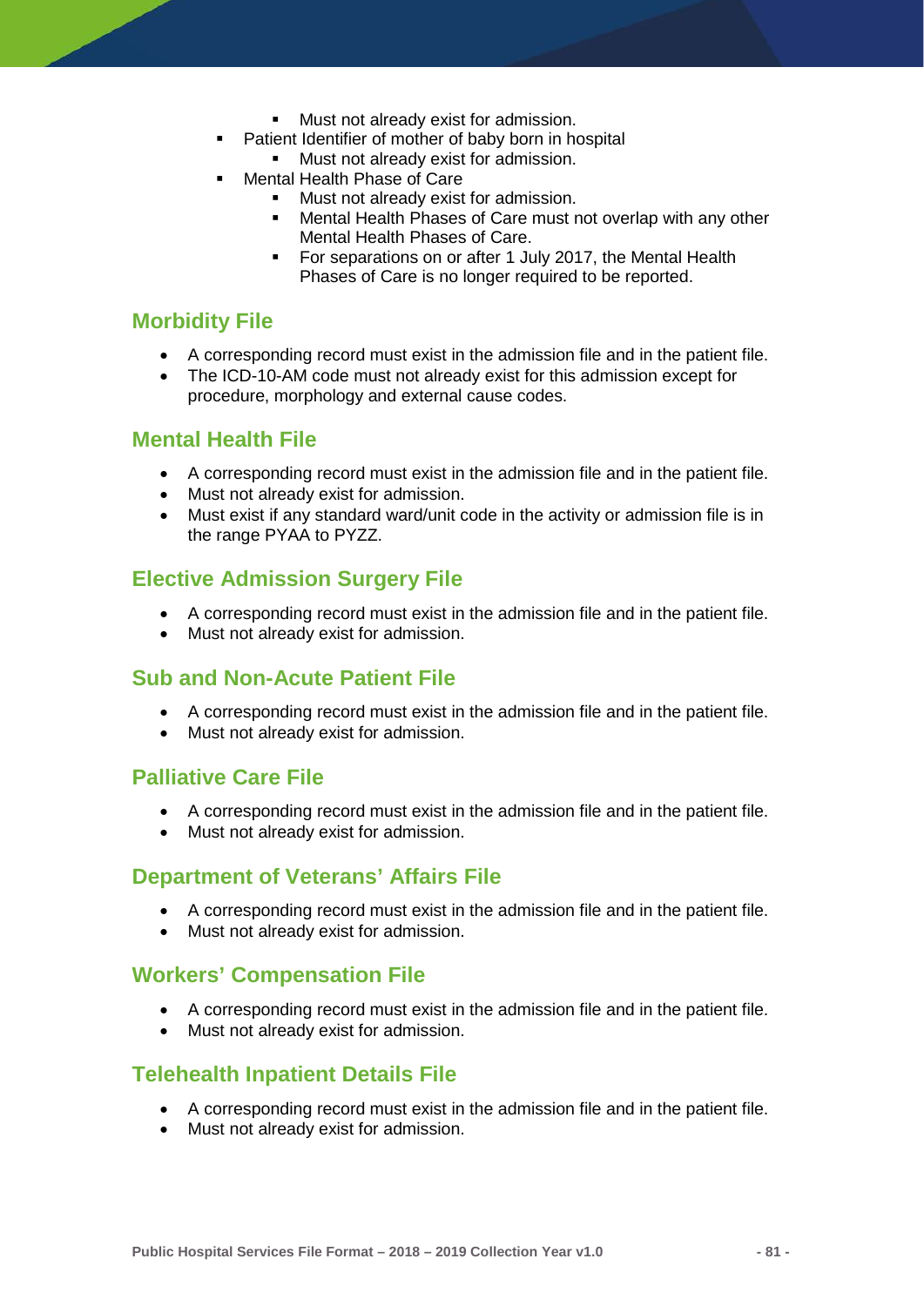- Must not already exist for admission.
  - Patient Identifier of mother of baby born in hospital
    - Must not already exist for admission.
  - Mental Health Phase of Care
    - Must not already exist for admission.
    - Mental Health Phases of Care must not overlap with any other Mental Health Phases of Care.
    - For separations on or after 1 July 2017, the Mental Health Phases of Care is no longer required to be reported.

## Morbidity File

- A corresponding record must exist in the admission file and in the patient file.
- The ICD-10-AM code must not already exist for this admission except for procedure, morphology and external cause codes.

## Mental Health File

- A corresponding record must exist in the admission file and in the patient file.
- Must not already exist for admission.
- Must exist if any standard ward/unit code in the activity or admission file is in the range PYAA to PYZZ.

## Elective Admission Surgery File

- A corresponding record must exist in the admission file and in the patient file.
- Must not already exist for admission.

## Sub and Non-Acute Patient File

- A corresponding record must exist in the admission file and in the patient file.
- Must not already exist for admission.

## Palliative Care File

- A corresponding record must exist in the admission file and in the patient file.
- Must not already exist for admission.

## Department of Veterans' Affairs File

- A corresponding record must exist in the admission file and in the patient file.
- Must not already exist for admission.

## Workers' Compensation File

- A corresponding record must exist in the admission file and in the patient file.
- Must not already exist for admission.

## Telehealth Inpatient Details File

- A corresponding record must exist in the admission file and in the patient file.
- Must not already exist for admission.